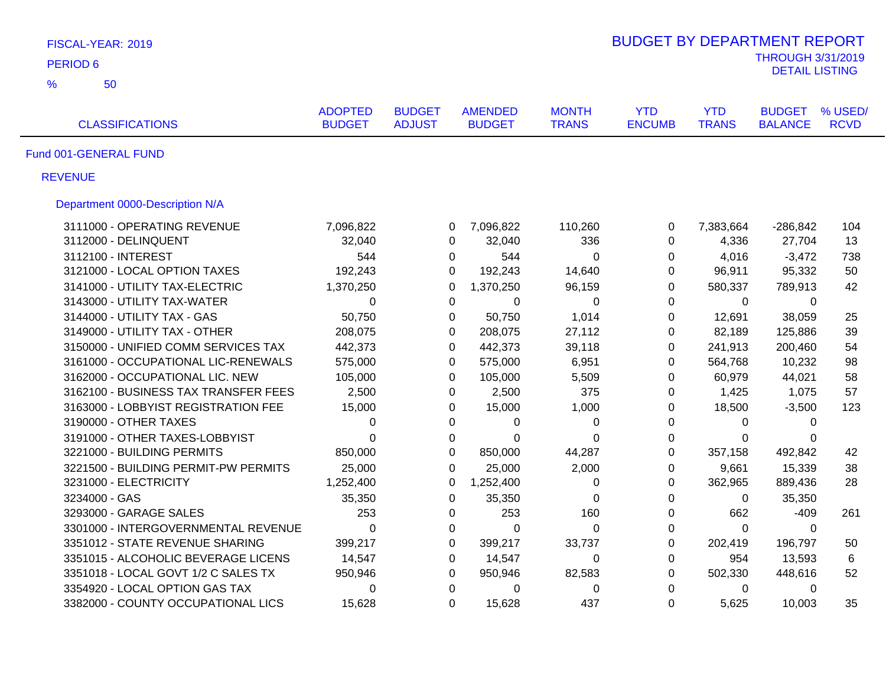FISCAL-YEAR: 2019

PERIOD 6

% 50

# BUDGET BY DEPARTMENT REPORT

THROUGH 3/31/2019

DETAIL LISTING

| CLASSIFICATIONS | ADOPTED BUDGET | BUDGET ADJUST | AMENDED BUDGET | MONTH TRANS | YTD ENCUMB | YTD TRANS | BUDGET BALANCE | % USED/ RCVD |
|---|---|---|---|---|---|---|---|---|
| Fund 001-GENERAL FUND | | | | | | | | |
| REVENUE | | | | | | | | |
| Department 0000-Description N/A | | | | | | | | |
| 3111000 - OPERATING REVENUE | 7,096,822 | 0 | 7,096,822 | 110,260 | 0 | 7,383,664 | -286,842 | 104 |
| 3112000 - DELINQUENT | 32,040 | 0 | 32,040 | 336 | 0 | 4,336 | 27,704 | 13 |
| 3112100 - INTEREST | 544 | 0 | 544 | 0 | 0 | 4,016 | -3,472 | 738 |
| 3121000 - LOCAL OPTION TAXES | 192,243 | 0 | 192,243 | 14,640 | 0 | 96,911 | 95,332 | 50 |
| 3141000 - UTILITY TAX-ELECTRIC | 1,370,250 | 0 | 1,370,250 | 96,159 | 0 | 580,337 | 789,913 | 42 |
| 3143000 - UTILITY TAX-WATER | 0 | 0 | 0 | 0 | 0 | 0 | 0 | |
| 3144000 - UTILITY TAX - GAS | 50,750 | 0 | 50,750 | 1,014 | 0 | 12,691 | 38,059 | 25 |
| 3149000 - UTILITY TAX - OTHER | 208,075 | 0 | 208,075 | 27,112 | 0 | 82,189 | 125,886 | 39 |
| 3150000 - UNIFIED COMM SERVICES TAX | 442,373 | 0 | 442,373 | 39,118 | 0 | 241,913 | 200,460 | 54 |
| 3161000 - OCCUPATIONAL LIC-RENEWALS | 575,000 | 0 | 575,000 | 6,951 | 0 | 564,768 | 10,232 | 98 |
| 3162000 - OCCUPATIONAL LIC. NEW | 105,000 | 0 | 105,000 | 5,509 | 0 | 60,979 | 44,021 | 58 |
| 3162100 - BUSINESS TAX TRANSFER FEES | 2,500 | 0 | 2,500 | 375 | 0 | 1,425 | 1,075 | 57 |
| 3163000 - LOBBYIST REGISTRATION FEE | 15,000 | 0 | 15,000 | 1,000 | 0 | 18,500 | -3,500 | 123 |
| 3190000 - OTHER TAXES | 0 | 0 | 0 | 0 | 0 | 0 | 0 | |
| 3191000 - OTHER TAXES-LOBBYIST | 0 | 0 | 0 | 0 | 0 | 0 | 0 | |
| 3221000 - BUILDING PERMITS | 850,000 | 0 | 850,000 | 44,287 | 0 | 357,158 | 492,842 | 42 |
| 3221500 - BUILDING PERMIT-PW PERMITS | 25,000 | 0 | 25,000 | 2,000 | 0 | 9,661 | 15,339 | 38 |
| 3231000 - ELECTRICITY | 1,252,400 | 0 | 1,252,400 | 0 | 0 | 362,965 | 889,436 | 28 |
| 3234000 - GAS | 35,350 | 0 | 35,350 | 0 | 0 | 0 | 35,350 | |
| 3293000 - GARAGE SALES | 253 | 0 | 253 | 160 | 0 | 662 | -409 | 261 |
| 3301000 - INTERGOVERNMENTAL REVENUE | 0 | 0 | 0 | 0 | 0 | 0 | 0 | |
| 3351012 - STATE REVENUE SHARING | 399,217 | 0 | 399,217 | 33,737 | 0 | 202,419 | 196,797 | 50 |
| 3351015 - ALCOHOLIC BEVERAGE LICENS | 14,547 | 0 | 14,547 | 0 | 0 | 954 | 13,593 | 6 |
| 3351018 - LOCAL GOVT 1/2 C SALES TX | 950,946 | 0 | 950,946 | 82,583 | 0 | 502,330 | 448,616 | 52 |
| 3354920 - LOCAL OPTION GAS TAX | 0 | 0 | 0 | 0 | 0 | 0 | 0 | |
| 3382000 - COUNTY OCCUPATIONAL LICS | 15,628 | 0 | 15,628 | 437 | 0 | 5,625 | 10,003 | 35 |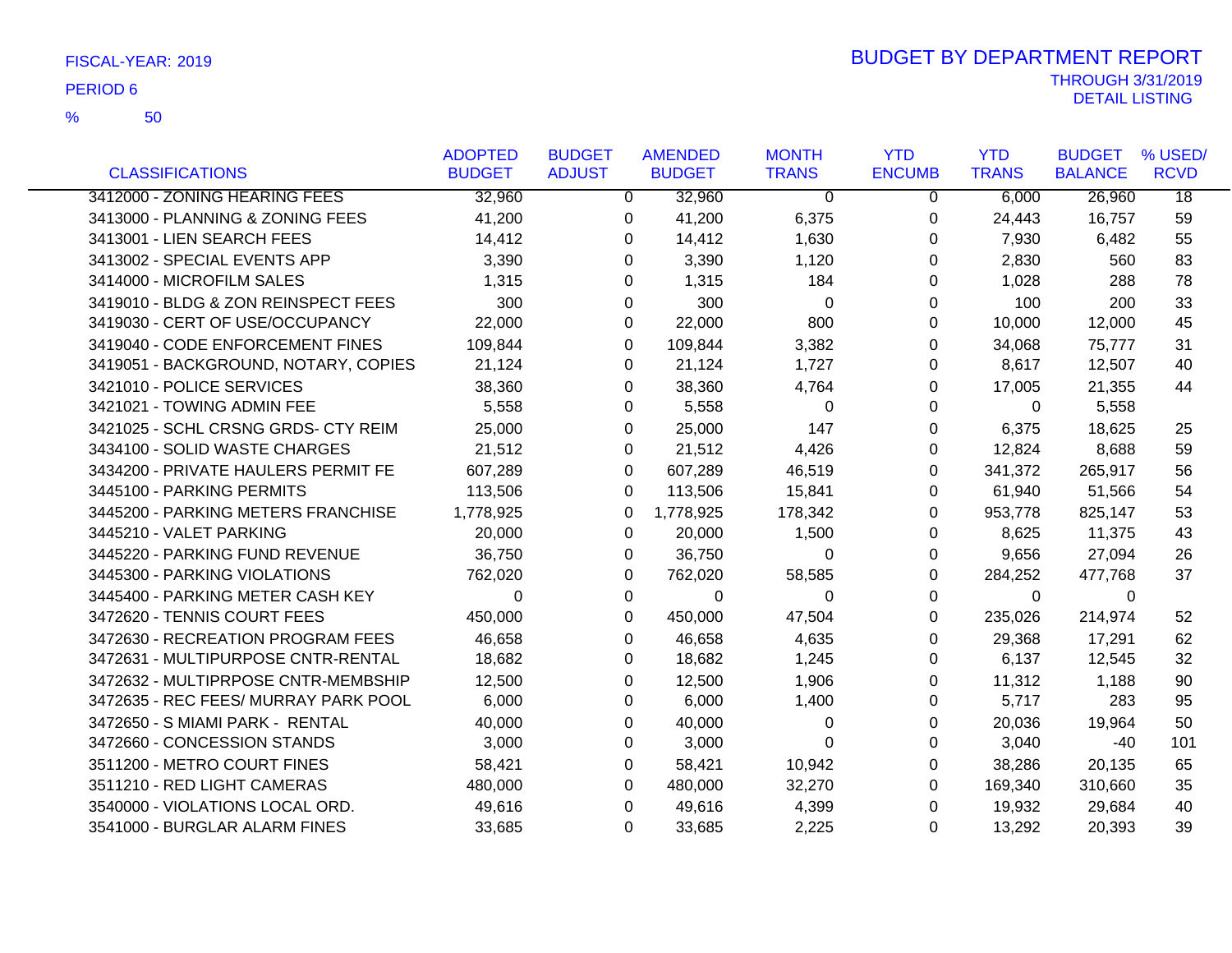FISCAL-YEAR: 2019

PERIOD 6

% 50

# BUDGET BY DEPARTMENT REPORT

THROUGH 3/31/2019
DETAIL LISTING

| CLASSIFICATIONS | ADOPTED BUDGET | BUDGET ADJUST | AMENDED BUDGET | MONTH TRANS | YTD ENCUMB | YTD TRANS | BUDGET BALANCE | % USED/ RCVD |
|---|---|---|---|---|---|---|---|---|
| 3412000 - ZONING HEARING FEES | 32,960 | 0 | 32,960 | 0 | 0 | 6,000 | 26,960 | 18 |
| 3413000 - PLANNING & ZONING FEES | 41,200 | 0 | 41,200 | 6,375 | 0 | 24,443 | 16,757 | 59 |
| 3413001 - LIEN SEARCH FEES | 14,412 | 0 | 14,412 | 1,630 | 0 | 7,930 | 6,482 | 55 |
| 3413002 - SPECIAL EVENTS APP | 3,390 | 0 | 3,390 | 1,120 | 0 | 2,830 | 560 | 83 |
| 3414000 - MICROFILM SALES | 1,315 | 0 | 1,315 | 184 | 0 | 1,028 | 288 | 78 |
| 3419010 - BLDG & ZON REINSPECT FEES | 300 | 0 | 300 | 0 | 0 | 100 | 200 | 33 |
| 3419030 - CERT OF USE/OCCUPANCY | 22,000 | 0 | 22,000 | 800 | 0 | 10,000 | 12,000 | 45 |
| 3419040 - CODE ENFORCEMENT FINES | 109,844 | 0 | 109,844 | 3,382 | 0 | 34,068 | 75,777 | 31 |
| 3419051 - BACKGROUND, NOTARY, COPIES | 21,124 | 0 | 21,124 | 1,727 | 0 | 8,617 | 12,507 | 40 |
| 3421010 - POLICE SERVICES | 38,360 | 0 | 38,360 | 4,764 | 0 | 17,005 | 21,355 | 44 |
| 3421021 - TOWING ADMIN FEE | 5,558 | 0 | 5,558 | 0 | 0 | 0 | 5,558 | |
| 3421025 - SCHL CRSNG GRDS- CTY REIM | 25,000 | 0 | 25,000 | 147 | 0 | 6,375 | 18,625 | 25 |
| 3434100 - SOLID WASTE CHARGES | 21,512 | 0 | 21,512 | 4,426 | 0 | 12,824 | 8,688 | 59 |
| 3434200 - PRIVATE HAULERS PERMIT FE | 607,289 | 0 | 607,289 | 46,519 | 0 | 341,372 | 265,917 | 56 |
| 3445100 - PARKING PERMITS | 113,506 | 0 | 113,506 | 15,841 | 0 | 61,940 | 51,566 | 54 |
| 3445200 - PARKING METERS FRANCHISE | 1,778,925 | 0 | 1,778,925 | 178,342 | 0 | 953,778 | 825,147 | 53 |
| 3445210 - VALET PARKING | 20,000 | 0 | 20,000 | 1,500 | 0 | 8,625 | 11,375 | 43 |
| 3445220 - PARKING FUND REVENUE | 36,750 | 0 | 36,750 | 0 | 0 | 9,656 | 27,094 | 26 |
| 3445300 - PARKING VIOLATIONS | 762,020 | 0 | 762,020 | 58,585 | 0 | 284,252 | 477,768 | 37 |
| 3445400 - PARKING METER CASH KEY | 0 | 0 | 0 | 0 | 0 | 0 | 0 | |
| 3472620 - TENNIS COURT FEES | 450,000 | 0 | 450,000 | 47,504 | 0 | 235,026 | 214,974 | 52 |
| 3472630 - RECREATION PROGRAM FEES | 46,658 | 0 | 46,658 | 4,635 | 0 | 29,368 | 17,291 | 62 |
| 3472631 - MULTIPURPOSE CNTR-RENTAL | 18,682 | 0 | 18,682 | 1,245 | 0 | 6,137 | 12,545 | 32 |
| 3472632 - MULTIPRPOSE CNTR-MEMBSHIP | 12,500 | 0 | 12,500 | 1,906 | 0 | 11,312 | 1,188 | 90 |
| 3472635 - REC FEES/ MURRAY PARK POOL | 6,000 | 0 | 6,000 | 1,400 | 0 | 5,717 | 283 | 95 |
| 3472650 - S MIAMI PARK - RENTAL | 40,000 | 0 | 40,000 | 0 | 0 | 20,036 | 19,964 | 50 |
| 3472660 - CONCESSION STANDS | 3,000 | 0 | 3,000 | 0 | 0 | 3,040 | -40 | 101 |
| 3511200 - METRO COURT FINES | 58,421 | 0 | 58,421 | 10,942 | 0 | 38,286 | 20,135 | 65 |
| 3511210 - RED LIGHT CAMERAS | 480,000 | 0 | 480,000 | 32,270 | 0 | 169,340 | 310,660 | 35 |
| 3540000 - VIOLATIONS LOCAL ORD. | 49,616 | 0 | 49,616 | 4,399 | 0 | 19,932 | 29,684 | 40 |
| 3541000 - BURGLAR ALARM FINES | 33,685 | 0 | 33,685 | 2,225 | 0 | 13,292 | 20,393 | 39 |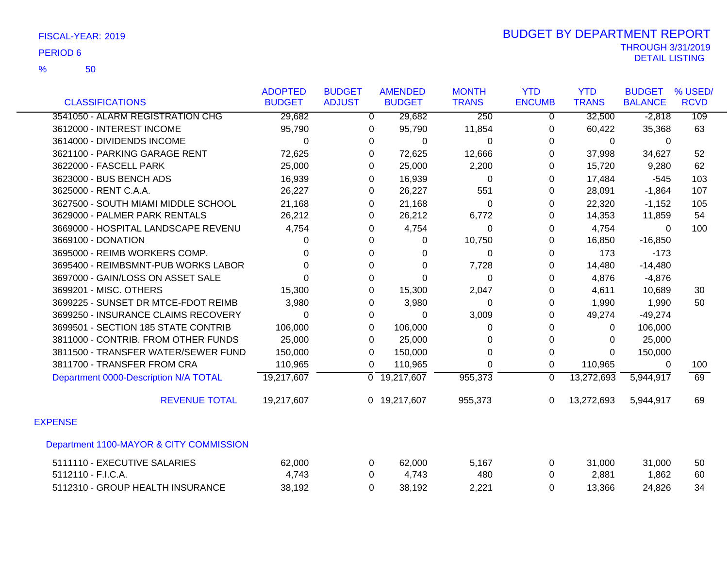FISCAL-YEAR: 2019

PERIOD 6

% 50

# BUDGET BY DEPARTMENT REPORT

THROUGH 3/31/2019
DETAIL LISTING

| CLASSIFICATIONS | ADOPTED BUDGET | BUDGET ADJUST | AMENDED BUDGET | MONTH TRANS | YTD ENCUMB | YTD TRANS | BUDGET BALANCE | % USED/ RCVD |
|---|---|---|---|---|---|---|---|---|
| 3541050 - ALARM REGISTRATION CHG | 29,682 | 0 | 29,682 | 250 | 0 | 32,500 | -2,818 | 109 |
| 3612000 - INTEREST INCOME | 95,790 | 0 | 95,790 | 11,854 | 0 | 60,422 | 35,368 | 63 |
| 3614000 - DIVIDENDS INCOME | 0 | 0 | 0 | 0 | 0 | 0 | 0 | |
| 3621100 - PARKING GARAGE RENT | 72,625 | 0 | 72,625 | 12,666 | 0 | 37,998 | 34,627 | 52 |
| 3622000 - FASCELL PARK | 25,000 | 0 | 25,000 | 2,200 | 0 | 15,720 | 9,280 | 62 |
| 3623000 - BUS BENCH ADS | 16,939 | 0 | 16,939 | 0 | 0 | 17,484 | -545 | 103 |
| 3625000 - RENT C.A.A. | 26,227 | 0 | 26,227 | 551 | 0 | 28,091 | -1,864 | 107 |
| 3627500 - SOUTH MIAMI MIDDLE SCHOOL | 21,168 | 0 | 21,168 | 0 | 0 | 22,320 | -1,152 | 105 |
| 3629000 - PALMER PARK RENTALS | 26,212 | 0 | 26,212 | 6,772 | 0 | 14,353 | 11,859 | 54 |
| 3669000 - HOSPITAL LANDSCAPE REVENU | 4,754 | 0 | 4,754 | 0 | 0 | 4,754 | 0 | 100 |
| 3669100 - DONATION | 0 | 0 | 0 | 10,750 | 0 | 16,850 | -16,850 | |
| 3695000 - REIMB WORKERS COMP. | 0 | 0 | 0 | 0 | 0 | 173 | -173 | |
| 3695400 - REIMBSMNT-PUB WORKS LABOR | 0 | 0 | 0 | 7,728 | 0 | 14,480 | -14,480 | |
| 3697000 - GAIN/LOSS ON ASSET SALE | 0 | 0 | 0 | 0 | 0 | 4,876 | -4,876 | |
| 3699201 - MISC. OTHERS | 15,300 | 0 | 15,300 | 2,047 | 0 | 4,611 | 10,689 | 30 |
| 3699225 - SUNSET DR MTCE-FDOT REIMB | 3,980 | 0 | 3,980 | 0 | 0 | 1,990 | 1,990 | 50 |
| 3699250 - INSURANCE CLAIMS RECOVERY | 0 | 0 | 0 | 3,009 | 0 | 49,274 | -49,274 | |
| 3699501 - SECTION 185 STATE CONTRIB | 106,000 | 0 | 106,000 | 0 | 0 | 0 | 106,000 | |
| 3811000 - CONTRIB. FROM OTHER FUNDS | 25,000 | 0 | 25,000 | 0 | 0 | 0 | 25,000 | |
| 3811500 - TRANSFER WATER/SEWER FUND | 150,000 | 0 | 150,000 | 0 | 0 | 0 | 150,000 | |
| 3811700 - TRANSFER FROM CRA | 110,965 | 0 | 110,965 | 0 | 0 | 110,965 | 0 | 100 |
| Department 0000-Description N/A TOTAL | 19,217,607 | 0 | 19,217,607 | 955,373 | 0 | 13,272,693 | 5,944,917 | 69 |
| REVENUE TOTAL | 19,217,607 | 0 | 19,217,607 | 955,373 | 0 | 13,272,693 | 5,944,917 | 69 |

## EXPENSE

### Department 1100-MAYOR & CITY COMMISSION

| CLASSIFICATIONS | ADOPTED BUDGET | BUDGET ADJUST | AMENDED BUDGET | MONTH TRANS | YTD ENCUMB | YTD TRANS | BUDGET BALANCE | % USED/ RCVD |
|---|---|---|---|---|---|---|---|---|
| 5111110 - EXECUTIVE SALARIES | 62,000 | 0 | 62,000 | 5,167 | 0 | 31,000 | 31,000 | 50 |
| 5112110 - F.I.C.A. | 4,743 | 0 | 4,743 | 480 | 0 | 2,881 | 1,862 | 60 |
| 5112310 - GROUP HEALTH INSURANCE | 38,192 | 0 | 38,192 | 2,221 | 0 | 13,366 | 24,826 | 34 |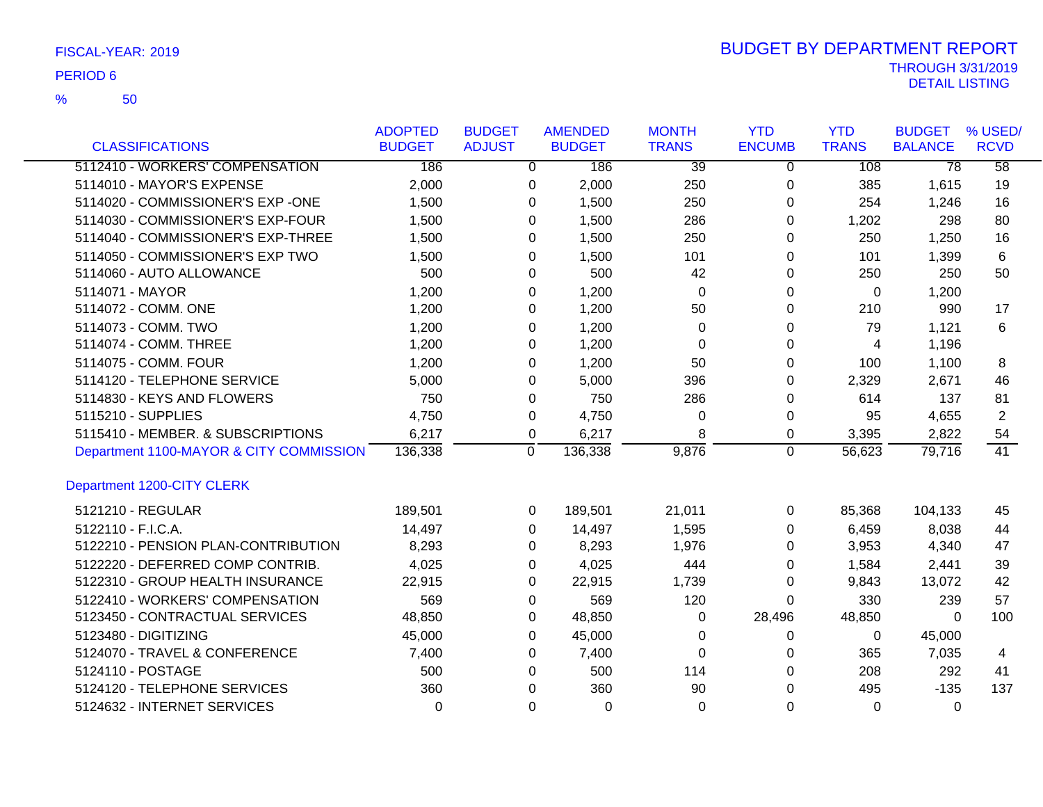FISCAL-YEAR: 2019

PERIOD 6

% 50

# BUDGET BY DEPARTMENT REPORT

THROUGH 3/31/2019

DETAIL LISTING

| CLASSIFICATIONS | ADOPTED BUDGET | BUDGET ADJUST | AMENDED BUDGET | MONTH TRANS | YTD ENCUMB | YTD TRANS | BUDGET BALANCE | % USED/ RCVD |
|---|---|---|---|---|---|---|---|---|
| 5112410 - WORKERS' COMPENSATION | 186 | 0 | 186 | 39 | 0 | 108 | 78 | 58 |
| 5114010 - MAYOR'S EXPENSE | 2,000 | 0 | 2,000 | 250 | 0 | 385 | 1,615 | 19 |
| 5114020 - COMMISSIONER'S EXP -ONE | 1,500 | 0 | 1,500 | 250 | 0 | 254 | 1,246 | 16 |
| 5114030 - COMMISSIONER'S EXP-FOUR | 1,500 | 0 | 1,500 | 286 | 0 | 1,202 | 298 | 80 |
| 5114040 - COMMISSIONER'S EXP-THREE | 1,500 | 0 | 1,500 | 250 | 0 | 250 | 1,250 | 16 |
| 5114050 - COMMISSIONER'S EXP TWO | 1,500 | 0 | 1,500 | 101 | 0 | 101 | 1,399 | 6 |
| 5114060 - AUTO ALLOWANCE | 500 | 0 | 500 | 42 | 0 | 250 | 250 | 50 |
| 5114071 - MAYOR | 1,200 | 0 | 1,200 | 0 | 0 | 0 | 1,200 | |
| 5114072 - COMM. ONE | 1,200 | 0 | 1,200 | 50 | 0 | 210 | 990 | 17 |
| 5114073 - COMM. TWO | 1,200 | 0 | 1,200 | 0 | 0 | 79 | 1,121 | 6 |
| 5114074 - COMM. THREE | 1,200 | 0 | 1,200 | 0 | 0 | 4 | 1,196 | |
| 5114075 - COMM. FOUR | 1,200 | 0 | 1,200 | 50 | 0 | 100 | 1,100 | 8 |
| 5114120 - TELEPHONE SERVICE | 5,000 | 0 | 5,000 | 396 | 0 | 2,329 | 2,671 | 46 |
| 5114830 - KEYS AND FLOWERS | 750 | 0 | 750 | 286 | 0 | 614 | 137 | 81 |
| 5115210 - SUPPLIES | 4,750 | 0 | 4,750 | 0 | 0 | 95 | 4,655 | 2 |
| 5115410 - MEMBER. & SUBSCRIPTIONS | 6,217 | 0 | 6,217 | 8 | 0 | 3,395 | 2,822 | 54 |
| Department 1100-MAYOR & CITY COMMISSION | 136,338 | 0 | 136,338 | 9,876 | 0 | 56,623 | 79,716 | 41 |
| **Department 1200-CITY CLERK** | | | | | | | | |
| 5121210 - REGULAR | 189,501 | 0 | 189,501 | 21,011 | 0 | 85,368 | 104,133 | 45 |
| 5122110 - F.I.C.A. | 14,497 | 0 | 14,497 | 1,595 | 0 | 6,459 | 8,038 | 44 |
| 5122210 - PENSION PLAN-CONTRIBUTION | 8,293 | 0 | 8,293 | 1,976 | 0 | 3,953 | 4,340 | 47 |
| 5122220 - DEFERRED COMP CONTRIB. | 4,025 | 0 | 4,025 | 444 | 0 | 1,584 | 2,441 | 39 |
| 5122310 - GROUP HEALTH INSURANCE | 22,915 | 0 | 22,915 | 1,739 | 0 | 9,843 | 13,072 | 42 |
| 5122410 - WORKERS' COMPENSATION | 569 | 0 | 569 | 120 | 0 | 330 | 239 | 57 |
| 5123450 - CONTRACTUAL SERVICES | 48,850 | 0 | 48,850 | 0 | 28,496 | 48,850 | 0 | 100 |
| 5123480 - DIGITIZING | 45,000 | 0 | 45,000 | 0 | 0 | 0 | 45,000 | |
| 5124070 - TRAVEL & CONFERENCE | 7,400 | 0 | 7,400 | 0 | 0 | 365 | 7,035 | 4 |
| 5124110 - POSTAGE | 500 | 0 | 500 | 114 | 0 | 208 | 292 | 41 |
| 5124120 - TELEPHONE SERVICES | 360 | 0 | 360 | 90 | 0 | 495 | -135 | 137 |
| 5124632 - INTERNET SERVICES | 0 | 0 | 0 | 0 | 0 | 0 | 0 | |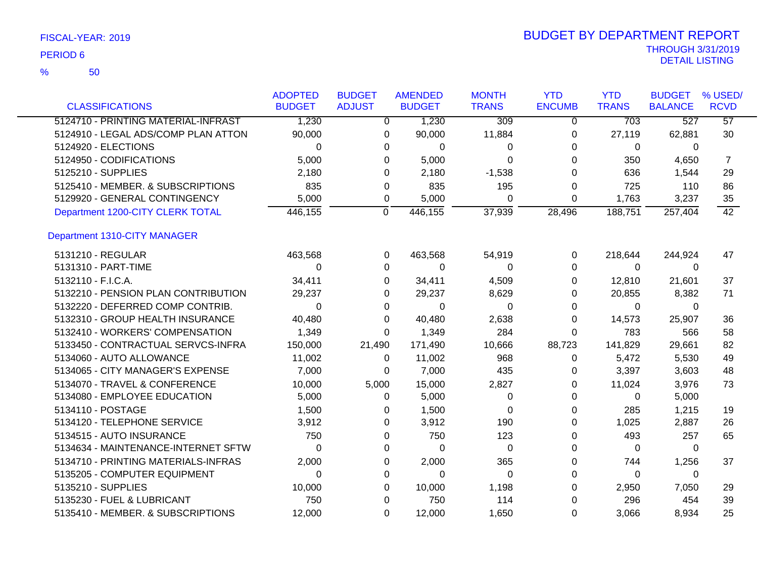FISCAL-YEAR: 2019

PERIOD 6

% 50

# BUDGET BY DEPARTMENT REPORT

THROUGH 3/31/2019
DETAIL LISTING

| CLASSIFICATIONS | ADOPTED BUDGET | BUDGET ADJUST | AMENDED BUDGET | MONTH TRANS | YTD ENCUMB | YTD TRANS | BUDGET BALANCE | % USED/ RCVD |
|---|---|---|---|---|---|---|---|---|
| 5124710 - PRINTING MATERIAL-INFRAST | 1,230 | 0 | 1,230 | 309 | 0 | 703 | 527 | 57 |
| 5124910 - LEGAL ADS/COMP PLAN ATTON | 90,000 | 0 | 90,000 | 11,884 | 0 | 27,119 | 62,881 | 30 |
| 5124920 - ELECTIONS | 0 | 0 | 0 | 0 | 0 | 0 | 0 | |
| 5124950 - CODIFICATIONS | 5,000 | 0 | 5,000 | 0 | 0 | 350 | 4,650 | 7 |
| 5125210 - SUPPLIES | 2,180 | 0 | 2,180 | -1,538 | 0 | 636 | 1,544 | 29 |
| 5125410 - MEMBER. & SUBSCRIPTIONS | 835 | 0 | 835 | 195 | 0 | 725 | 110 | 86 |
| 5129920 - GENERAL CONTINGENCY | 5,000 | 0 | 5,000 | 0 | 0 | 1,763 | 3,237 | 35 |
| Department 1200-CITY CLERK TOTAL | 446,155 | 0 | 446,155 | 37,939 | 28,496 | 188,751 | 257,404 | 42 |
| **Department 1310-CITY MANAGER** | | | | | | | | |
| 5131210 - REGULAR | 463,568 | 0 | 463,568 | 54,919 | 0 | 218,644 | 244,924 | 47 |
| 5131310 - PART-TIME | 0 | 0 | 0 | 0 | 0 | 0 | 0 | |
| 5132110 - F.I.C.A. | 34,411 | 0 | 34,411 | 4,509 | 0 | 12,810 | 21,601 | 37 |
| 5132210 - PENSION PLAN CONTRIBUTION | 29,237 | 0 | 29,237 | 8,629 | 0 | 20,855 | 8,382 | 71 |
| 5132220 - DEFERRED COMP CONTRIB. | 0 | 0 | 0 | 0 | 0 | 0 | 0 | |
| 5132310 - GROUP HEALTH INSURANCE | 40,480 | 0 | 40,480 | 2,638 | 0 | 14,573 | 25,907 | 36 |
| 5132410 - WORKERS' COMPENSATION | 1,349 | 0 | 1,349 | 284 | 0 | 783 | 566 | 58 |
| 5133450 - CONTRACTUAL SERVCS-INFRA | 150,000 | 21,490 | 171,490 | 10,666 | 88,723 | 141,829 | 29,661 | 82 |
| 5134060 - AUTO ALLOWANCE | 11,002 | 0 | 11,002 | 968 | 0 | 5,472 | 5,530 | 49 |
| 5134065 - CITY MANAGER'S EXPENSE | 7,000 | 0 | 7,000 | 435 | 0 | 3,397 | 3,603 | 48 |
| 5134070 - TRAVEL & CONFERENCE | 10,000 | 5,000 | 15,000 | 2,827 | 0 | 11,024 | 3,976 | 73 |
| 5134080 - EMPLOYEE EDUCATION | 5,000 | 0 | 5,000 | 0 | 0 | 0 | 5,000 | |
| 5134110 - POSTAGE | 1,500 | 0 | 1,500 | 0 | 0 | 285 | 1,215 | 19 |
| 5134120 - TELEPHONE SERVICE | 3,912 | 0 | 3,912 | 190 | 0 | 1,025 | 2,887 | 26 |
| 5134515 - AUTO INSURANCE | 750 | 0 | 750 | 123 | 0 | 493 | 257 | 65 |
| 5134634 - MAINTENANCE-INTERNET SFTW | 0 | 0 | 0 | 0 | 0 | 0 | 0 | |
| 5134710 - PRINTING MATERIALS-INFRAS | 2,000 | 0 | 2,000 | 365 | 0 | 744 | 1,256 | 37 |
| 5135205 - COMPUTER EQUIPMENT | 0 | 0 | 0 | 0 | 0 | 0 | 0 | |
| 5135210 - SUPPLIES | 10,000 | 0 | 10,000 | 1,198 | 0 | 2,950 | 7,050 | 29 |
| 5135230 - FUEL & LUBRICANT | 750 | 0 | 750 | 114 | 0 | 296 | 454 | 39 |
| 5135410 - MEMBER. & SUBSCRIPTIONS | 12,000 | 0 | 12,000 | 1,650 | 0 | 3,066 | 8,934 | 25 |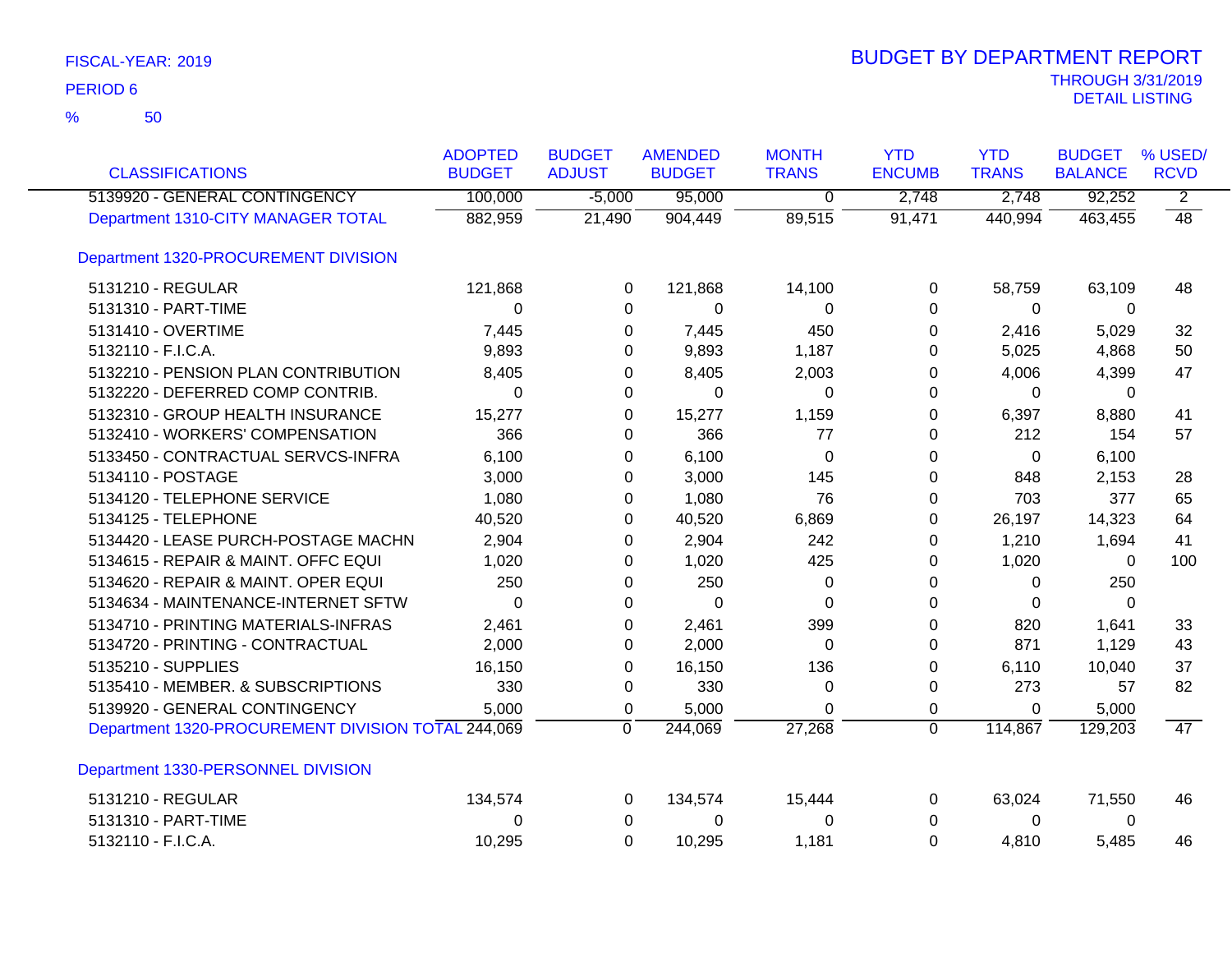FISCAL-YEAR: 2019

PERIOD 6

% 50

# BUDGET BY DEPARTMENT REPORT

THROUGH 3/31/2019
DETAIL LISTING

| CLASSIFICATIONS | ADOPTED BUDGET | BUDGET ADJUST | AMENDED BUDGET | MONTH TRANS | YTD ENCUMB | YTD TRANS | BUDGET BALANCE | % USED/ RCVD |
|---|---|---|---|---|---|---|---|---|
| 5139920 - GENERAL CONTINGENCY | 100,000 | -5,000 | 95,000 | 0 | 2,748 | 2,748 | 92,252 | 2 |
| Department 1310-CITY MANAGER TOTAL | 882,959 | 21,490 | 904,449 | 89,515 | 91,471 | 440,994 | 463,455 | 48 |
| Department 1320-PROCUREMENT DIVISION | | | | | | | | |
| 5131210 - REGULAR | 121,868 | 0 | 121,868 | 14,100 | 0 | 58,759 | 63,109 | 48 |
| 5131310 - PART-TIME | 0 | 0 | 0 | 0 | 0 | 0 | 0 | |
| 5131410 - OVERTIME | 7,445 | 0 | 7,445 | 450 | 0 | 2,416 | 5,029 | 32 |
| 5132110 - F.I.C.A. | 9,893 | 0 | 9,893 | 1,187 | 0 | 5,025 | 4,868 | 50 |
| 5132210 - PENSION PLAN CONTRIBUTION | 8,405 | 0 | 8,405 | 2,003 | 0 | 4,006 | 4,399 | 47 |
| 5132220 - DEFERRED COMP CONTRIB. | 0 | 0 | 0 | 0 | 0 | 0 | 0 | |
| 5132310 - GROUP HEALTH INSURANCE | 15,277 | 0 | 15,277 | 1,159 | 0 | 6,397 | 8,880 | 41 |
| 5132410 - WORKERS' COMPENSATION | 366 | 0 | 366 | 77 | 0 | 212 | 154 | 57 |
| 5133450 - CONTRACTUAL SERVCS-INFRA | 6,100 | 0 | 6,100 | 0 | 0 | 0 | 6,100 | |
| 5134110 - POSTAGE | 3,000 | 0 | 3,000 | 145 | 0 | 848 | 2,153 | 28 |
| 5134120 - TELEPHONE SERVICE | 1,080 | 0 | 1,080 | 76 | 0 | 703 | 377 | 65 |
| 5134125 - TELEPHONE | 40,520 | 0 | 40,520 | 6,869 | 0 | 26,197 | 14,323 | 64 |
| 5134420 - LEASE PURCH-POSTAGE MACHN | 2,904 | 0 | 2,904 | 242 | 0 | 1,210 | 1,694 | 41 |
| 5134615 - REPAIR & MAINT. OFFC EQUI | 1,020 | 0 | 1,020 | 425 | 0 | 1,020 | 0 | 100 |
| 5134620 - REPAIR & MAINT. OPER EQUI | 250 | 0 | 250 | 0 | 0 | 0 | 250 | |
| 5134634 - MAINTENANCE-INTERNET SFTW | 0 | 0 | 0 | 0 | 0 | 0 | 0 | |
| 5134710 - PRINTING MATERIALS-INFRAS | 2,461 | 0 | 2,461 | 399 | 0 | 820 | 1,641 | 33 |
| 5134720 - PRINTING - CONTRACTUAL | 2,000 | 0 | 2,000 | 0 | 0 | 871 | 1,129 | 43 |
| 5135210 - SUPPLIES | 16,150 | 0 | 16,150 | 136 | 0 | 6,110 | 10,040 | 37 |
| 5135410 - MEMBER. & SUBSCRIPTIONS | 330 | 0 | 330 | 0 | 0 | 273 | 57 | 82 |
| 5139920 - GENERAL CONTINGENCY | 5,000 | 0 | 5,000 | 0 | 0 | 0 | 5,000 | |
| Department 1320-PROCUREMENT DIVISION TOTAL | 244,069 | 0 | 244,069 | 27,268 | 0 | 114,867 | 129,203 | 47 |
| Department 1330-PERSONNEL DIVISION | | | | | | | | |
| 5131210 - REGULAR | 134,574 | 0 | 134,574 | 15,444 | 0 | 63,024 | 71,550 | 46 |
| 5131310 - PART-TIME | 0 | 0 | 0 | 0 | 0 | 0 | 0 | |
| 5132110 - F.I.C.A. | 10,295 | 0 | 10,295 | 1,181 | 0 | 4,810 | 5,485 | 46 |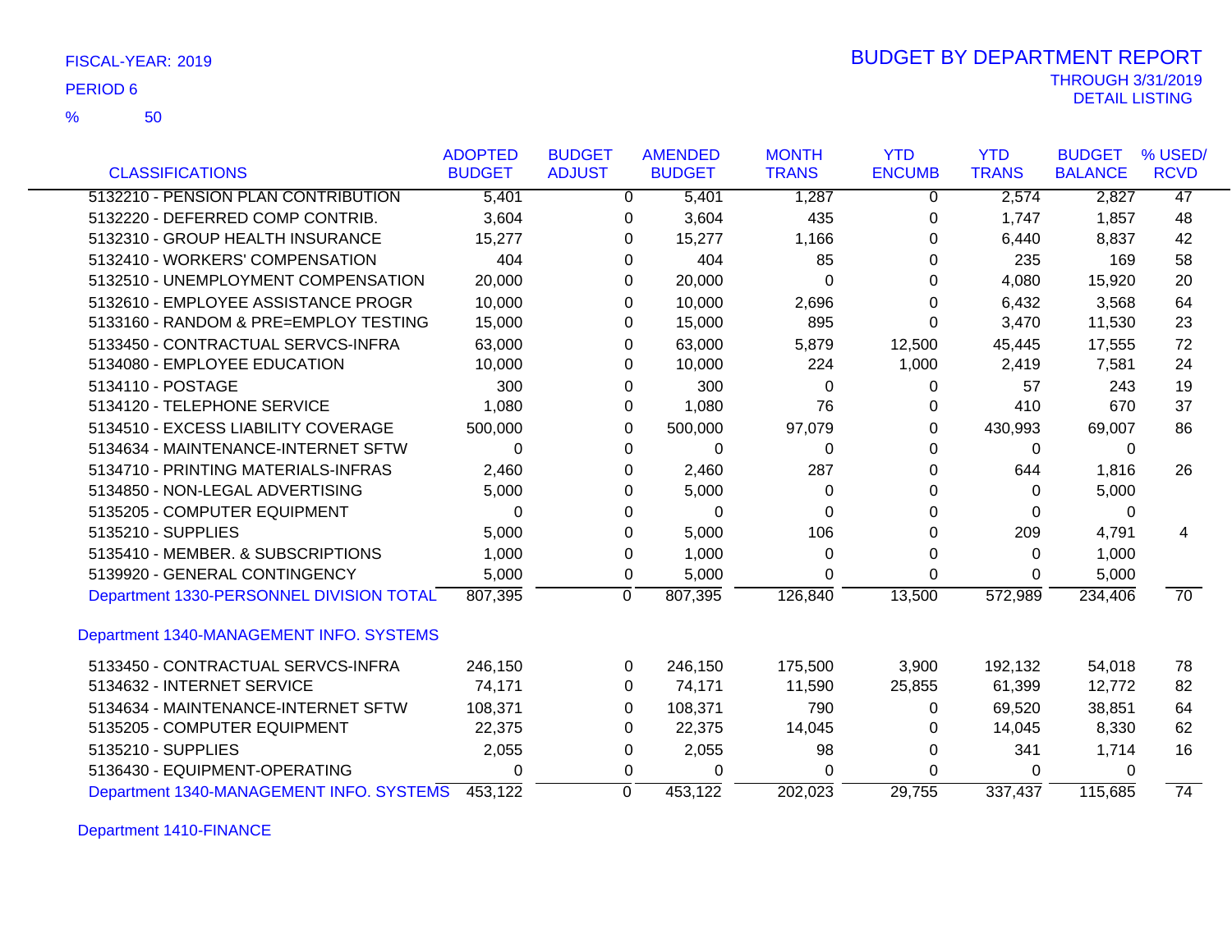FISCAL-YEAR: 2019

PERIOD 6

% 50

# BUDGET BY DEPARTMENT REPORT

THROUGH 3/31/2019
DETAIL LISTING

| CLASSIFICATIONS | ADOPTED BUDGET | BUDGET ADJUST | AMENDED BUDGET | MONTH TRANS | YTD ENCUMB | YTD TRANS | BUDGET BALANCE | % USED/ RCVD |
|---|---|---|---|---|---|---|---|---|
| 5132210 - PENSION PLAN CONTRIBUTION | 5,401 | 0 | 5,401 | 1,287 | 0 | 2,574 | 2,827 | 47 |
| 5132220 - DEFERRED COMP CONTRIB. | 3,604 | 0 | 3,604 | 435 | 0 | 1,747 | 1,857 | 48 |
| 5132310 - GROUP HEALTH INSURANCE | 15,277 | 0 | 15,277 | 1,166 | 0 | 6,440 | 8,837 | 42 |
| 5132410 - WORKERS' COMPENSATION | 404 | 0 | 404 | 85 | 0 | 235 | 169 | 58 |
| 5132510 - UNEMPLOYMENT COMPENSATION | 20,000 | 0 | 20,000 | 0 | 0 | 4,080 | 15,920 | 20 |
| 5132610 - EMPLOYEE ASSISTANCE PROGR | 10,000 | 0 | 10,000 | 2,696 | 0 | 6,432 | 3,568 | 64 |
| 5133160 - RANDOM & PRE=EMPLOY TESTING | 15,000 | 0 | 15,000 | 895 | 0 | 3,470 | 11,530 | 23 |
| 5133450 - CONTRACTUAL SERVCS-INFRA | 63,000 | 0 | 63,000 | 5,879 | 12,500 | 45,445 | 17,555 | 72 |
| 5134080 - EMPLOYEE EDUCATION | 10,000 | 0 | 10,000 | 224 | 1,000 | 2,419 | 7,581 | 24 |
| 5134110 - POSTAGE | 300 | 0 | 300 | 0 | 0 | 57 | 243 | 19 |
| 5134120 - TELEPHONE SERVICE | 1,080 | 0 | 1,080 | 76 | 0 | 410 | 670 | 37 |
| 5134510 - EXCESS LIABILITY COVERAGE | 500,000 | 0 | 500,000 | 97,079 | 0 | 430,993 | 69,007 | 86 |
| 5134634 - MAINTENANCE-INTERNET SFTW | 0 | 0 | 0 | 0 | 0 | 0 | 0 | |
| 5134710 - PRINTING MATERIALS-INFRAS | 2,460 | 0 | 2,460 | 287 | 0 | 644 | 1,816 | 26 |
| 5134850 - NON-LEGAL ADVERTISING | 5,000 | 0 | 5,000 | 0 | 0 | 0 | 5,000 | |
| 5135205 - COMPUTER EQUIPMENT | 0 | 0 | 0 | 0 | 0 | 0 | 0 | |
| 5135210 - SUPPLIES | 5,000 | 0 | 5,000 | 106 | 0 | 209 | 4,791 | 4 |
| 5135410 - MEMBER. & SUBSCRIPTIONS | 1,000 | 0 | 1,000 | 0 | 0 | 0 | 1,000 | |
| 5139920 - GENERAL CONTINGENCY | 5,000 | 0 | 5,000 | 0 | 0 | 0 | 5,000 | |
| Department 1330-PERSONNEL DIVISION TOTAL | 807,395 | 0 | 807,395 | 126,840 | 13,500 | 572,989 | 234,406 | 70 |

Department 1340-MANAGEMENT INFO. SYSTEMS

| CLASSIFICATIONS | ADOPTED BUDGET | BUDGET ADJUST | AMENDED BUDGET | MONTH TRANS | YTD ENCUMB | YTD TRANS | BUDGET BALANCE | % USED/ RCVD |
|---|---|---|---|---|---|---|---|---|
| 5133450 - CONTRACTUAL SERVCS-INFRA | 246,150 | 0 | 246,150 | 175,500 | 3,900 | 192,132 | 54,018 | 78 |
| 5134632 - INTERNET SERVICE | 74,171 | 0 | 74,171 | 11,590 | 25,855 | 61,399 | 12,772 | 82 |
| 5134634 - MAINTENANCE-INTERNET SFTW | 108,371 | 0 | 108,371 | 790 | 0 | 69,520 | 38,851 | 64 |
| 5135205 - COMPUTER EQUIPMENT | 22,375 | 0 | 22,375 | 14,045 | 0 | 14,045 | 8,330 | 62 |
| 5135210 - SUPPLIES | 2,055 | 0 | 2,055 | 98 | 0 | 341 | 1,714 | 16 |
| 5136430 - EQUIPMENT-OPERATING | 0 | 0 | 0 | 0 | 0 | 0 | 0 | |
| Department 1340-MANAGEMENT INFO. SYSTEMS | 453,122 | 0 | 453,122 | 202,023 | 29,755 | 337,437 | 115,685 | 74 |

Department 1410-FINANCE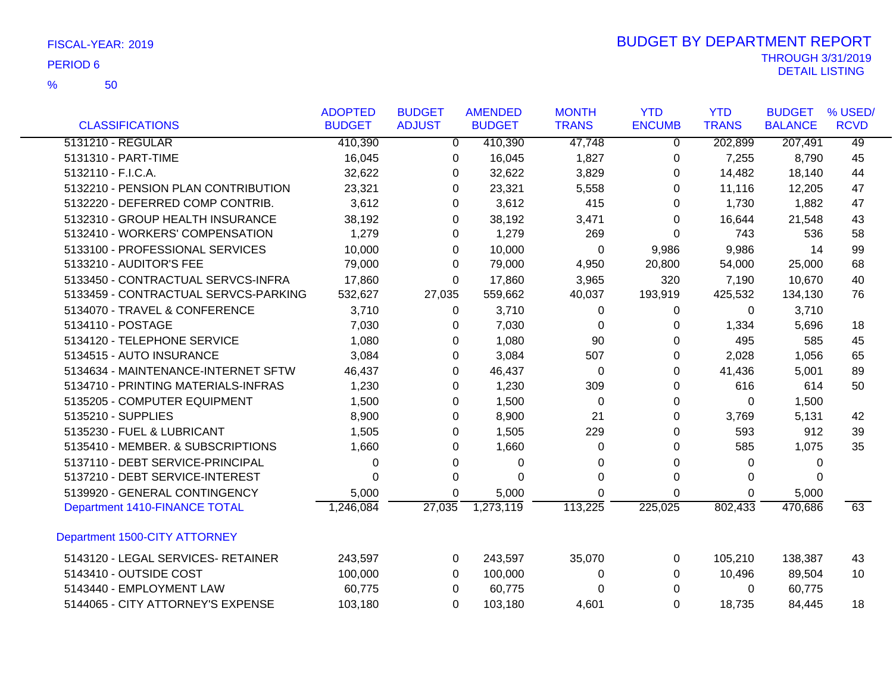FISCAL-YEAR: 2019

PERIOD 6

% 50

# BUDGET BY DEPARTMENT REPORT

THROUGH 3/31/2019
DETAIL LISTING

| CLASSIFICATIONS | ADOPTED BUDGET | BUDGET ADJUST | AMENDED BUDGET | MONTH TRANS | YTD ENCUMB | YTD TRANS | BUDGET BALANCE | % USED/ RCVD |
|---|---|---|---|---|---|---|---|---|
| 5131210 - REGULAR | 410,390 | 0 | 410,390 | 47,748 | 0 | 202,899 | 207,491 | 49 |
| 5131310 - PART-TIME | 16,045 | 0 | 16,045 | 1,827 | 0 | 7,255 | 8,790 | 45 |
| 5132110 - F.I.C.A. | 32,622 | 0 | 32,622 | 3,829 | 0 | 14,482 | 18,140 | 44 |
| 5132210 - PENSION PLAN CONTRIBUTION | 23,321 | 0 | 23,321 | 5,558 | 0 | 11,116 | 12,205 | 47 |
| 5132220 - DEFERRED COMP CONTRIB. | 3,612 | 0 | 3,612 | 415 | 0 | 1,730 | 1,882 | 47 |
| 5132310 - GROUP HEALTH INSURANCE | 38,192 | 0 | 38,192 | 3,471 | 0 | 16,644 | 21,548 | 43 |
| 5132410 - WORKERS' COMPENSATION | 1,279 | 0 | 1,279 | 269 | 0 | 743 | 536 | 58 |
| 5133100 - PROFESSIONAL SERVICES | 10,000 | 0 | 10,000 | 0 | 9,986 | 9,986 | 14 | 99 |
| 5133210 - AUDITOR'S FEE | 79,000 | 0 | 79,000 | 4,950 | 20,800 | 54,000 | 25,000 | 68 |
| 5133450 - CONTRACTUAL SERVCS-INFRA | 17,860 | 0 | 17,860 | 3,965 | 320 | 7,190 | 10,670 | 40 |
| 5133459 - CONTRACTUAL SERVCS-PARKING | 532,627 | 27,035 | 559,662 | 40,037 | 193,919 | 425,532 | 134,130 | 76 |
| 5134070 - TRAVEL & CONFERENCE | 3,710 | 0 | 3,710 | 0 | 0 | 0 | 3,710 | |
| 5134110 - POSTAGE | 7,030 | 0 | 7,030 | 0 | 0 | 1,334 | 5,696 | 18 |
| 5134120 - TELEPHONE SERVICE | 1,080 | 0 | 1,080 | 90 | 0 | 495 | 585 | 45 |
| 5134515 - AUTO INSURANCE | 3,084 | 0 | 3,084 | 507 | 0 | 2,028 | 1,056 | 65 |
| 5134634 - MAINTENANCE-INTERNET SFTW | 46,437 | 0 | 46,437 | 0 | 0 | 41,436 | 5,001 | 89 |
| 5134710 - PRINTING MATERIALS-INFRAS | 1,230 | 0 | 1,230 | 309 | 0 | 616 | 614 | 50 |
| 5135205 - COMPUTER EQUIPMENT | 1,500 | 0 | 1,500 | 0 | 0 | 0 | 1,500 | |
| 5135210 - SUPPLIES | 8,900 | 0 | 8,900 | 21 | 0 | 3,769 | 5,131 | 42 |
| 5135230 - FUEL & LUBRICANT | 1,505 | 0 | 1,505 | 229 | 0 | 593 | 912 | 39 |
| 5135410 - MEMBER. & SUBSCRIPTIONS | 1,660 | 0 | 1,660 | 0 | 0 | 585 | 1,075 | 35 |
| 5137110 - DEBT SERVICE-PRINCIPAL | 0 | 0 | 0 | 0 | 0 | 0 | 0 | |
| 5137210 - DEBT SERVICE-INTEREST | 0 | 0 | 0 | 0 | 0 | 0 | 0 | |
| 5139920 - GENERAL CONTINGENCY | 5,000 | 0 | 5,000 | 0 | 0 | 0 | 5,000 | |
| Department 1410-FINANCE TOTAL | 1,246,084 | 27,035 | 1,273,119 | 113,225 | 225,025 | 802,433 | 470,686 | 63 |
| Department 1500-CITY ATTORNEY | | | | | | | | |
| 5143120 - LEGAL SERVICES- RETAINER | 243,597 | 0 | 243,597 | 35,070 | 0 | 105,210 | 138,387 | 43 |
| 5143410 - OUTSIDE COST | 100,000 | 0 | 100,000 | 0 | 0 | 10,496 | 89,504 | 10 |
| 5143440 - EMPLOYMENT LAW | 60,775 | 0 | 60,775 | 0 | 0 | 0 | 60,775 | |
| 5144065 - CITY ATTORNEY'S EXPENSE | 103,180 | 0 | 103,180 | 4,601 | 0 | 18,735 | 84,445 | 18 |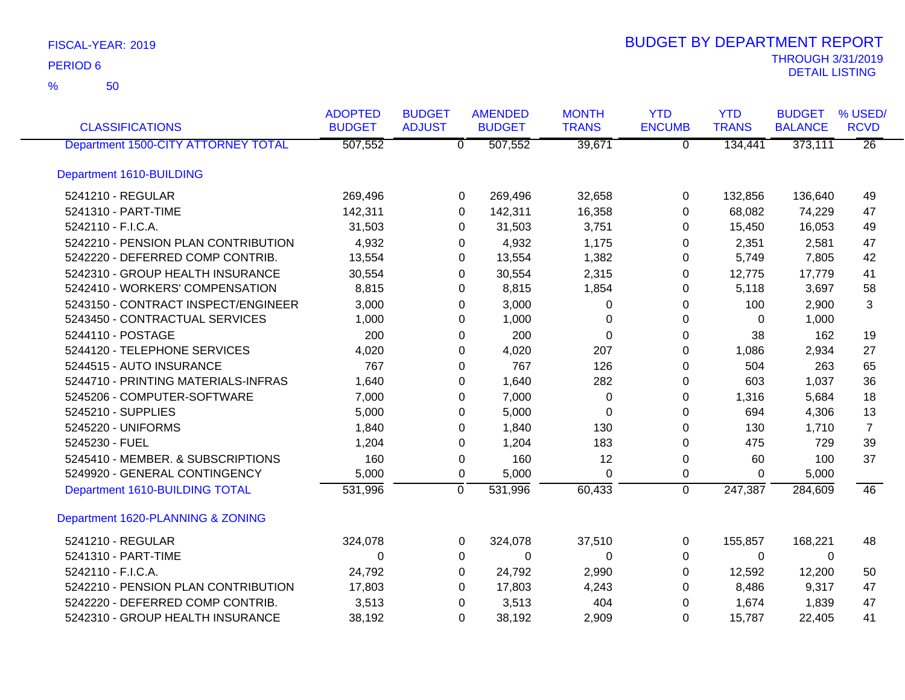FISCAL-YEAR: 2019

PERIOD 6

% 50

# BUDGET BY DEPARTMENT REPORT

THROUGH 3/31/2019

DETAIL LISTING

| CLASSIFICATIONS | ADOPTED BUDGET | BUDGET ADJUST | AMENDED BUDGET | MONTH TRANS | YTD ENCUMB | YTD TRANS | BUDGET BALANCE | % USED/ RCVD |
|---|---|---|---|---|---|---|---|---|
| Department 1500-CITY ATTORNEY TOTAL | 507,552 | 0 | 507,552 | 39,671 | 0 | 134,441 | 373,111 | 26 |
| **Department 1610-BUILDING** | | | | | | | | |
| 5241210 - REGULAR | 269,496 | 0 | 269,496 | 32,658 | 0 | 132,856 | 136,640 | 49 |
| 5241310 - PART-TIME | 142,311 | 0 | 142,311 | 16,358 | 0 | 68,082 | 74,229 | 47 |
| 5242110 - F.I.C.A. | 31,503 | 0 | 31,503 | 3,751 | 0 | 15,450 | 16,053 | 49 |
| 5242210 - PENSION PLAN CONTRIBUTION | 4,932 | 0 | 4,932 | 1,175 | 0 | 2,351 | 2,581 | 47 |
| 5242220 - DEFERRED COMP CONTRIB. | 13,554 | 0 | 13,554 | 1,382 | 0 | 5,749 | 7,805 | 42 |
| 5242310 - GROUP HEALTH INSURANCE | 30,554 | 0 | 30,554 | 2,315 | 0 | 12,775 | 17,779 | 41 |
| 5242410 - WORKERS' COMPENSATION | 8,815 | 0 | 8,815 | 1,854 | 0 | 5,118 | 3,697 | 58 |
| 5243150 - CONTRACT INSPECT/ENGINEER | 3,000 | 0 | 3,000 | 0 | 0 | 100 | 2,900 | 3 |
| 5243450 - CONTRACTUAL SERVICES | 1,000 | 0 | 1,000 | 0 | 0 | 0 | 1,000 | |
| 5244110 - POSTAGE | 200 | 0 | 200 | 0 | 0 | 38 | 162 | 19 |
| 5244120 - TELEPHONE SERVICES | 4,020 | 0 | 4,020 | 207 | 0 | 1,086 | 2,934 | 27 |
| 5244515 - AUTO INSURANCE | 767 | 0 | 767 | 126 | 0 | 504 | 263 | 65 |
| 5244710 - PRINTING MATERIALS-INFRAS | 1,640 | 0 | 1,640 | 282 | 0 | 603 | 1,037 | 36 |
| 5245206 - COMPUTER-SOFTWARE | 7,000 | 0 | 7,000 | 0 | 0 | 1,316 | 5,684 | 18 |
| 5245210 - SUPPLIES | 5,000 | 0 | 5,000 | 0 | 0 | 694 | 4,306 | 13 |
| 5245220 - UNIFORMS | 1,840 | 0 | 1,840 | 130 | 0 | 130 | 1,710 | 7 |
| 5245230 - FUEL | 1,204 | 0 | 1,204 | 183 | 0 | 475 | 729 | 39 |
| 5245410 - MEMBER. & SUBSCRIPTIONS | 160 | 0 | 160 | 12 | 0 | 60 | 100 | 37 |
| 5249920 - GENERAL CONTINGENCY | 5,000 | 0 | 5,000 | 0 | 0 | 0 | 5,000 | |
| Department 1610-BUILDING TOTAL | 531,996 | 0 | 531,996 | 60,433 | 0 | 247,387 | 284,609 | 46 |
| **Department 1620-PLANNING & ZONING** | | | | | | | | |
| 5241210 - REGULAR | 324,078 | 0 | 324,078 | 37,510 | 0 | 155,857 | 168,221 | 48 |
| 5241310 - PART-TIME | 0 | 0 | 0 | 0 | 0 | 0 | 0 | |
| 5242110 - F.I.C.A. | 24,792 | 0 | 24,792 | 2,990 | 0 | 12,592 | 12,200 | 50 |
| 5242210 - PENSION PLAN CONTRIBUTION | 17,803 | 0 | 17,803 | 4,243 | 0 | 8,486 | 9,317 | 47 |
| 5242220 - DEFERRED COMP CONTRIB. | 3,513 | 0 | 3,513 | 404 | 0 | 1,674 | 1,839 | 47 |
| 5242310 - GROUP HEALTH INSURANCE | 38,192 | 0 | 38,192 | 2,909 | 0 | 15,787 | 22,405 | 41 |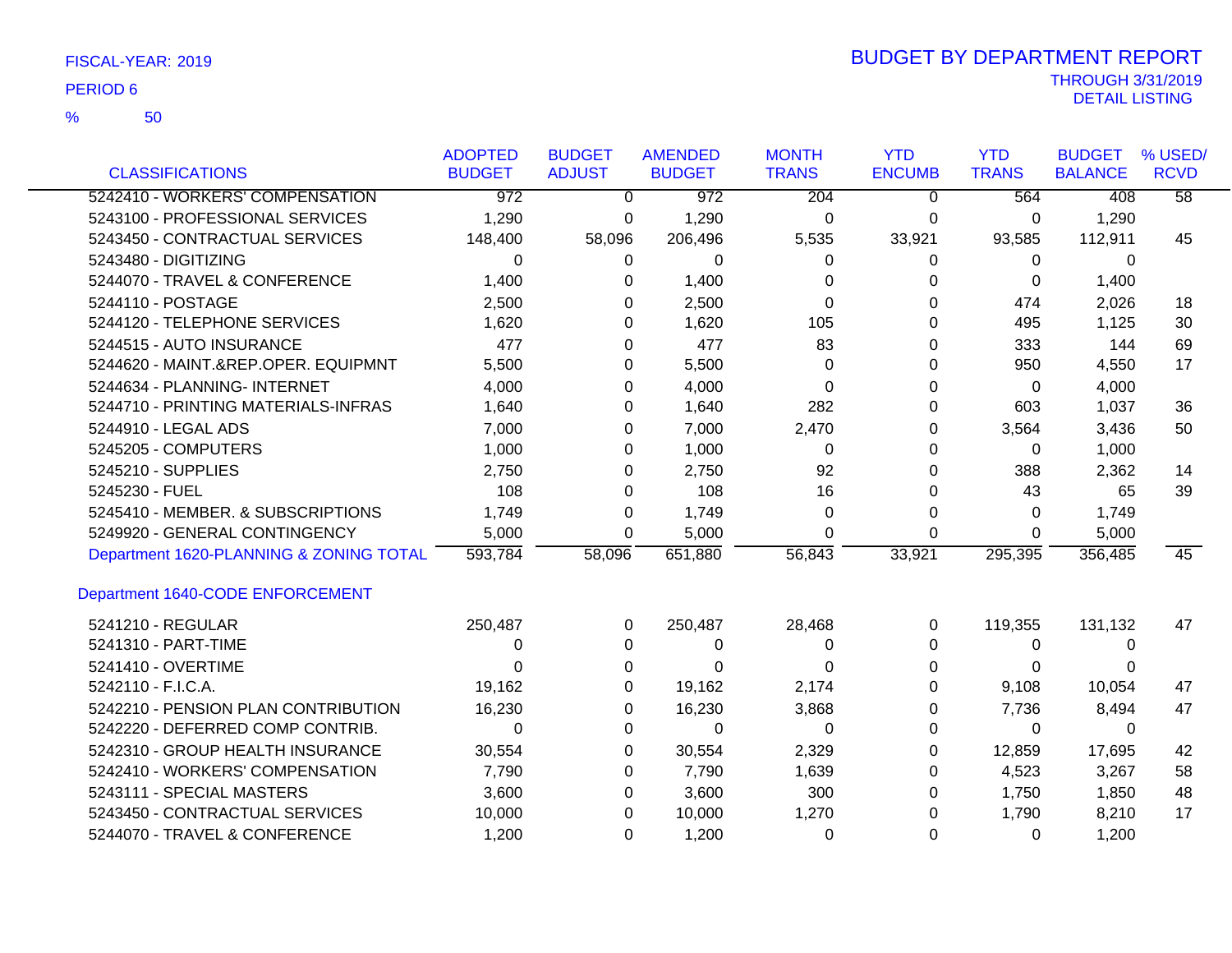FISCAL-YEAR: 2019

PERIOD 6

% 50

# BUDGET BY DEPARTMENT REPORT

THROUGH 3/31/2019
DETAIL LISTING

| CLASSIFICATIONS | ADOPTED BUDGET | BUDGET ADJUST | AMENDED BUDGET | MONTH TRANS | YTD ENCUMB | YTD TRANS | BUDGET BALANCE | % USED/ RCVD |
|---|---|---|---|---|---|---|---|---|
| 5242410 - WORKERS' COMPENSATION | 972 | 0 | 972 | 204 | 0 | 564 | 408 | 58 |
| 5243100 - PROFESSIONAL SERVICES | 1,290 | 0 | 1,290 | 0 | 0 | 0 | 1,290 | |
| 5243450 - CONTRACTUAL SERVICES | 148,400 | 58,096 | 206,496 | 5,535 | 33,921 | 93,585 | 112,911 | 45 |
| 5243480 - DIGITIZING | 0 | 0 | 0 | 0 | 0 | 0 | 0 | |
| 5244070 - TRAVEL & CONFERENCE | 1,400 | 0 | 1,400 | 0 | 0 | 0 | 1,400 | |
| 5244110 - POSTAGE | 2,500 | 0 | 2,500 | 0 | 0 | 474 | 2,026 | 18 |
| 5244120 - TELEPHONE SERVICES | 1,620 | 0 | 1,620 | 105 | 0 | 495 | 1,125 | 30 |
| 5244515 - AUTO INSURANCE | 477 | 0 | 477 | 83 | 0 | 333 | 144 | 69 |
| 5244620 - MAINT.&REP.OPER. EQUIPMNT | 5,500 | 0 | 5,500 | 0 | 0 | 950 | 4,550 | 17 |
| 5244634 - PLANNING- INTERNET | 4,000 | 0 | 4,000 | 0 | 0 | 0 | 4,000 | |
| 5244710 - PRINTING MATERIALS-INFRAS | 1,640 | 0 | 1,640 | 282 | 0 | 603 | 1,037 | 36 |
| 5244910 - LEGAL ADS | 7,000 | 0 | 7,000 | 2,470 | 0 | 3,564 | 3,436 | 50 |
| 5245205 - COMPUTERS | 1,000 | 0 | 1,000 | 0 | 0 | 0 | 1,000 | |
| 5245210 - SUPPLIES | 2,750 | 0 | 2,750 | 92 | 0 | 388 | 2,362 | 14 |
| 5245230 - FUEL | 108 | 0 | 108 | 16 | 0 | 43 | 65 | 39 |
| 5245410 - MEMBER. & SUBSCRIPTIONS | 1,749 | 0 | 1,749 | 0 | 0 | 0 | 1,749 | |
| 5249920 - GENERAL CONTINGENCY | 5,000 | 0 | 5,000 | 0 | 0 | 0 | 5,000 | |
| Department 1620-PLANNING & ZONING TOTAL | 593,784 | 58,096 | 651,880 | 56,843 | 33,921 | 295,395 | 356,485 | 45 |

## Department 1640-CODE ENFORCEMENT

| CLASSIFICATIONS | ADOPTED BUDGET | BUDGET ADJUST | AMENDED BUDGET | MONTH TRANS | YTD ENCUMB | YTD TRANS | BUDGET BALANCE | % USED/ RCVD |
|---|---|---|---|---|---|---|---|---|
| 5241210 - REGULAR | 250,487 | 0 | 250,487 | 28,468 | 0 | 119,355 | 131,132 | 47 |
| 5241310 - PART-TIME | 0 | 0 | 0 | 0 | 0 | 0 | 0 | |
| 5241410 - OVERTIME | 0 | 0 | 0 | 0 | 0 | 0 | 0 | |
| 5242110 - F.I.C.A. | 19,162 | 0 | 19,162 | 2,174 | 0 | 9,108 | 10,054 | 47 |
| 5242210 - PENSION PLAN CONTRIBUTION | 16,230 | 0 | 16,230 | 3,868 | 0 | 7,736 | 8,494 | 47 |
| 5242220 - DEFERRED COMP CONTRIB. | 0 | 0 | 0 | 0 | 0 | 0 | 0 | |
| 5242310 - GROUP HEALTH INSURANCE | 30,554 | 0 | 30,554 | 2,329 | 0 | 12,859 | 17,695 | 42 |
| 5242410 - WORKERS' COMPENSATION | 7,790 | 0 | 7,790 | 1,639 | 0 | 4,523 | 3,267 | 58 |
| 5243111 - SPECIAL MASTERS | 3,600 | 0 | 3,600 | 300 | 0 | 1,750 | 1,850 | 48 |
| 5243450 - CONTRACTUAL SERVICES | 10,000 | 0 | 10,000 | 1,270 | 0 | 1,790 | 8,210 | 17 |
| 5244070 - TRAVEL & CONFERENCE | 1,200 | 0 | 1,200 | 0 | 0 | 0 | 1,200 | |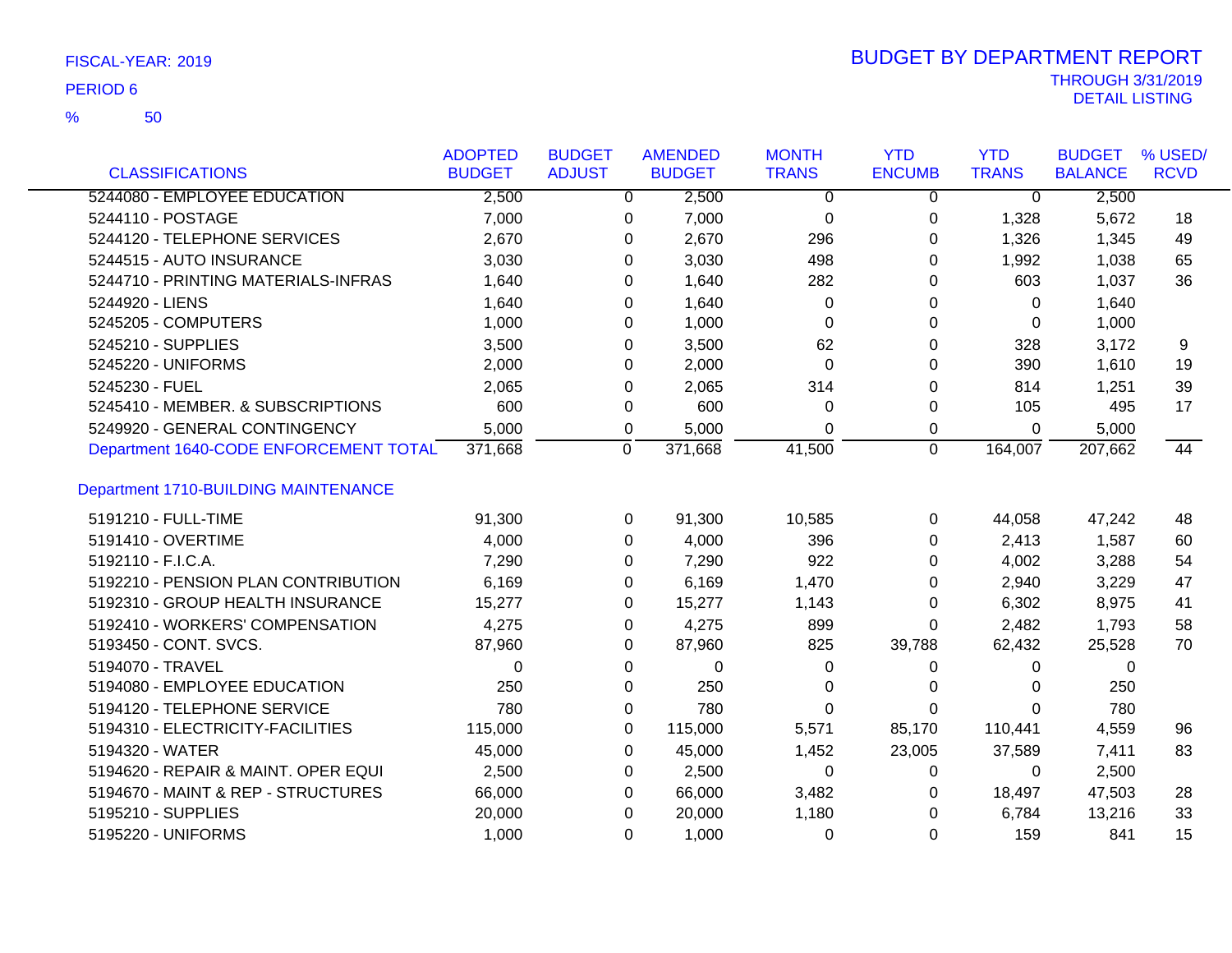FISCAL-YEAR: 2019

PERIOD 6

% 50

# BUDGET BY DEPARTMENT REPORT

THROUGH 3/31/2019

DETAIL LISTING

| CLASSIFICATIONS | ADOPTED BUDGET | BUDGET ADJUST | AMENDED BUDGET | MONTH TRANS | YTD ENCUMB | YTD TRANS | BUDGET BALANCE | % USED/ RCVD |
|---|---|---|---|---|---|---|---|---|
| 5244080 - EMPLOYEE EDUCATION | 2,500 | 0 | 2,500 | 0 | 0 | 0 | 2,500 | |
| 5244110 - POSTAGE | 7,000 | 0 | 7,000 | 0 | 0 | 1,328 | 5,672 | 18 |
| 5244120 - TELEPHONE SERVICES | 2,670 | 0 | 2,670 | 296 | 0 | 1,326 | 1,345 | 49 |
| 5244515 - AUTO INSURANCE | 3,030 | 0 | 3,030 | 498 | 0 | 1,992 | 1,038 | 65 |
| 5244710 - PRINTING MATERIALS-INFRAS | 1,640 | 0 | 1,640 | 282 | 0 | 603 | 1,037 | 36 |
| 5244920 - LIENS | 1,640 | 0 | 1,640 | 0 | 0 | 0 | 1,640 | |
| 5245205 - COMPUTERS | 1,000 | 0 | 1,000 | 0 | 0 | 0 | 1,000 | |
| 5245210 - SUPPLIES | 3,500 | 0 | 3,500 | 62 | 0 | 328 | 3,172 | 9 |
| 5245220 - UNIFORMS | 2,000 | 0 | 2,000 | 0 | 0 | 390 | 1,610 | 19 |
| 5245230 - FUEL | 2,065 | 0 | 2,065 | 314 | 0 | 814 | 1,251 | 39 |
| 5245410 - MEMBER. & SUBSCRIPTIONS | 600 | 0 | 600 | 0 | 0 | 105 | 495 | 17 |
| 5249920 - GENERAL CONTINGENCY | 5,000 | 0 | 5,000 | 0 | 0 | 0 | 5,000 | |
| Department 1640-CODE ENFORCEMENT TOTAL | 371,668 | 0 | 371,668 | 41,500 | 0 | 164,007 | 207,662 | 44 |
| **Department 1710-BUILDING MAINTENANCE** | | | | | | | | |
| 5191210 - FULL-TIME | 91,300 | 0 | 91,300 | 10,585 | 0 | 44,058 | 47,242 | 48 |
| 5191410 - OVERTIME | 4,000 | 0 | 4,000 | 396 | 0 | 2,413 | 1,587 | 60 |
| 5192110 - F.I.C.A. | 7,290 | 0 | 7,290 | 922 | 0 | 4,002 | 3,288 | 54 |
| 5192210 - PENSION PLAN CONTRIBUTION | 6,169 | 0 | 6,169 | 1,470 | 0 | 2,940 | 3,229 | 47 |
| 5192310 - GROUP HEALTH INSURANCE | 15,277 | 0 | 15,277 | 1,143 | 0 | 6,302 | 8,975 | 41 |
| 5192410 - WORKERS' COMPENSATION | 4,275 | 0 | 4,275 | 899 | 0 | 2,482 | 1,793 | 58 |
| 5193450 - CONT. SVCS. | 87,960 | 0 | 87,960 | 825 | 39,788 | 62,432 | 25,528 | 70 |
| 5194070 - TRAVEL | 0 | 0 | 0 | 0 | 0 | 0 | 0 | |
| 5194080 - EMPLOYEE EDUCATION | 250 | 0 | 250 | 0 | 0 | 0 | 250 | |
| 5194120 - TELEPHONE SERVICE | 780 | 0 | 780 | 0 | 0 | 0 | 780 | |
| 5194310 - ELECTRICITY-FACILITIES | 115,000 | 0 | 115,000 | 5,571 | 85,170 | 110,441 | 4,559 | 96 |
| 5194320 - WATER | 45,000 | 0 | 45,000 | 1,452 | 23,005 | 37,589 | 7,411 | 83 |
| 5194620 - REPAIR & MAINT. OPER EQUI | 2,500 | 0 | 2,500 | 0 | 0 | 0 | 2,500 | |
| 5194670 - MAINT & REP - STRUCTURES | 66,000 | 0 | 66,000 | 3,482 | 0 | 18,497 | 47,503 | 28 |
| 5195210 - SUPPLIES | 20,000 | 0 | 20,000 | 1,180 | 0 | 6,784 | 13,216 | 33 |
| 5195220 - UNIFORMS | 1,000 | 0 | 1,000 | 0 | 0 | 159 | 841 | 15 |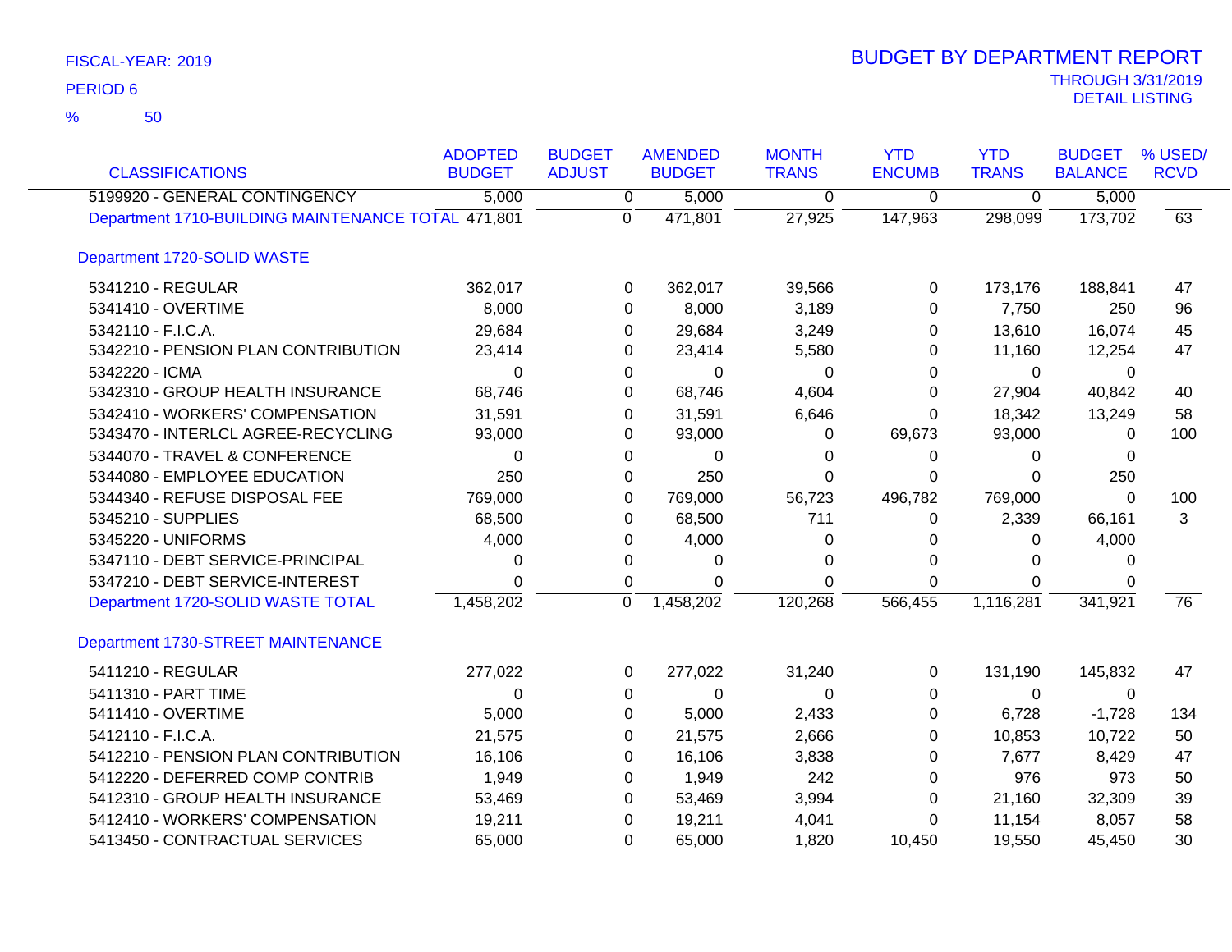FISCAL-YEAR: 2019
PERIOD 6
% 50

# BUDGET BY DEPARTMENT REPORT
THROUGH 3/31/2019
DETAIL LISTING

| CLASSIFICATIONS | ADOPTED BUDGET | BUDGET ADJUST | AMENDED BUDGET | MONTH TRANS | YTD ENCUMB | YTD TRANS | BUDGET BALANCE | % USED/ RCVD |
|---|---|---|---|---|---|---|---|---|
| 5199920 - GENERAL CONTINGENCY | 5,000 | 0 | 5,000 | 0 | 0 | 0 | 5,000 | |
| Department 1710-BUILDING MAINTENANCE TOTAL | 471,801 | 0 | 471,801 | 27,925 | 147,963 | 298,099 | 173,702 | 63 |
| Department 1720-SOLID WASTE | | | | | | | | |
| 5341210 - REGULAR | 362,017 | 0 | 362,017 | 39,566 | 0 | 173,176 | 188,841 | 47 |
| 5341410 - OVERTIME | 8,000 | 0 | 8,000 | 3,189 | 0 | 7,750 | 250 | 96 |
| 5342110 - F.I.C.A. | 29,684 | 0 | 29,684 | 3,249 | 0 | 13,610 | 16,074 | 45 |
| 5342210 - PENSION PLAN CONTRIBUTION | 23,414 | 0 | 23,414 | 5,580 | 0 | 11,160 | 12,254 | 47 |
| 5342220 - ICMA | 0 | 0 | 0 | 0 | 0 | 0 | 0 | |
| 5342310 - GROUP HEALTH INSURANCE | 68,746 | 0 | 68,746 | 4,604 | 0 | 27,904 | 40,842 | 40 |
| 5342410 - WORKERS' COMPENSATION | 31,591 | 0 | 31,591 | 6,646 | 0 | 18,342 | 13,249 | 58 |
| 5343470 - INTERLCL AGREE-RECYCLING | 93,000 | 0 | 93,000 | 0 | 69,673 | 93,000 | 0 | 100 |
| 5344070 - TRAVEL & CONFERENCE | 0 | 0 | 0 | 0 | 0 | 0 | 0 | |
| 5344080 - EMPLOYEE EDUCATION | 250 | 0 | 250 | 0 | 0 | 0 | 250 | |
| 5344340 - REFUSE DISPOSAL FEE | 769,000 | 0 | 769,000 | 56,723 | 496,782 | 769,000 | 0 | 100 |
| 5345210 - SUPPLIES | 68,500 | 0 | 68,500 | 711 | 0 | 2,339 | 66,161 | 3 |
| 5345220 - UNIFORMS | 4,000 | 0 | 4,000 | 0 | 0 | 0 | 4,000 | |
| 5347110 - DEBT SERVICE-PRINCIPAL | 0 | 0 | 0 | 0 | 0 | 0 | 0 | |
| 5347210 - DEBT SERVICE-INTEREST | 0 | 0 | 0 | 0 | 0 | 0 | 0 | |
| Department 1720-SOLID WASTE TOTAL | 1,458,202 | 0 | 1,458,202 | 120,268 | 566,455 | 1,116,281 | 341,921 | 76 |
| Department 1730-STREET MAINTENANCE | | | | | | | | |
| 5411210 - REGULAR | 277,022 | 0 | 277,022 | 31,240 | 0 | 131,190 | 145,832 | 47 |
| 5411310 - PART TIME | 0 | 0 | 0 | 0 | 0 | 0 | 0 | |
| 5411410 - OVERTIME | 5,000 | 0 | 5,000 | 2,433 | 0 | 6,728 | -1,728 | 134 |
| 5412110 - F.I.C.A. | 21,575 | 0 | 21,575 | 2,666 | 0 | 10,853 | 10,722 | 50 |
| 5412210 - PENSION PLAN CONTRIBUTION | 16,106 | 0 | 16,106 | 3,838 | 0 | 7,677 | 8,429 | 47 |
| 5412220 - DEFERRED COMP CONTRIB | 1,949 | 0 | 1,949 | 242 | 0 | 976 | 973 | 50 |
| 5412310 - GROUP HEALTH INSURANCE | 53,469 | 0 | 53,469 | 3,994 | 0 | 21,160 | 32,309 | 39 |
| 5412410 - WORKERS' COMPENSATION | 19,211 | 0 | 19,211 | 4,041 | 0 | 11,154 | 8,057 | 58 |
| 5413450 - CONTRACTUAL SERVICES | 65,000 | 0 | 65,000 | 1,820 | 10,450 | 19,550 | 45,450 | 30 |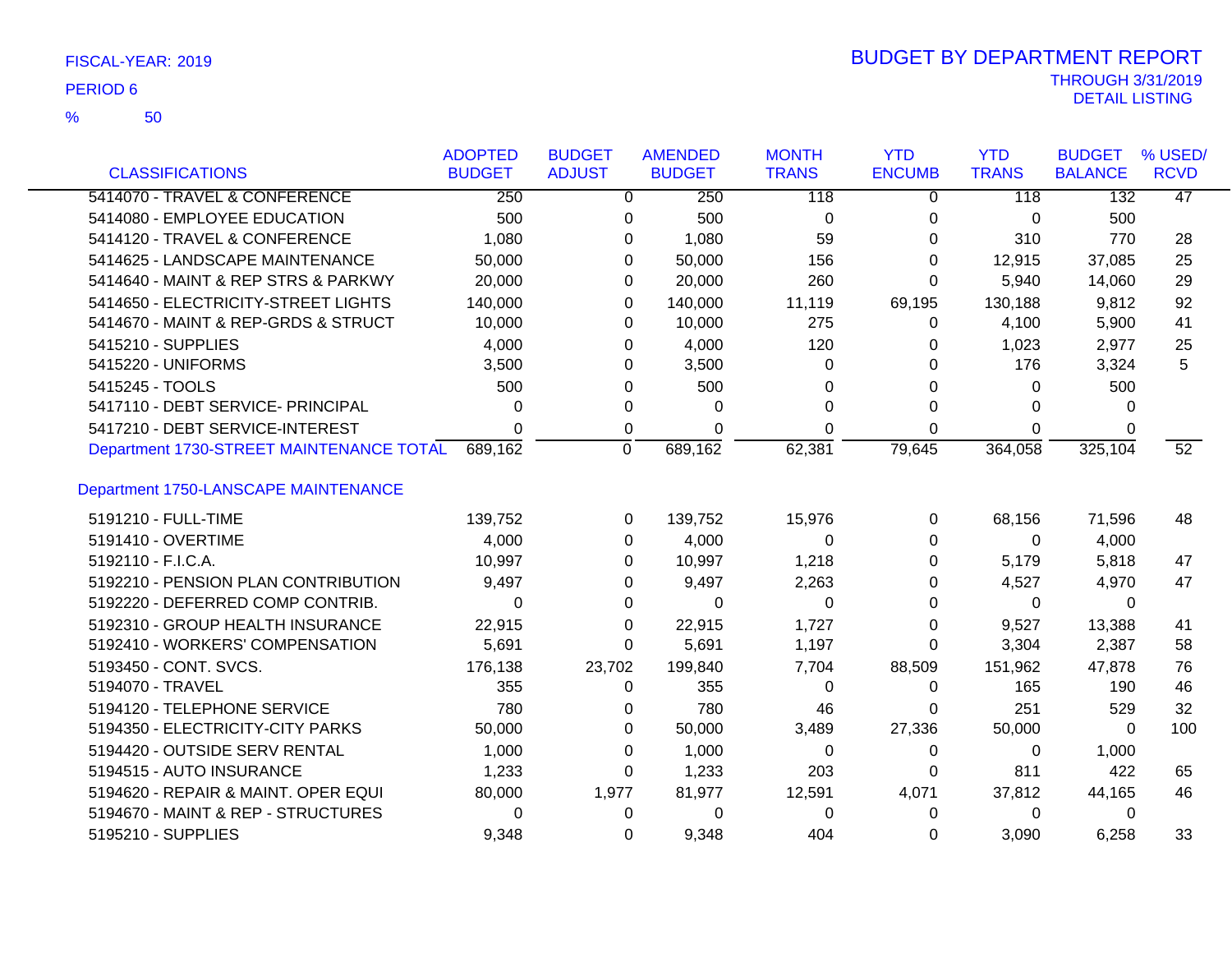FISCAL-YEAR: 2019

PERIOD 6

% 50

# BUDGET BY DEPARTMENT REPORT

THROUGH 3/31/2019
DETAIL LISTING

| CLASSIFICATIONS | ADOPTED BUDGET | BUDGET ADJUST | AMENDED BUDGET | MONTH TRANS | YTD ENCUMB | YTD TRANS | BUDGET BALANCE | % USED/ RCVD |
|---|---|---|---|---|---|---|---|---|
| 5414070 - TRAVEL & CONFERENCE | 250 | 0 | 250 | 118 | 0 | 118 | 132 | 47 |
| 5414080 - EMPLOYEE EDUCATION | 500 | 0 | 500 | 0 | 0 | 0 | 500 | |
| 5414120 - TRAVEL & CONFERENCE | 1,080 | 0 | 1,080 | 59 | 0 | 310 | 770 | 28 |
| 5414625 - LANDSCAPE MAINTENANCE | 50,000 | 0 | 50,000 | 156 | 0 | 12,915 | 37,085 | 25 |
| 5414640 - MAINT & REP STRS & PARKWY | 20,000 | 0 | 20,000 | 260 | 0 | 5,940 | 14,060 | 29 |
| 5414650 - ELECTRICITY-STREET LIGHTS | 140,000 | 0 | 140,000 | 11,119 | 69,195 | 130,188 | 9,812 | 92 |
| 5414670 - MAINT & REP-GRDS & STRUCT | 10,000 | 0 | 10,000 | 275 | 0 | 4,100 | 5,900 | 41 |
| 5415210 - SUPPLIES | 4,000 | 0 | 4,000 | 120 | 0 | 1,023 | 2,977 | 25 |
| 5415220 - UNIFORMS | 3,500 | 0 | 3,500 | 0 | 0 | 176 | 3,324 | 5 |
| 5415245 - TOOLS | 500 | 0 | 500 | 0 | 0 | 0 | 500 | |
| 5417110 - DEBT SERVICE- PRINCIPAL | 0 | 0 | 0 | 0 | 0 | 0 | 0 | |
| 5417210 - DEBT SERVICE-INTEREST | 0 | 0 | 0 | 0 | 0 | 0 | 0 | |
| Department 1730-STREET MAINTENANCE TOTAL | 689,162 | 0 | 689,162 | 62,381 | 79,645 | 364,058 | 325,104 | 52 |
| **Department 1750-LANSCAPE MAINTENANCE** | | | | | | | | |
| 5191210 - FULL-TIME | 139,752 | 0 | 139,752 | 15,976 | 0 | 68,156 | 71,596 | 48 |
| 5191410 - OVERTIME | 4,000 | 0 | 4,000 | 0 | 0 | 0 | 4,000 | |
| 5192110 - F.I.C.A. | 10,997 | 0 | 10,997 | 1,218 | 0 | 5,179 | 5,818 | 47 |
| 5192210 - PENSION PLAN CONTRIBUTION | 9,497 | 0 | 9,497 | 2,263 | 0 | 4,527 | 4,970 | 47 |
| 5192220 - DEFERRED COMP CONTRIB. | 0 | 0 | 0 | 0 | 0 | 0 | 0 | |
| 5192310 - GROUP HEALTH INSURANCE | 22,915 | 0 | 22,915 | 1,727 | 0 | 9,527 | 13,388 | 41 |
| 5192410 - WORKERS' COMPENSATION | 5,691 | 0 | 5,691 | 1,197 | 0 | 3,304 | 2,387 | 58 |
| 5193450 - CONT. SVCS. | 176,138 | 23,702 | 199,840 | 7,704 | 88,509 | 151,962 | 47,878 | 76 |
| 5194070 - TRAVEL | 355 | 0 | 355 | 0 | 0 | 165 | 190 | 46 |
| 5194120 - TELEPHONE SERVICE | 780 | 0 | 780 | 46 | 0 | 251 | 529 | 32 |
| 5194350 - ELECTRICITY-CITY PARKS | 50,000 | 0 | 50,000 | 3,489 | 27,336 | 50,000 | 0 | 100 |
| 5194420 - OUTSIDE SERV RENTAL | 1,000 | 0 | 1,000 | 0 | 0 | 0 | 1,000 | |
| 5194515 - AUTO INSURANCE | 1,233 | 0 | 1,233 | 203 | 0 | 811 | 422 | 65 |
| 5194620 - REPAIR & MAINT. OPER EQUI | 80,000 | 1,977 | 81,977 | 12,591 | 4,071 | 37,812 | 44,165 | 46 |
| 5194670 - MAINT & REP - STRUCTURES | 0 | 0 | 0 | 0 | 0 | 0 | 0 | |
| 5195210 - SUPPLIES | 9,348 | 0 | 9,348 | 404 | 0 | 3,090 | 6,258 | 33 |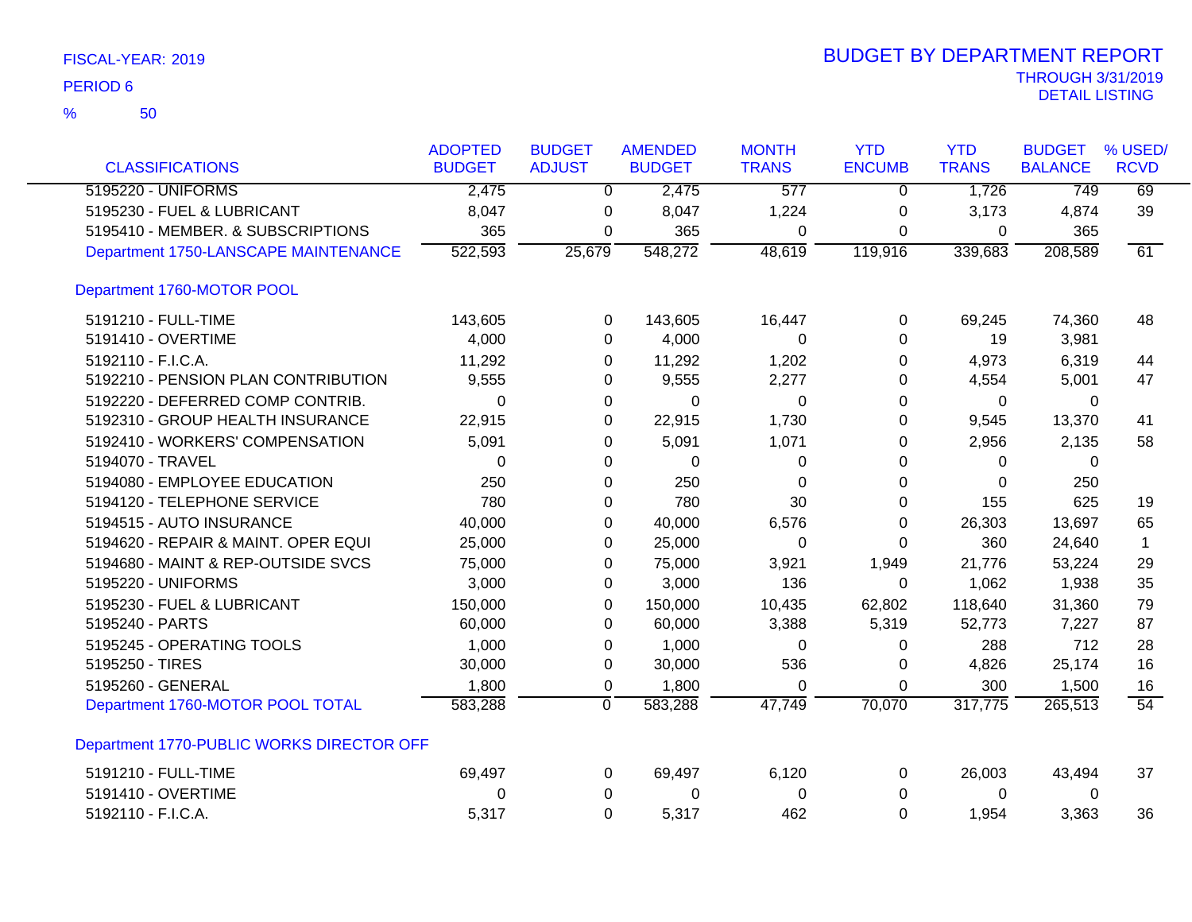FISCAL-YEAR: 2019

PERIOD 6

% 50

# BUDGET BY DEPARTMENT REPORT

THROUGH 3/31/2019
DETAIL LISTING

| CLASSIFICATIONS | ADOPTED BUDGET | BUDGET ADJUST | AMENDED BUDGET | MONTH TRANS | YTD ENCUMB | YTD TRANS | BUDGET BALANCE | % USED/ RCVD |
|---|---|---|---|---|---|---|---|---|
| 5195220 - UNIFORMS | 2,475 | 0 | 2,475 | 577 | 0 | 1,726 | 749 | 69 |
| 5195230 - FUEL & LUBRICANT | 8,047 | 0 | 8,047 | 1,224 | 0 | 3,173 | 4,874 | 39 |
| 5195410 - MEMBER. & SUBSCRIPTIONS | 365 | 0 | 365 | 0 | 0 | 0 | 365 | |
| Department 1750-LANSCAPE MAINTENANCE | 522,593 | 25,679 | 548,272 | 48,619 | 119,916 | 339,683 | 208,589 | 61 |
| **Department 1760-MOTOR POOL** | | | | | | | | |
| 5191210 - FULL-TIME | 143,605 | 0 | 143,605 | 16,447 | 0 | 69,245 | 74,360 | 48 |
| 5191410 - OVERTIME | 4,000 | 0 | 4,000 | 0 | 0 | 19 | 3,981 | |
| 5192110 - F.I.C.A. | 11,292 | 0 | 11,292 | 1,202 | 0 | 4,973 | 6,319 | 44 |
| 5192210 - PENSION PLAN CONTRIBUTION | 9,555 | 0 | 9,555 | 2,277 | 0 | 4,554 | 5,001 | 47 |
| 5192220 - DEFERRED COMP CONTRIB. | 0 | 0 | 0 | 0 | 0 | 0 | 0 | |
| 5192310 - GROUP HEALTH INSURANCE | 22,915 | 0 | 22,915 | 1,730 | 0 | 9,545 | 13,370 | 41 |
| 5192410 - WORKERS' COMPENSATION | 5,091 | 0 | 5,091 | 1,071 | 0 | 2,956 | 2,135 | 58 |
| 5194070 - TRAVEL | 0 | 0 | 0 | 0 | 0 | 0 | 0 | |
| 5194080 - EMPLOYEE EDUCATION | 250 | 0 | 250 | 0 | 0 | 0 | 250 | |
| 5194120 - TELEPHONE SERVICE | 780 | 0 | 780 | 30 | 0 | 155 | 625 | 19 |
| 5194515 - AUTO INSURANCE | 40,000 | 0 | 40,000 | 6,576 | 0 | 26,303 | 13,697 | 65 |
| 5194620 - REPAIR & MAINT. OPER EQUI | 25,000 | 0 | 25,000 | 0 | 0 | 360 | 24,640 | 1 |
| 5194680 - MAINT & REP-OUTSIDE SVCS | 75,000 | 0 | 75,000 | 3,921 | 1,949 | 21,776 | 53,224 | 29 |
| 5195220 - UNIFORMS | 3,000 | 0 | 3,000 | 136 | 0 | 1,062 | 1,938 | 35 |
| 5195230 - FUEL & LUBRICANT | 150,000 | 0 | 150,000 | 10,435 | 62,802 | 118,640 | 31,360 | 79 |
| 5195240 - PARTS | 60,000 | 0 | 60,000 | 3,388 | 5,319 | 52,773 | 7,227 | 87 |
| 5195245 - OPERATING TOOLS | 1,000 | 0 | 1,000 | 0 | 0 | 288 | 712 | 28 |
| 5195250 - TIRES | 30,000 | 0 | 30,000 | 536 | 0 | 4,826 | 25,174 | 16 |
| 5195260 - GENERAL | 1,800 | 0 | 1,800 | 0 | 0 | 300 | 1,500 | 16 |
| Department 1760-MOTOR POOL TOTAL | 583,288 | 0 | 583,288 | 47,749 | 70,070 | 317,775 | 265,513 | 54 |
| **Department 1770-PUBLIC WORKS DIRECTOR OFF** | | | | | | | | |
| 5191210 - FULL-TIME | 69,497 | 0 | 69,497 | 6,120 | 0 | 26,003 | 43,494 | 37 |
| 5191410 - OVERTIME | 0 | 0 | 0 | 0 | 0 | 0 | 0 | |
| 5192110 - F.I.C.A. | 5,317 | 0 | 5,317 | 462 | 0 | 1,954 | 3,363 | 36 |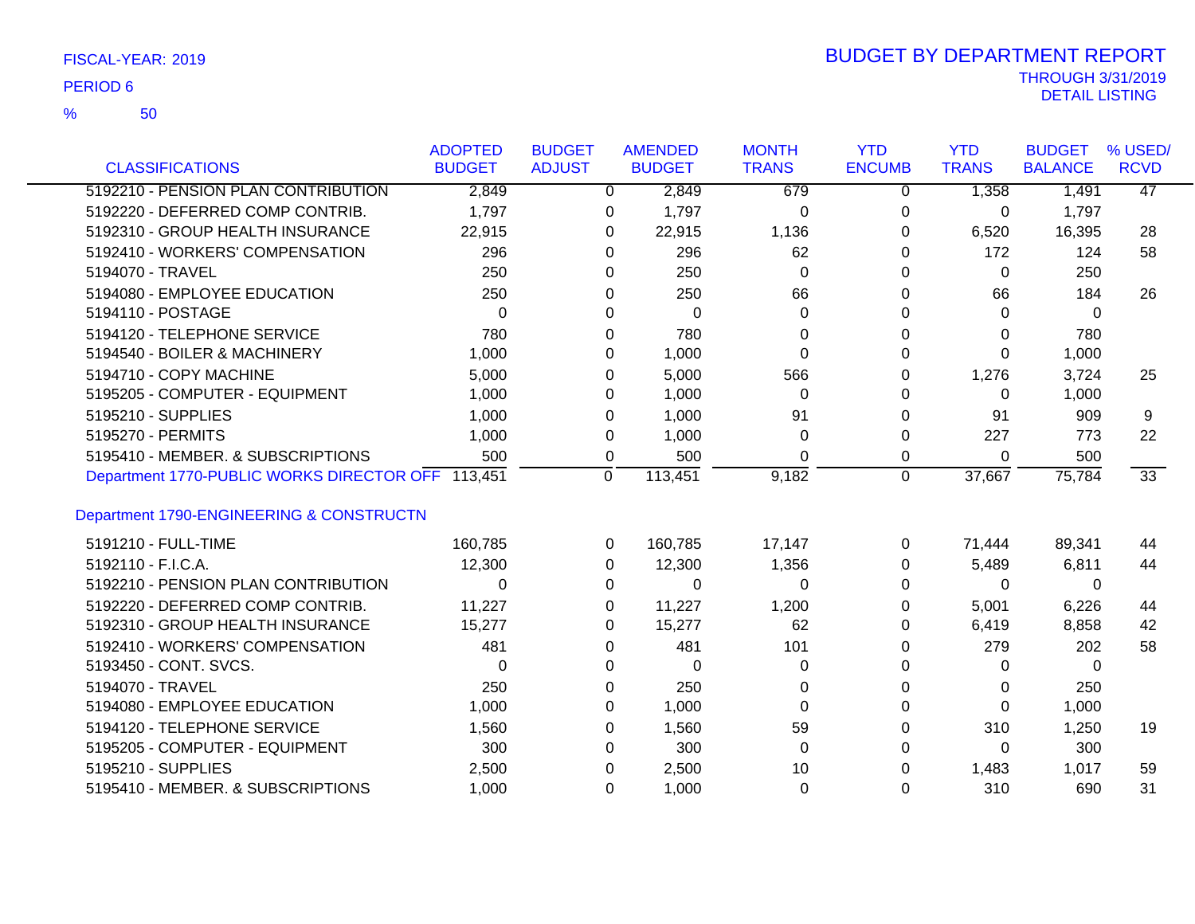FISCAL-YEAR: 2019

PERIOD 6

% 50

# BUDGET BY DEPARTMENT REPORT

THROUGH 3/31/2019

DETAIL LISTING

| CLASSIFICATIONS | ADOPTED BUDGET | BUDGET ADJUST | AMENDED BUDGET | MONTH TRANS | YTD ENCUMB | YTD TRANS | BUDGET BALANCE | % USED/ RCVD |
|---|---|---|---|---|---|---|---|---|
| 5192210 - PENSION PLAN CONTRIBUTION | 2,849 | 0 | 2,849 | 679 | 0 | 1,358 | 1,491 | 47 |
| 5192220 - DEFERRED COMP CONTRIB. | 1,797 | 0 | 1,797 | 0 | 0 | 0 | 1,797 | |
| 5192310 - GROUP HEALTH INSURANCE | 22,915 | 0 | 22,915 | 1,136 | 0 | 6,520 | 16,395 | 28 |
| 5192410 - WORKERS' COMPENSATION | 296 | 0 | 296 | 62 | 0 | 172 | 124 | 58 |
| 5194070 - TRAVEL | 250 | 0 | 250 | 0 | 0 | 0 | 250 | |
| 5194080 - EMPLOYEE EDUCATION | 250 | 0 | 250 | 66 | 0 | 66 | 184 | 26 |
| 5194110 - POSTAGE | 0 | 0 | 0 | 0 | 0 | 0 | 0 | |
| 5194120 - TELEPHONE SERVICE | 780 | 0 | 780 | 0 | 0 | 0 | 780 | |
| 5194540 - BOILER & MACHINERY | 1,000 | 0 | 1,000 | 0 | 0 | 0 | 1,000 | |
| 5194710 - COPY MACHINE | 5,000 | 0 | 5,000 | 566 | 0 | 1,276 | 3,724 | 25 |
| 5195205 - COMPUTER - EQUIPMENT | 1,000 | 0 | 1,000 | 0 | 0 | 0 | 1,000 | |
| 5195210 - SUPPLIES | 1,000 | 0 | 1,000 | 91 | 0 | 91 | 909 | 9 |
| 5195270 - PERMITS | 1,000 | 0 | 1,000 | 0 | 0 | 227 | 773 | 22 |
| 5195410 - MEMBER. & SUBSCRIPTIONS | 500 | 0 | 500 | 0 | 0 | 0 | 500 | |
| Department 1770-PUBLIC WORKS DIRECTOR OFF | 113,451 | 0 | 113,451 | 9,182 | 0 | 37,667 | 75,784 | 33 |
| **Department 1790-ENGINEERING & CONSTRUCTN** | | | | | | | | |
| 5191210 - FULL-TIME | 160,785 | 0 | 160,785 | 17,147 | 0 | 71,444 | 89,341 | 44 |
| 5192110 - F.I.C.A. | 12,300 | 0 | 12,300 | 1,356 | 0 | 5,489 | 6,811 | 44 |
| 5192210 - PENSION PLAN CONTRIBUTION | 0 | 0 | 0 | 0 | 0 | 0 | 0 | |
| 5192220 - DEFERRED COMP CONTRIB. | 11,227 | 0 | 11,227 | 1,200 | 0 | 5,001 | 6,226 | 44 |
| 5192310 - GROUP HEALTH INSURANCE | 15,277 | 0 | 15,277 | 62 | 0 | 6,419 | 8,858 | 42 |
| 5192410 - WORKERS' COMPENSATION | 481 | 0 | 481 | 101 | 0 | 279 | 202 | 58 |
| 5193450 - CONT. SVCS. | 0 | 0 | 0 | 0 | 0 | 0 | 0 | |
| 5194070 - TRAVEL | 250 | 0 | 250 | 0 | 0 | 0 | 250 | |
| 5194080 - EMPLOYEE EDUCATION | 1,000 | 0 | 1,000 | 0 | 0 | 0 | 1,000 | |
| 5194120 - TELEPHONE SERVICE | 1,560 | 0 | 1,560 | 59 | 0 | 310 | 1,250 | 19 |
| 5195205 - COMPUTER - EQUIPMENT | 300 | 0 | 300 | 0 | 0 | 0 | 300 | |
| 5195210 - SUPPLIES | 2,500 | 0 | 2,500 | 10 | 0 | 1,483 | 1,017 | 59 |
| 5195410 - MEMBER. & SUBSCRIPTIONS | 1,000 | 0 | 1,000 | 0 | 0 | 310 | 690 | 31 |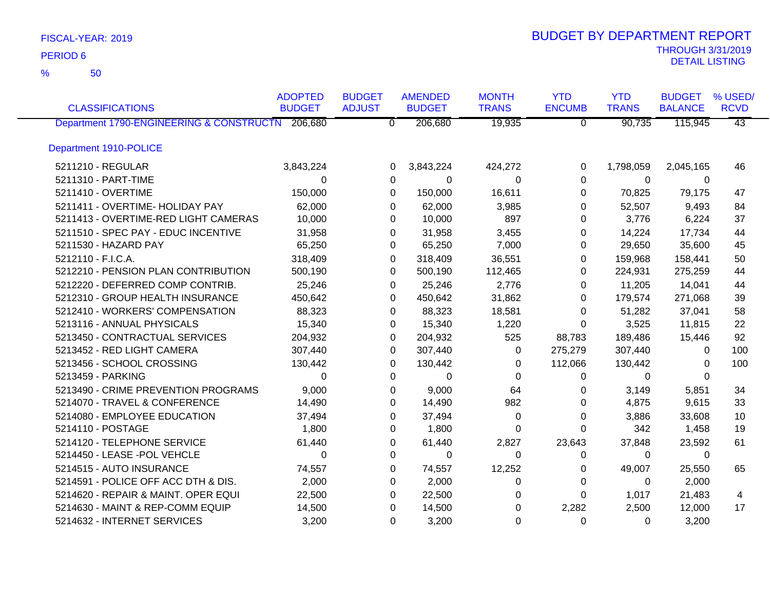FISCAL-YEAR: 2019

PERIOD 6

% 50

# BUDGET BY DEPARTMENT REPORT

THROUGH 3/31/2019
DETAIL LISTING

| CLASSIFICATIONS | ADOPTED BUDGET | BUDGET ADJUST | AMENDED BUDGET | MONTH TRANS | YTD ENCUMB | YTD TRANS | BUDGET BALANCE | % USED/ RCVD |
|---|---|---|---|---|---|---|---|---|
| Department 1790-ENGINEERING & CONSTRUCTN | 206,680 | 0 | 206,680 | 19,935 | 0 | 90,735 | 115,945 | 43 |
| Department 1910-POLICE | | | | | | | | |
| 5211210 - REGULAR | 3,843,224 | 0 | 3,843,224 | 424,272 | 0 | 1,798,059 | 2,045,165 | 46 |
| 5211310 - PART-TIME | 0 | 0 | 0 | 0 | 0 | 0 | 0 | |
| 5211410 - OVERTIME | 150,000 | 0 | 150,000 | 16,611 | 0 | 70,825 | 79,175 | 47 |
| 5211411 - OVERTIME- HOLIDAY PAY | 62,000 | 0 | 62,000 | 3,985 | 0 | 52,507 | 9,493 | 84 |
| 5211413 - OVERTIME-RED LIGHT CAMERAS | 10,000 | 0 | 10,000 | 897 | 0 | 3,776 | 6,224 | 37 |
| 5211510 - SPEC PAY - EDUC INCENTIVE | 31,958 | 0 | 31,958 | 3,455 | 0 | 14,224 | 17,734 | 44 |
| 5211530 - HAZARD PAY | 65,250 | 0 | 65,250 | 7,000 | 0 | 29,650 | 35,600 | 45 |
| 5212110 - F.I.C.A. | 318,409 | 0 | 318,409 | 36,551 | 0 | 159,968 | 158,441 | 50 |
| 5212210 - PENSION PLAN CONTRIBUTION | 500,190 | 0 | 500,190 | 112,465 | 0 | 224,931 | 275,259 | 44 |
| 5212220 - DEFERRED COMP CONTRIB. | 25,246 | 0 | 25,246 | 2,776 | 0 | 11,205 | 14,041 | 44 |
| 5212310 - GROUP HEALTH INSURANCE | 450,642 | 0 | 450,642 | 31,862 | 0 | 179,574 | 271,068 | 39 |
| 5212410 - WORKERS' COMPENSATION | 88,323 | 0 | 88,323 | 18,581 | 0 | 51,282 | 37,041 | 58 |
| 5213116 - ANNUAL PHYSICALS | 15,340 | 0 | 15,340 | 1,220 | 0 | 3,525 | 11,815 | 22 |
| 5213450 - CONTRACTUAL SERVICES | 204,932 | 0 | 204,932 | 525 | 88,783 | 189,486 | 15,446 | 92 |
| 5213452 - RED LIGHT CAMERA | 307,440 | 0 | 307,440 | 0 | 275,279 | 307,440 | 0 | 100 |
| 5213456 - SCHOOL CROSSING | 130,442 | 0 | 130,442 | 0 | 112,066 | 130,442 | 0 | 100 |
| 5213459 - PARKING | 0 | 0 | 0 | 0 | 0 | 0 | 0 | |
| 5213490 - CRIME PREVENTION PROGRAMS | 9,000 | 0 | 9,000 | 64 | 0 | 3,149 | 5,851 | 34 |
| 5214070 - TRAVEL & CONFERENCE | 14,490 | 0 | 14,490 | 982 | 0 | 4,875 | 9,615 | 33 |
| 5214080 - EMPLOYEE EDUCATION | 37,494 | 0 | 37,494 | 0 | 0 | 3,886 | 33,608 | 10 |
| 5214110 - POSTAGE | 1,800 | 0 | 1,800 | 0 | 0 | 342 | 1,458 | 19 |
| 5214120 - TELEPHONE SERVICE | 61,440 | 0 | 61,440 | 2,827 | 23,643 | 37,848 | 23,592 | 61 |
| 5214450 - LEASE -POL VEHCLE | 0 | 0 | 0 | 0 | 0 | 0 | 0 | |
| 5214515 - AUTO INSURANCE | 74,557 | 0 | 74,557 | 12,252 | 0 | 49,007 | 25,550 | 65 |
| 5214591 - POLICE OFF ACC DTH & DIS. | 2,000 | 0 | 2,000 | 0 | 0 | 0 | 2,000 | |
| 5214620 - REPAIR & MAINT. OPER EQUI | 22,500 | 0 | 22,500 | 0 | 0 | 1,017 | 21,483 | 4 |
| 5214630 - MAINT & REP-COMM EQUIP | 14,500 | 0 | 14,500 | 0 | 2,282 | 2,500 | 12,000 | 17 |
| 5214632 - INTERNET SERVICES | 3,200 | 0 | 3,200 | 0 | 0 | 0 | 3,200 | |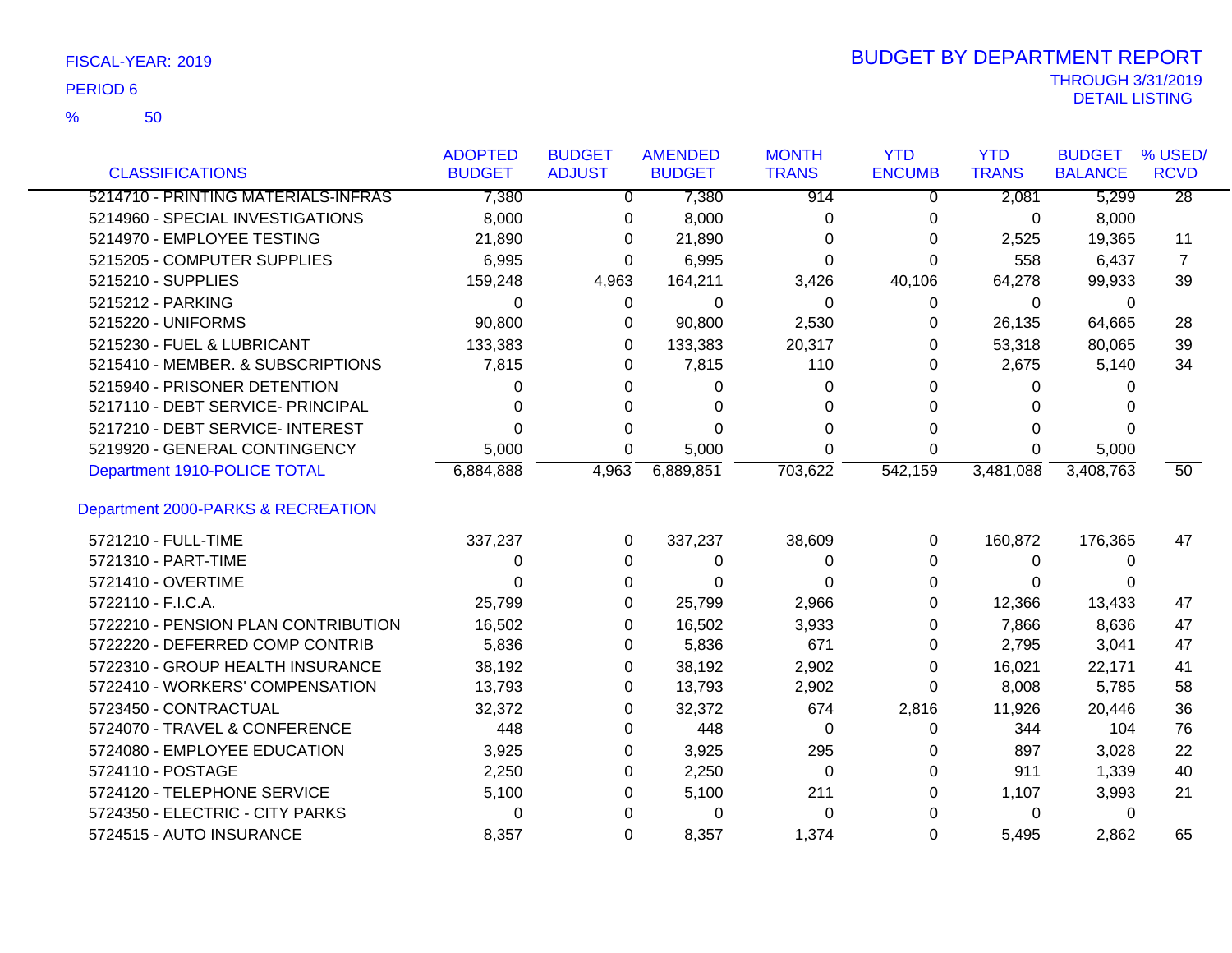FISCAL-YEAR: 2019

PERIOD 6

% 50

# BUDGET BY DEPARTMENT REPORT

THROUGH 3/31/2019
DETAIL LISTING

| CLASSIFICATIONS | ADOPTED BUDGET | BUDGET ADJUST | AMENDED BUDGET | MONTH TRANS | YTD ENCUMB | YTD TRANS | BUDGET BALANCE | % USED/ RCVD |
|---|---|---|---|---|---|---|---|---|
| 5214710 - PRINTING MATERIALS-INFRAS | 7,380 | 0 | 7,380 | 914 | 0 | 2,081 | 5,299 | 28 |
| 5214960 - SPECIAL INVESTIGATIONS | 8,000 | 0 | 8,000 | 0 | 0 | 0 | 8,000 | |
| 5214970 - EMPLOYEE TESTING | 21,890 | 0 | 21,890 | 0 | 0 | 2,525 | 19,365 | 11 |
| 5215205 - COMPUTER SUPPLIES | 6,995 | 0 | 6,995 | 0 | 0 | 558 | 6,437 | 7 |
| 5215210 - SUPPLIES | 159,248 | 4,963 | 164,211 | 3,426 | 40,106 | 64,278 | 99,933 | 39 |
| 5215212 - PARKING | 0 | 0 | 0 | 0 | 0 | 0 | 0 | |
| 5215220 - UNIFORMS | 90,800 | 0 | 90,800 | 2,530 | 0 | 26,135 | 64,665 | 28 |
| 5215230 - FUEL & LUBRICANT | 133,383 | 0 | 133,383 | 20,317 | 0 | 53,318 | 80,065 | 39 |
| 5215410 - MEMBER. & SUBSCRIPTIONS | 7,815 | 0 | 7,815 | 110 | 0 | 2,675 | 5,140 | 34 |
| 5215940 - PRISONER DETENTION | 0 | 0 | 0 | 0 | 0 | 0 | 0 | |
| 5217110 - DEBT SERVICE- PRINCIPAL | 0 | 0 | 0 | 0 | 0 | 0 | 0 | |
| 5217210 - DEBT SERVICE- INTEREST | 0 | 0 | 0 | 0 | 0 | 0 | 0 | |
| 5219920 - GENERAL CONTINGENCY | 5,000 | 0 | 5,000 | 0 | 0 | 0 | 5,000 | |
| Department 1910-POLICE TOTAL | 6,884,888 | 4,963 | 6,889,851 | 703,622 | 542,159 | 3,481,088 | 3,408,763 | 50 |
| **Department 2000-PARKS & RECREATION** | | | | | | | | |
| 5721210 - FULL-TIME | 337,237 | 0 | 337,237 | 38,609 | 0 | 160,872 | 176,365 | 47 |
| 5721310 - PART-TIME | 0 | 0 | 0 | 0 | 0 | 0 | 0 | |
| 5721410 - OVERTIME | 0 | 0 | 0 | 0 | 0 | 0 | 0 | |
| 5722110 - F.I.C.A. | 25,799 | 0 | 25,799 | 2,966 | 0 | 12,366 | 13,433 | 47 |
| 5722210 - PENSION PLAN CONTRIBUTION | 16,502 | 0 | 16,502 | 3,933 | 0 | 7,866 | 8,636 | 47 |
| 5722220 - DEFERRED COMP CONTRIB | 5,836 | 0 | 5,836 | 671 | 0 | 2,795 | 3,041 | 47 |
| 5722310 - GROUP HEALTH INSURANCE | 38,192 | 0 | 38,192 | 2,902 | 0 | 16,021 | 22,171 | 41 |
| 5722410 - WORKERS' COMPENSATION | 13,793 | 0 | 13,793 | 2,902 | 0 | 8,008 | 5,785 | 58 |
| 5723450 - CONTRACTUAL | 32,372 | 0 | 32,372 | 674 | 2,816 | 11,926 | 20,446 | 36 |
| 5724070 - TRAVEL & CONFERENCE | 448 | 0 | 448 | 0 | 0 | 344 | 104 | 76 |
| 5724080 - EMPLOYEE EDUCATION | 3,925 | 0 | 3,925 | 295 | 0 | 897 | 3,028 | 22 |
| 5724110 - POSTAGE | 2,250 | 0 | 2,250 | 0 | 0 | 911 | 1,339 | 40 |
| 5724120 - TELEPHONE SERVICE | 5,100 | 0 | 5,100 | 211 | 0 | 1,107 | 3,993 | 21 |
| 5724350 - ELECTRIC - CITY PARKS | 0 | 0 | 0 | 0 | 0 | 0 | 0 | |
| 5724515 - AUTO INSURANCE | 8,357 | 0 | 8,357 | 1,374 | 0 | 5,495 | 2,862 | 65 |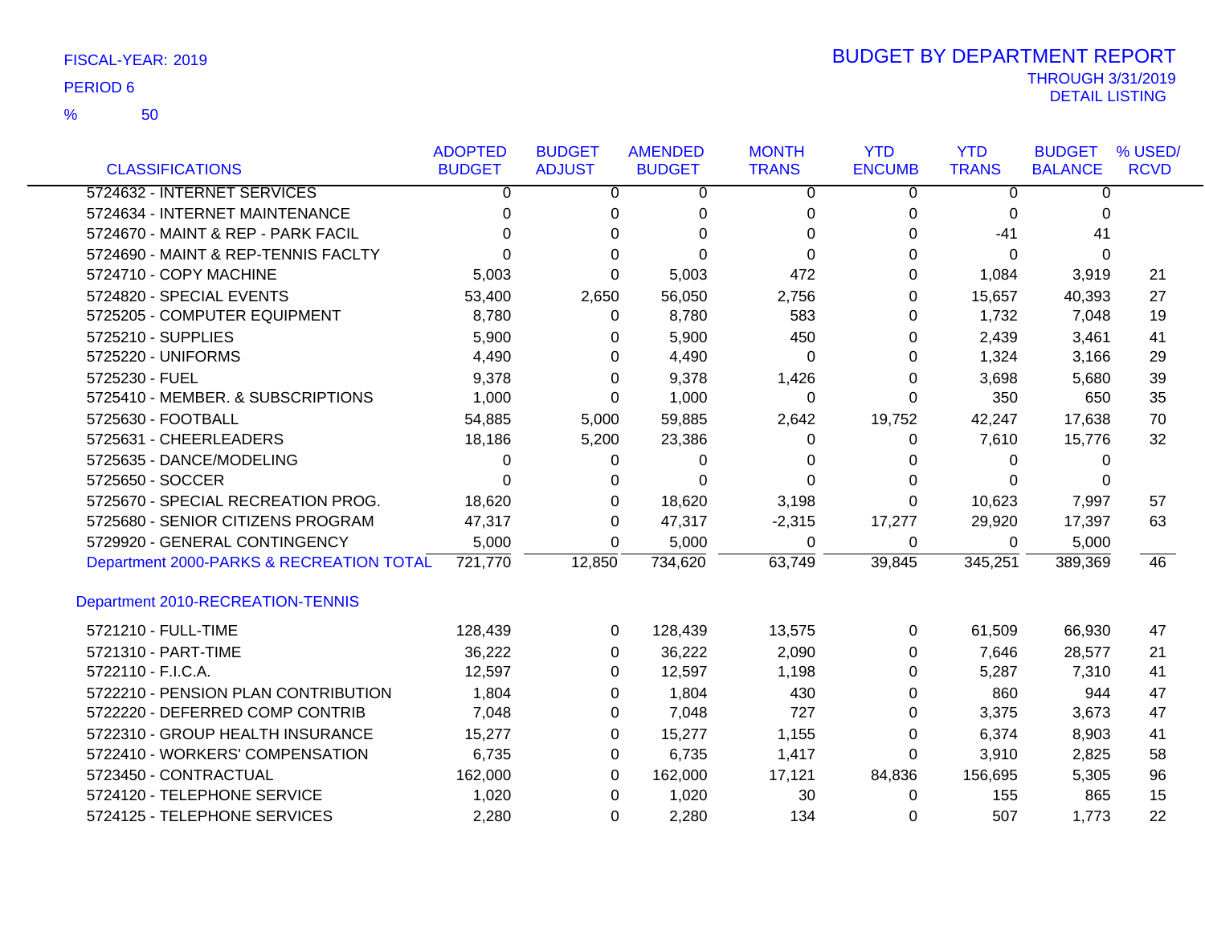FISCAL-YEAR: 2019

PERIOD 6

% 50

# BUDGET BY DEPARTMENT REPORT

THROUGH 3/31/2019

DETAIL LISTING

| CLASSIFICATIONS | ADOPTED BUDGET | BUDGET ADJUST | AMENDED BUDGET | MONTH TRANS | YTD ENCUMB | YTD TRANS | BUDGET BALANCE | % USED/ RCVD |
|---|---|---|---|---|---|---|---|---|
| 5724632 - INTERNET SERVICES | 0 | 0 | 0 | 0 | 0 | 0 | 0 | |
| 5724634 - INTERNET MAINTENANCE | 0 | 0 | 0 | 0 | 0 | 0 | 0 | |
| 5724670 - MAINT & REP - PARK FACIL | 0 | 0 | 0 | 0 | 0 | -41 | 41 | |
| 5724690 - MAINT & REP-TENNIS FACLTY | 0 | 0 | 0 | 0 | 0 | 0 | 0 | |
| 5724710 - COPY MACHINE | 5,003 | 0 | 5,003 | 472 | 0 | 1,084 | 3,919 | 21 |
| 5724820 - SPECIAL EVENTS | 53,400 | 2,650 | 56,050 | 2,756 | 0 | 15,657 | 40,393 | 27 |
| 5725205 - COMPUTER EQUIPMENT | 8,780 | 0 | 8,780 | 583 | 0 | 1,732 | 7,048 | 19 |
| 5725210 - SUPPLIES | 5,900 | 0 | 5,900 | 450 | 0 | 2,439 | 3,461 | 41 |
| 5725220 - UNIFORMS | 4,490 | 0 | 4,490 | 0 | 0 | 1,324 | 3,166 | 29 |
| 5725230 - FUEL | 9,378 | 0 | 9,378 | 1,426 | 0 | 3,698 | 5,680 | 39 |
| 5725410 - MEMBER. & SUBSCRIPTIONS | 1,000 | 0 | 1,000 | 0 | 0 | 350 | 650 | 35 |
| 5725630 - FOOTBALL | 54,885 | 5,000 | 59,885 | 2,642 | 19,752 | 42,247 | 17,638 | 70 |
| 5725631 - CHEERLEADERS | 18,186 | 5,200 | 23,386 | 0 | 0 | 7,610 | 15,776 | 32 |
| 5725635 - DANCE/MODELING | 0 | 0 | 0 | 0 | 0 | 0 | 0 | |
| 5725650 - SOCCER | 0 | 0 | 0 | 0 | 0 | 0 | 0 | |
| 5725670 - SPECIAL RECREATION PROG. | 18,620 | 0 | 18,620 | 3,198 | 0 | 10,623 | 7,997 | 57 |
| 5725680 - SENIOR CITIZENS PROGRAM | 47,317 | 0 | 47,317 | -2,315 | 17,277 | 29,920 | 17,397 | 63 |
| 5729920 - GENERAL CONTINGENCY | 5,000 | 0 | 5,000 | 0 | 0 | 0 | 5,000 | |
| Department 2000-PARKS & RECREATION TOTAL | 721,770 | 12,850 | 734,620 | 63,749 | 39,845 | 345,251 | 389,369 | 46 |

## Department 2010-RECREATION-TENNIS

| CLASSIFICATIONS | ADOPTED BUDGET | BUDGET ADJUST | AMENDED BUDGET | MONTH TRANS | YTD ENCUMB | YTD TRANS | BUDGET BALANCE | % USED/ RCVD |
|---|---|---|---|---|---|---|---|---|
| 5721210 - FULL-TIME | 128,439 | 0 | 128,439 | 13,575 | 0 | 61,509 | 66,930 | 47 |
| 5721310 - PART-TIME | 36,222 | 0 | 36,222 | 2,090 | 0 | 7,646 | 28,577 | 21 |
| 5722110 - F.I.C.A. | 12,597 | 0 | 12,597 | 1,198 | 0 | 5,287 | 7,310 | 41 |
| 5722210 - PENSION PLAN CONTRIBUTION | 1,804 | 0 | 1,804 | 430 | 0 | 860 | 944 | 47 |
| 5722220 - DEFERRED COMP CONTRIB | 7,048 | 0 | 7,048 | 727 | 0 | 3,375 | 3,673 | 47 |
| 5722310 - GROUP HEALTH INSURANCE | 15,277 | 0 | 15,277 | 1,155 | 0 | 6,374 | 8,903 | 41 |
| 5722410 - WORKERS' COMPENSATION | 6,735 | 0 | 6,735 | 1,417 | 0 | 3,910 | 2,825 | 58 |
| 5723450 - CONTRACTUAL | 162,000 | 0 | 162,000 | 17,121 | 84,836 | 156,695 | 5,305 | 96 |
| 5724120 - TELEPHONE SERVICE | 1,020 | 0 | 1,020 | 30 | 0 | 155 | 865 | 15 |
| 5724125 - TELEPHONE SERVICES | 2,280 | 0 | 2,280 | 134 | 0 | 507 | 1,773 | 22 |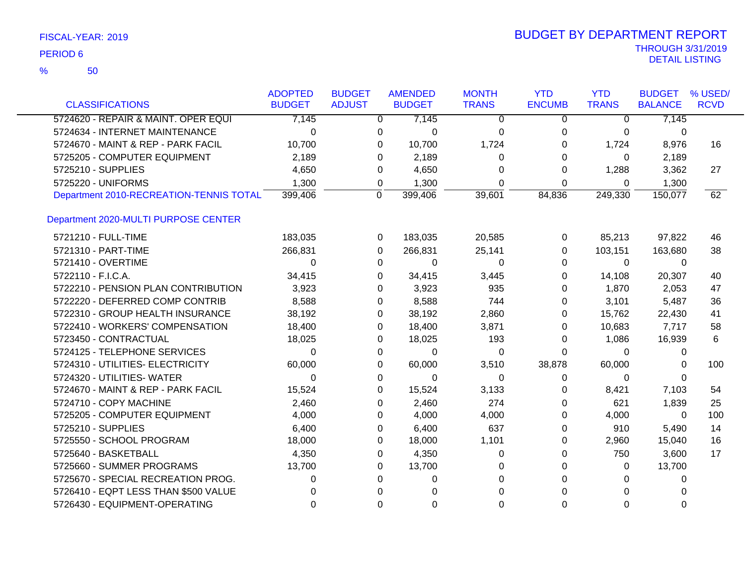FISCAL-YEAR: 2019

PERIOD 6

% 50

# BUDGET BY DEPARTMENT REPORT

THROUGH 3/31/2019

DETAIL LISTING

| CLASSIFICATIONS | ADOPTED BUDGET | BUDGET ADJUST | AMENDED BUDGET | MONTH TRANS | YTD ENCUMB | YTD TRANS | BUDGET BALANCE | % USED/ RCVD |
|---|---|---|---|---|---|---|---|---|
| 5724620 - REPAIR & MAINT. OPER EQUI | 7,145 | 0 | 7,145 | 0 | 0 | 0 | 7,145 | |
| 5724634 - INTERNET MAINTENANCE | 0 | 0 | 0 | 0 | 0 | 0 | 0 | |
| 5724670 - MAINT & REP - PARK FACIL | 10,700 | 0 | 10,700 | 1,724 | 0 | 1,724 | 8,976 | 16 |
| 5725205 - COMPUTER EQUIPMENT | 2,189 | 0 | 2,189 | 0 | 0 | 0 | 2,189 | |
| 5725210 - SUPPLIES | 4,650 | 0 | 4,650 | 0 | 0 | 1,288 | 3,362 | 27 |
| 5725220 - UNIFORMS | 1,300 | 0 | 1,300 | 0 | 0 | 0 | 1,300 | |
| Department 2010-RECREATION-TENNIS TOTAL | 399,406 | 0 | 399,406 | 39,601 | 84,836 | 249,330 | 150,077 | 62 |
| **Department 2020-MULTI PURPOSE CENTER** | | | | | | | | |
| 5721210 - FULL-TIME | 183,035 | 0 | 183,035 | 20,585 | 0 | 85,213 | 97,822 | 46 |
| 5721310 - PART-TIME | 266,831 | 0 | 266,831 | 25,141 | 0 | 103,151 | 163,680 | 38 |
| 5721410 - OVERTIME | 0 | 0 | 0 | 0 | 0 | 0 | 0 | |
| 5722110 - F.I.C.A. | 34,415 | 0 | 34,415 | 3,445 | 0 | 14,108 | 20,307 | 40 |
| 5722210 - PENSION PLAN CONTRIBUTION | 3,923 | 0 | 3,923 | 935 | 0 | 1,870 | 2,053 | 47 |
| 5722220 - DEFERRED COMP CONTRIB | 8,588 | 0 | 8,588 | 744 | 0 | 3,101 | 5,487 | 36 |
| 5722310 - GROUP HEALTH INSURANCE | 38,192 | 0 | 38,192 | 2,860 | 0 | 15,762 | 22,430 | 41 |
| 5722410 - WORKERS' COMPENSATION | 18,400 | 0 | 18,400 | 3,871 | 0 | 10,683 | 7,717 | 58 |
| 5723450 - CONTRACTUAL | 18,025 | 0 | 18,025 | 193 | 0 | 1,086 | 16,939 | 6 |
| 5724125 - TELEPHONE SERVICES | 0 | 0 | 0 | 0 | 0 | 0 | 0 | |
| 5724310 - UTILITIES- ELECTRICITY | 60,000 | 0 | 60,000 | 3,510 | 38,878 | 60,000 | 0 | 100 |
| 5724320 - UTILITIES- WATER | 0 | 0 | 0 | 0 | 0 | 0 | 0 | |
| 5724670 - MAINT & REP - PARK FACIL | 15,524 | 0 | 15,524 | 3,133 | 0 | 8,421 | 7,103 | 54 |
| 5724710 - COPY MACHINE | 2,460 | 0 | 2,460 | 274 | 0 | 621 | 1,839 | 25 |
| 5725205 - COMPUTER EQUIPMENT | 4,000 | 0 | 4,000 | 4,000 | 0 | 4,000 | 0 | 100 |
| 5725210 - SUPPLIES | 6,400 | 0 | 6,400 | 637 | 0 | 910 | 5,490 | 14 |
| 5725550 - SCHOOL PROGRAM | 18,000 | 0 | 18,000 | 1,101 | 0 | 2,960 | 15,040 | 16 |
| 5725640 - BASKETBALL | 4,350 | 0 | 4,350 | 0 | 0 | 750 | 3,600 | 17 |
| 5725660 - SUMMER PROGRAMS | 13,700 | 0 | 13,700 | 0 | 0 | 0 | 13,700 | |
| 5725670 - SPECIAL RECREATION PROG. | 0 | 0 | 0 | 0 | 0 | 0 | 0 | |
| 5726410 - EQPT LESS THAN $500 VALUE | 0 | 0 | 0 | 0 | 0 | 0 | 0 | |
| 5726430 - EQUIPMENT-OPERATING | 0 | 0 | 0 | 0 | 0 | 0 | 0 | |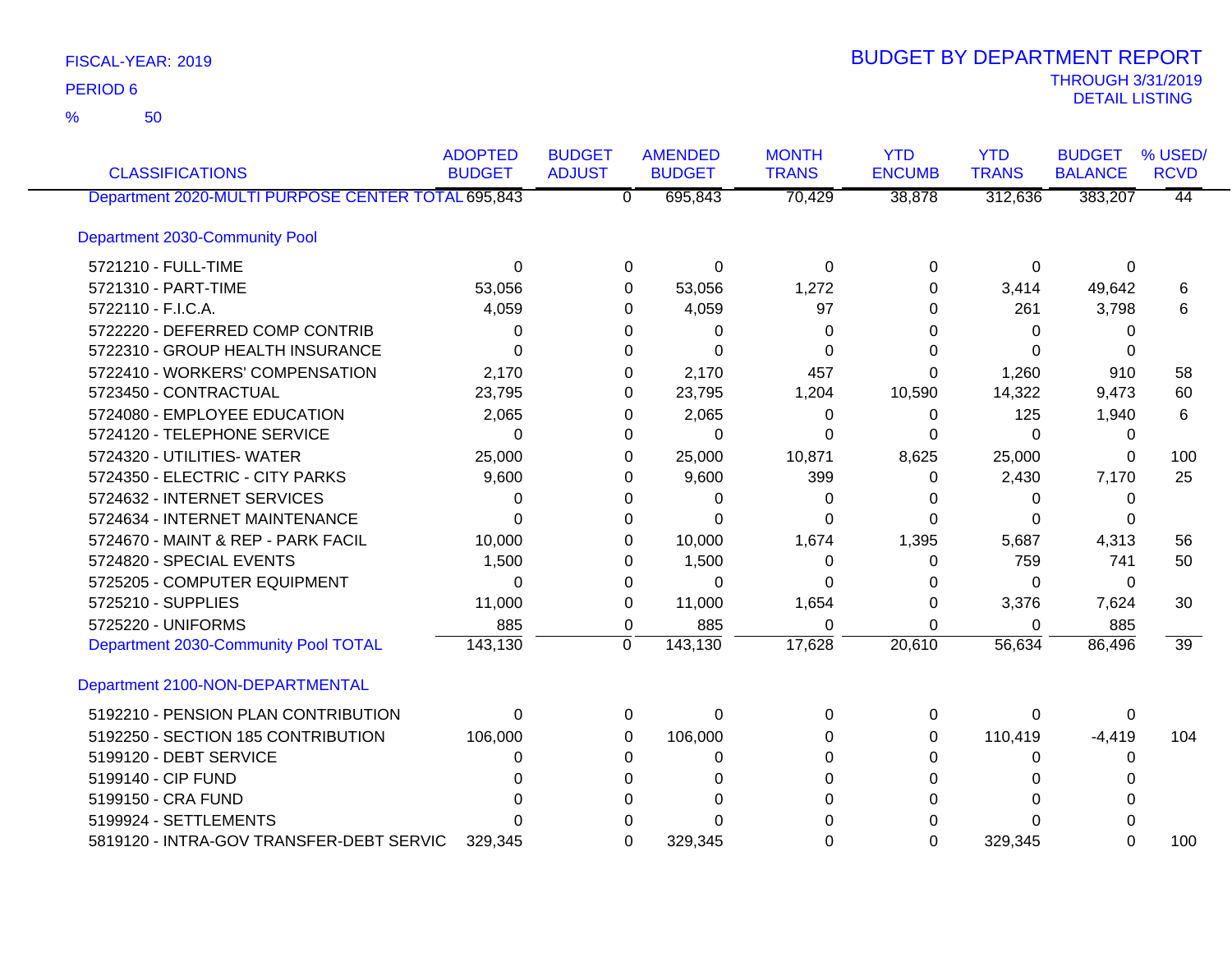FISCAL-YEAR: 2019

PERIOD 6

% 50

# BUDGET BY DEPARTMENT REPORT

THROUGH 3/31/2019

DETAIL LISTING

| CLASSIFICATIONS | ADOPTED BUDGET | BUDGET ADJUST | AMENDED BUDGET | MONTH TRANS | YTD ENCUMB | YTD TRANS | BUDGET BALANCE | % USED/ RCVD |
|---|---|---|---|---|---|---|---|---|
| Department 2020-MULTI PURPOSE CENTER TOTAL | 695,843 | 0 | 695,843 | 70,429 | 38,878 | 312,636 | 383,207 | 44 |
| **Department 2030-Community Pool** | | | | | | | | |
| 5721210 - FULL-TIME | 0 | 0 | 0 | 0 | 0 | 0 | 0 | |
| 5721310 - PART-TIME | 53,056 | 0 | 53,056 | 1,272 | 0 | 3,414 | 49,642 | 6 |
| 5722110 - F.I.C.A. | 4,059 | 0 | 4,059 | 97 | 0 | 261 | 3,798 | 6 |
| 5722220 - DEFERRED COMP CONTRIB | 0 | 0 | 0 | 0 | 0 | 0 | 0 | |
| 5722310 - GROUP HEALTH INSURANCE | 0 | 0 | 0 | 0 | 0 | 0 | 0 | |
| 5722410 - WORKERS' COMPENSATION | 2,170 | 0 | 2,170 | 457 | 0 | 1,260 | 910 | 58 |
| 5723450 - CONTRACTUAL | 23,795 | 0 | 23,795 | 1,204 | 10,590 | 14,322 | 9,473 | 60 |
| 5724080 - EMPLOYEE EDUCATION | 2,065 | 0 | 2,065 | 0 | 0 | 125 | 1,940 | 6 |
| 5724120 - TELEPHONE SERVICE | 0 | 0 | 0 | 0 | 0 | 0 | 0 | |
| 5724320 - UTILITIES- WATER | 25,000 | 0 | 25,000 | 10,871 | 8,625 | 25,000 | 0 | 100 |
| 5724350 - ELECTRIC - CITY PARKS | 9,600 | 0 | 9,600 | 399 | 0 | 2,430 | 7,170 | 25 |
| 5724632 - INTERNET SERVICES | 0 | 0 | 0 | 0 | 0 | 0 | 0 | |
| 5724634 - INTERNET MAINTENANCE | 0 | 0 | 0 | 0 | 0 | 0 | 0 | |
| 5724670 - MAINT & REP - PARK FACIL | 10,000 | 0 | 10,000 | 1,674 | 1,395 | 5,687 | 4,313 | 56 |
| 5724820 - SPECIAL EVENTS | 1,500 | 0 | 1,500 | 0 | 0 | 759 | 741 | 50 |
| 5725205 - COMPUTER EQUIPMENT | 0 | 0 | 0 | 0 | 0 | 0 | 0 | |
| 5725210 - SUPPLIES | 11,000 | 0 | 11,000 | 1,654 | 0 | 3,376 | 7,624 | 30 |
| 5725220 - UNIFORMS | 885 | 0 | 885 | 0 | 0 | 0 | 885 | |
| Department 2030-Community Pool TOTAL | 143,130 | 0 | 143,130 | 17,628 | 20,610 | 56,634 | 86,496 | 39 |
| **Department 2100-NON-DEPARTMENTAL** | | | | | | | | |
| 5192210 - PENSION PLAN CONTRIBUTION | 0 | 0 | 0 | 0 | 0 | 0 | 0 | |
| 5192250 - SECTION 185 CONTRIBUTION | 106,000 | 0 | 106,000 | 0 | 0 | 110,419 | -4,419 | 104 |
| 5199120 - DEBT SERVICE | 0 | 0 | 0 | 0 | 0 | 0 | 0 | |
| 5199140 - CIP FUND | 0 | 0 | 0 | 0 | 0 | 0 | 0 | |
| 5199150 - CRA FUND | 0 | 0 | 0 | 0 | 0 | 0 | 0 | |
| 5199924 - SETTLEMENTS | 0 | 0 | 0 | 0 | 0 | 0 | 0 | |
| 5819120 - INTRA-GOV TRANSFER-DEBT SERVIC | 329,345 | 0 | 329,345 | 0 | 0 | 329,345 | 0 | 100 |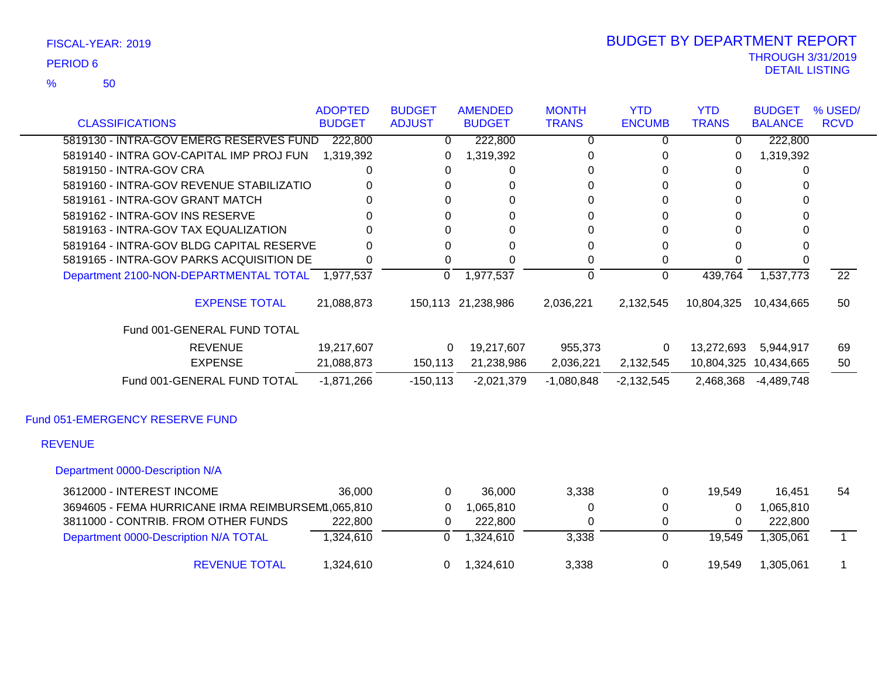FISCAL-YEAR: 2019

PERIOD 6

% 50

# BUDGET BY DEPARTMENT REPORT

THROUGH 3/31/2019
DETAIL LISTING

| CLASSIFICATIONS | ADOPTED BUDGET | BUDGET ADJUST | AMENDED BUDGET | MONTH TRANS | YTD ENCUMB | YTD TRANS | BUDGET BALANCE | % USED/ RCVD |
|---|---|---|---|---|---|---|---|---|
| 5819130 - INTRA-GOV EMERG RESERVES FUND | 222,800 | 0 | 222,800 | 0 | 0 | 0 | 222,800 | |
| 5819140 - INTRA GOV-CAPITAL IMP PROJ FUN | 1,319,392 | 0 | 1,319,392 | 0 | 0 | 0 | 1,319,392 | |
| 5819150 - INTRA-GOV CRA | 0 | 0 | 0 | 0 | 0 | 0 | 0 | |
| 5819160 - INTRA-GOV REVENUE STABILIZATIO | 0 | 0 | 0 | 0 | 0 | 0 | 0 | |
| 5819161 - INTRA-GOV GRANT MATCH | 0 | 0 | 0 | 0 | 0 | 0 | 0 | |
| 5819162 - INTRA-GOV INS RESERVE | 0 | 0 | 0 | 0 | 0 | 0 | 0 | |
| 5819163 - INTRA-GOV TAX EQUALIZATION | 0 | 0 | 0 | 0 | 0 | 0 | 0 | |
| 5819164 - INTRA-GOV BLDG CAPITAL RESERVE | 0 | 0 | 0 | 0 | 0 | 0 | 0 | |
| 5819165 - INTRA-GOV PARKS ACQUISITION DE | 0 | 0 | 0 | 0 | 0 | 0 | 0 | |
| Department 2100-NON-DEPARTMENTAL TOTAL | 1,977,537 | 0 | 1,977,537 | 0 | 0 | 439,764 | 1,537,773 | 22 |
| EXPENSE TOTAL | 21,088,873 | 150,113 | 21,238,986 | 2,036,221 | 2,132,545 | 10,804,325 | 10,434,665 | 50 |
| Fund 001-GENERAL FUND TOTAL | | | | | | | | |
| REVENUE | 19,217,607 | 0 | 19,217,607 | 955,373 | 0 | 13,272,693 | 5,944,917 | 69 |
| EXPENSE | 21,088,873 | 150,113 | 21,238,986 | 2,036,221 | 2,132,545 | 10,804,325 | 10,434,665 | 50 |
| Fund 001-GENERAL FUND TOTAL | -1,871,266 | -150,113 | -2,021,379 | -1,080,848 | -2,132,545 | 2,468,368 | -4,489,748 | |

## Fund 051-EMERGENCY RESERVE FUND

### REVENUE

#### Department 0000-Description N/A

| CLASSIFICATIONS | ADOPTED BUDGET | BUDGET ADJUST | AMENDED BUDGET | MONTH TRANS | YTD ENCUMB | YTD TRANS | BUDGET BALANCE | % USED/ RCVD |
|---|---|---|---|---|---|---|---|---|
| 3612000 - INTEREST INCOME | 36,000 | 0 | 36,000 | 3,338 | 0 | 19,549 | 16,451 | 54 |
| 3694605 - FEMA HURRICANE IRMA REIMBURSEM | 1,065,810 | 0 | 1,065,810 | 0 | 0 | 0 | 1,065,810 | |
| 3811000 - CONTRIB. FROM OTHER FUNDS | 222,800 | 0 | 222,800 | 0 | 0 | 0 | 222,800 | |
| Department 0000-Description N/A TOTAL | 1,324,610 | 0 | 1,324,610 | 3,338 | 0 | 19,549 | 1,305,061 | 1 |
| REVENUE TOTAL | 1,324,610 | 0 | 1,324,610 | 3,338 | 0 | 19,549 | 1,305,061 | 1 |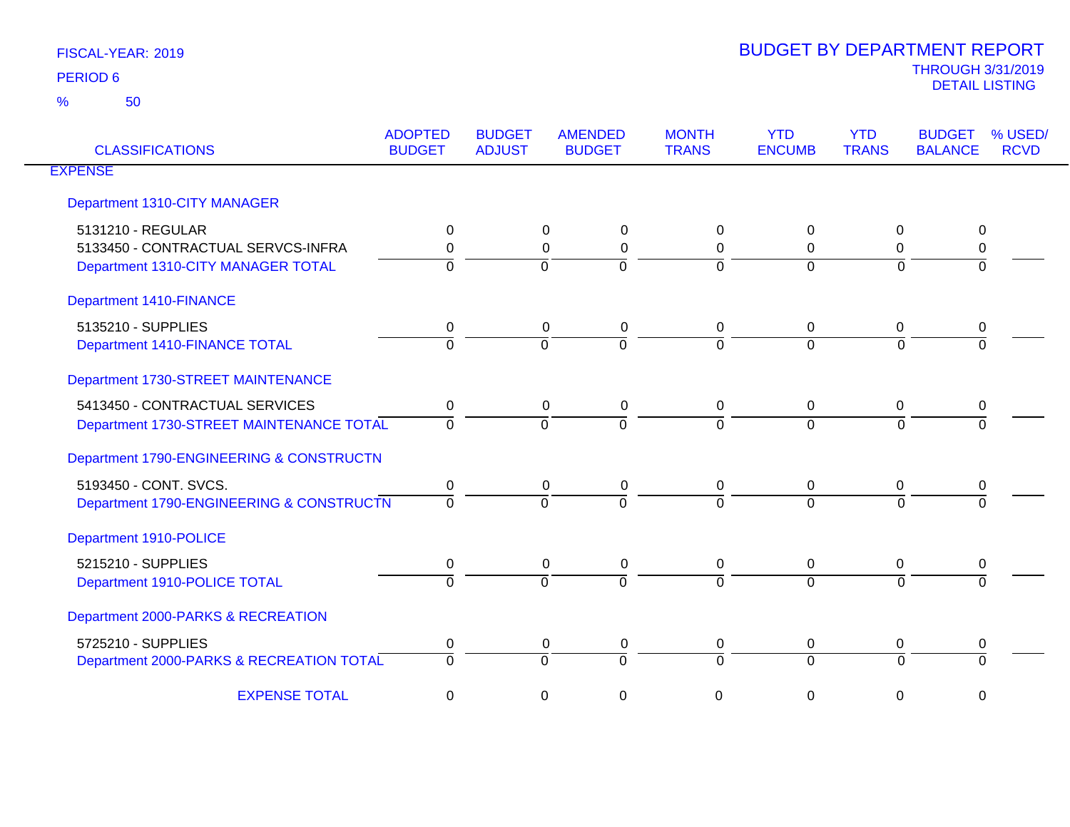FISCAL-YEAR: 2019

PERIOD 6

% 50

# BUDGET BY DEPARTMENT REPORT

THROUGH 3/31/2019

DETAIL LISTING

| CLASSIFICATIONS | ADOPTED BUDGET | BUDGET ADJUST | AMENDED BUDGET | MONTH TRANS | YTD ENCUMB | YTD TRANS | BUDGET BALANCE | % USED/ RCVD |
|---|---|---|---|---|---|---|---|---|
| EXPENSE | | | | | | | | |
| Department 1310-CITY MANAGER | | | | | | | | |
| 5131210 - REGULAR | 0 | 0 | 0 | 0 | 0 | 0 | 0 | |
| 5133450 - CONTRACTUAL SERVCS-INFRA | 0 | 0 | 0 | 0 | 0 | 0 | 0 | |
| Department 1310-CITY MANAGER TOTAL | 0 | 0 | 0 | 0 | 0 | 0 | 0 | |
| Department 1410-FINANCE | | | | | | | | |
| 5135210 - SUPPLIES | 0 | 0 | 0 | 0 | 0 | 0 | 0 | |
| Department 1410-FINANCE TOTAL | 0 | 0 | 0 | 0 | 0 | 0 | 0 | |
| Department 1730-STREET MAINTENANCE | | | | | | | | |
| 5413450 - CONTRACTUAL SERVICES | 0 | 0 | 0 | 0 | 0 | 0 | 0 | |
| Department 1730-STREET MAINTENANCE TOTAL | 0 | 0 | 0 | 0 | 0 | 0 | 0 | |
| Department 1790-ENGINEERING & CONSTRUCTN | | | | | | | | |
| 5193450 - CONT. SVCS. | 0 | 0 | 0 | 0 | 0 | 0 | 0 | |
| Department 1790-ENGINEERING & CONSTRUCTN | 0 | 0 | 0 | 0 | 0 | 0 | 0 | |
| Department 1910-POLICE | | | | | | | | |
| 5215210 - SUPPLIES | 0 | 0 | 0 | 0 | 0 | 0 | 0 | |
| Department 1910-POLICE TOTAL | 0 | 0 | 0 | 0 | 0 | 0 | 0 | |
| Department 2000-PARKS & RECREATION | | | | | | | | |
| 5725210 - SUPPLIES | 0 | 0 | 0 | 0 | 0 | 0 | 0 | |
| Department 2000-PARKS & RECREATION TOTAL | 0 | 0 | 0 | 0 | 0 | 0 | 0 | |
| EXPENSE TOTAL | 0 | 0 | 0 | 0 | 0 | 0 | 0 | |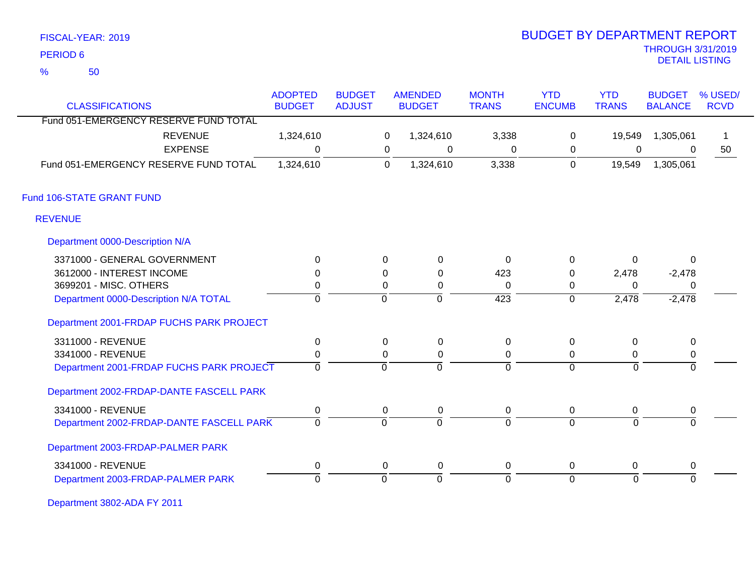FISCAL-YEAR: 2019

PERIOD 6

% 50

# BUDGET BY DEPARTMENT REPORT

THROUGH 3/31/2019

DETAIL LISTING

| CLASSIFICATIONS | ADOPTED BUDGET | BUDGET ADJUST | AMENDED BUDGET | MONTH TRANS | YTD ENCUMB | YTD TRANS | BUDGET BALANCE | % USED/ RCVD |
|---|---|---|---|---|---|---|---|---|
| Fund 051-EMERGENCY RESERVE FUND TOTAL | | | | | | | | |
| REVENUE | 1,324,610 | 0 | 1,324,610 | 3,338 | 0 | 19,549 | 1,305,061 | 1 |
| EXPENSE | 0 | 0 | 0 | 0 | 0 | 0 | 0 | 50 |
| Fund 051-EMERGENCY RESERVE FUND TOTAL | 1,324,610 | 0 | 1,324,610 | 3,338 | 0 | 19,549 | 1,305,061 | |
| **Fund 106-STATE GRANT FUND** | | | | | | | | |
| **REVENUE** | | | | | | | | |
| **Department 0000-Description N/A** | | | | | | | | |
| 3371000 - GENERAL GOVERNMENT | 0 | 0 | 0 | 0 | 0 | 0 | 0 | |
| 3612000 - INTEREST INCOME | 0 | 0 | 0 | 423 | 0 | 2,478 | -2,478 | |
| 3699201 - MISC. OTHERS | 0 | 0 | 0 | 0 | 0 | 0 | 0 | |
| Department 0000-Description N/A TOTAL | 0 | 0 | 0 | 423 | 0 | 2,478 | -2,478 | |
| **Department 2001-FRDAP FUCHS PARK PROJECT** | | | | | | | | |
| 3311000 - REVENUE | 0 | 0 | 0 | 0 | 0 | 0 | 0 | |
| 3341000 - REVENUE | 0 | 0 | 0 | 0 | 0 | 0 | 0 | |
| Department 2001-FRDAP FUCHS PARK PROJECT | 0 | 0 | 0 | 0 | 0 | 0 | 0 | |
| **Department 2002-FRDAP-DANTE FASCELL PARK** | | | | | | | | |
| 3341000 - REVENUE | 0 | 0 | 0 | 0 | 0 | 0 | 0 | |
| Department 2002-FRDAP-DANTE FASCELL PARK | 0 | 0 | 0 | 0 | 0 | 0 | 0 | |
| **Department 2003-FRDAP-PALMER PARK** | | | | | | | | |
| 3341000 - REVENUE | 0 | 0 | 0 | 0 | 0 | 0 | 0 | |
| Department 2003-FRDAP-PALMER PARK | 0 | 0 | 0 | 0 | 0 | 0 | 0 | |
| **Department 3802-ADA FY 2011** | | | | | | | | |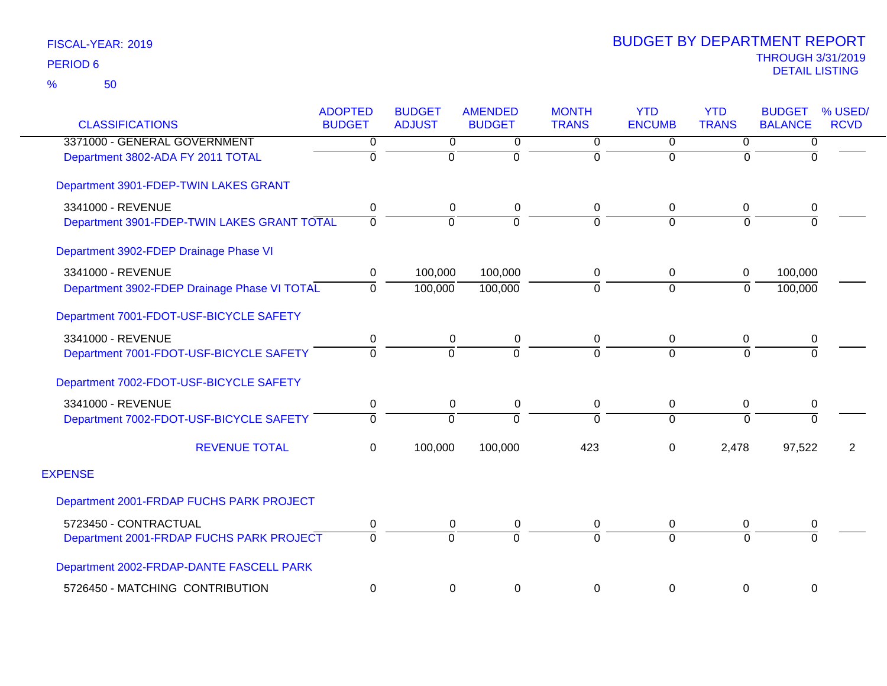FISCAL-YEAR: 2019

PERIOD 6

% 50

# BUDGET BY DEPARTMENT REPORT

THROUGH 3/31/2019

DETAIL LISTING

| CLASSIFICATIONS | ADOPTED BUDGET | BUDGET ADJUST | AMENDED BUDGET | MONTH TRANS | YTD ENCUMB | YTD TRANS | BUDGET BALANCE | % USED/ RCVD |
|---|---|---|---|---|---|---|---|---|
| 3371000 - GENERAL GOVERNMENT | 0 | 0 | 0 | 0 | 0 | 0 | 0 | |
| Department 3802-ADA FY 2011 TOTAL | 0 | 0 | 0 | 0 | 0 | 0 | 0 | |
| Department 3901-FDEP-TWIN LAKES GRANT | | | | | | | | |
| 3341000 - REVENUE | 0 | 0 | 0 | 0 | 0 | 0 | 0 | |
| Department 3901-FDEP-TWIN LAKES GRANT TOTAL | 0 | 0 | 0 | 0 | 0 | 0 | 0 | |
| Department 3902-FDEP Drainage Phase VI | | | | | | | | |
| 3341000 - REVENUE | 0 | 100,000 | 100,000 | 0 | 0 | 0 | 100,000 | |
| Department 3902-FDEP Drainage Phase VI TOTAL | 0 | 100,000 | 100,000 | 0 | 0 | 0 | 100,000 | |
| Department 7001-FDOT-USF-BICYCLE SAFETY | | | | | | | | |
| 3341000 - REVENUE | 0 | 0 | 0 | 0 | 0 | 0 | 0 | |
| Department 7001-FDOT-USF-BICYCLE SAFETY | 0 | 0 | 0 | 0 | 0 | 0 | 0 | |
| Department 7002-FDOT-USF-BICYCLE SAFETY | | | | | | | | |
| 3341000 - REVENUE | 0 | 0 | 0 | 0 | 0 | 0 | 0 | |
| Department 7002-FDOT-USF-BICYCLE SAFETY | 0 | 0 | 0 | 0 | 0 | 0 | 0 | |
| REVENUE TOTAL | 0 | 100,000 | 100,000 | 423 | 0 | 2,478 | 97,522 | 2 |
| EXPENSE | | | | | | | | |
| Department 2001-FRDAP FUCHS PARK PROJECT | | | | | | | | |
| 5723450 - CONTRACTUAL | 0 | 0 | 0 | 0 | 0 | 0 | 0 | |
| Department 2001-FRDAP FUCHS PARK PROJECT | 0 | 0 | 0 | 0 | 0 | 0 | 0 | |
| Department 2002-FRDAP-DANTE FASCELL PARK | | | | | | | | |
| 5726450 - MATCHING CONTRIBUTION | 0 | 0 | 0 | 0 | 0 | 0 | 0 | |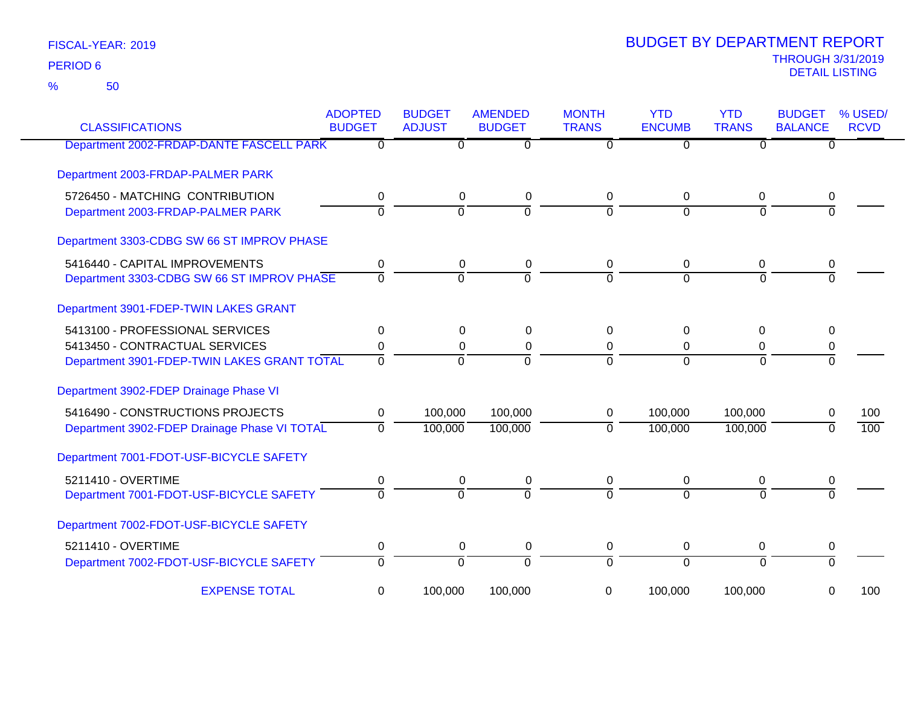FISCAL-YEAR: 2019

PERIOD 6

% 50

# BUDGET BY DEPARTMENT REPORT

THROUGH 3/31/2019

DETAIL LISTING

| CLASSIFICATIONS | ADOPTED BUDGET | BUDGET ADJUST | AMENDED BUDGET | MONTH TRANS | YTD ENCUMB | YTD TRANS | BUDGET BALANCE | % USED/ RCVD |
|---|---|---|---|---|---|---|---|---|
| Department 2002-FRDAP-DANTE FASCELL PARK | 0 | 0 | 0 | 0 | 0 | 0 | 0 | |
| Department 2003-FRDAP-PALMER PARK | | | | | | | | |
| 5726450 - MATCHING CONTRIBUTION | 0 | 0 | 0 | 0 | 0 | 0 | 0 | |
| Department 2003-FRDAP-PALMER PARK | 0 | 0 | 0 | 0 | 0 | 0 | 0 | |
| Department 3303-CDBG SW 66 ST IMPROV PHASE | | | | | | | | |
| 5416440 - CAPITAL IMPROVEMENTS | 0 | 0 | 0 | 0 | 0 | 0 | 0 | |
| Department 3303-CDBG SW 66 ST IMPROV PHASE | 0 | 0 | 0 | 0 | 0 | 0 | 0 | |
| Department 3901-FDEP-TWIN LAKES GRANT | | | | | | | | |
| 5413100 - PROFESSIONAL SERVICES | 0 | 0 | 0 | 0 | 0 | 0 | 0 | |
| 5413450 - CONTRACTUAL SERVICES | 0 | 0 | 0 | 0 | 0 | 0 | 0 | |
| Department 3901-FDEP-TWIN LAKES GRANT TOTAL | 0 | 0 | 0 | 0 | 0 | 0 | 0 | |
| Department 3902-FDEP Drainage Phase VI | | | | | | | | |
| 5416490 - CONSTRUCTIONS PROJECTS | 0 | 100,000 | 100,000 | 0 | 100,000 | 100,000 | 0 | 100 |
| Department 3902-FDEP Drainage Phase VI TOTAL | 0 | 100,000 | 100,000 | 0 | 100,000 | 100,000 | 0 | 100 |
| Department 7001-FDOT-USF-BICYCLE SAFETY | | | | | | | | |
| 5211410 - OVERTIME | 0 | 0 | 0 | 0 | 0 | 0 | 0 | |
| Department 7001-FDOT-USF-BICYCLE SAFETY | 0 | 0 | 0 | 0 | 0 | 0 | 0 | |
| Department 7002-FDOT-USF-BICYCLE SAFETY | | | | | | | | |
| 5211410 - OVERTIME | 0 | 0 | 0 | 0 | 0 | 0 | 0 | |
| Department 7002-FDOT-USF-BICYCLE SAFETY | 0 | 0 | 0 | 0 | 0 | 0 | 0 | |
| EXPENSE TOTAL | 0 | 100,000 | 100,000 | 0 | 100,000 | 100,000 | 0 | 100 |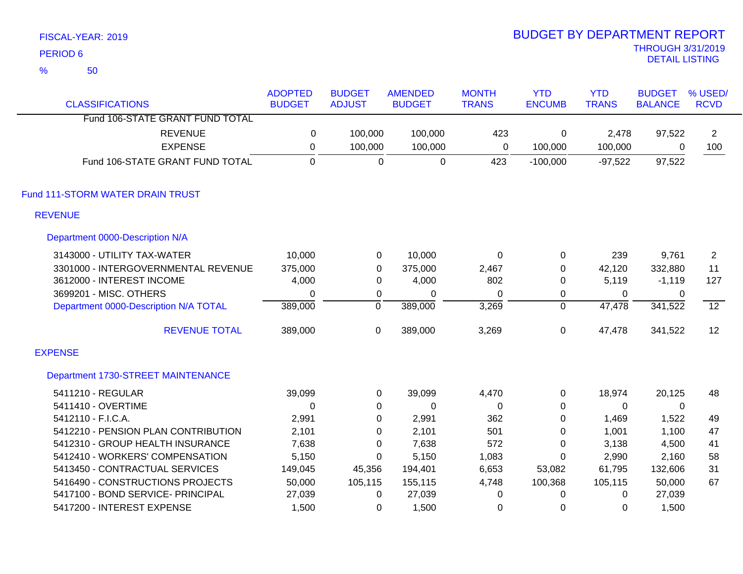FISCAL-YEAR: 2019

PERIOD 6

% 50

# BUDGET BY DEPARTMENT REPORT

THROUGH 3/31/2019

DETAIL LISTING

| CLASSIFICATIONS | ADOPTED BUDGET | BUDGET ADJUST | AMENDED BUDGET | MONTH TRANS | YTD ENCUMB | YTD TRANS | BUDGET BALANCE | % USED/ RCVD |
|---|---|---|---|---|---|---|---|---|
| Fund 106-STATE GRANT FUND TOTAL | | | | | | | | |
| REVENUE | 0 | 100,000 | 100,000 | 423 | 0 | 2,478 | 97,522 | 2 |
| EXPENSE | 0 | 100,000 | 100,000 | 0 | 100,000 | 100,000 | 0 | 100 |
| Fund 106-STATE GRANT FUND TOTAL | 0 | 0 | 0 | 423 | -100,000 | -97,522 | 97,522 | |
| **Fund 111-STORM WATER DRAIN TRUST** | | | | | | | | |
| **REVENUE** | | | | | | | | |
| **Department 0000-Description N/A** | | | | | | | | |
| 3143000 - UTILITY TAX-WATER | 10,000 | 0 | 10,000 | 0 | 0 | 239 | 9,761 | 2 |
| 3301000 - INTERGOVERNMENTAL REVENUE | 375,000 | 0 | 375,000 | 2,467 | 0 | 42,120 | 332,880 | 11 |
| 3612000 - INTEREST INCOME | 4,000 | 0 | 4,000 | 802 | 0 | 5,119 | -1,119 | 127 |
| 3699201 - MISC. OTHERS | 0 | 0 | 0 | 0 | 0 | 0 | 0 | |
| Department 0000-Description N/A TOTAL | 389,000 | 0 | 389,000 | 3,269 | 0 | 47,478 | 341,522 | 12 |
| REVENUE TOTAL | 389,000 | 0 | 389,000 | 3,269 | 0 | 47,478 | 341,522 | 12 |
| **EXPENSE** | | | | | | | | |
| **Department 1730-STREET MAINTENANCE** | | | | | | | | |
| 5411210 - REGULAR | 39,099 | 0 | 39,099 | 4,470 | 0 | 18,974 | 20,125 | 48 |
| 5411410 - OVERTIME | 0 | 0 | 0 | 0 | 0 | 0 | 0 | |
| 5412110 - F.I.C.A. | 2,991 | 0 | 2,991 | 362 | 0 | 1,469 | 1,522 | 49 |
| 5412210 - PENSION PLAN CONTRIBUTION | 2,101 | 0 | 2,101 | 501 | 0 | 1,001 | 1,100 | 47 |
| 5412310 - GROUP HEALTH INSURANCE | 7,638 | 0 | 7,638 | 572 | 0 | 3,138 | 4,500 | 41 |
| 5412410 - WORKERS' COMPENSATION | 5,150 | 0 | 5,150 | 1,083 | 0 | 2,990 | 2,160 | 58 |
| 5413450 - CONTRACTUAL SERVICES | 149,045 | 45,356 | 194,401 | 6,653 | 53,082 | 61,795 | 132,606 | 31 |
| 5416490 - CONSTRUCTIONS PROJECTS | 50,000 | 105,115 | 155,115 | 4,748 | 100,368 | 105,115 | 50,000 | 67 |
| 5417100 - BOND SERVICE- PRINCIPAL | 27,039 | 0 | 27,039 | 0 | 0 | 0 | 27,039 | |
| 5417200 - INTEREST EXPENSE | 1,500 | 0 | 1,500 | 0 | 0 | 0 | 1,500 | |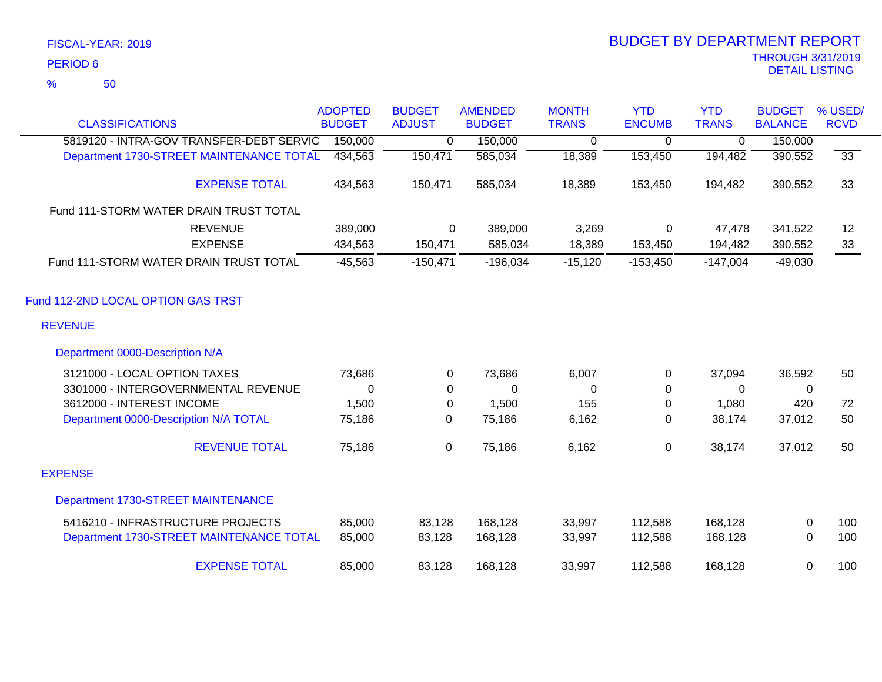FISCAL-YEAR: 2019

PERIOD 6

% 50

# BUDGET BY DEPARTMENT REPORT

THROUGH 3/31/2019
DETAIL LISTING

| CLASSIFICATIONS | ADOPTED BUDGET | BUDGET ADJUST | AMENDED BUDGET | MONTH TRANS | YTD ENCUMB | YTD TRANS | BUDGET BALANCE | % USED/ RCVD |
|---|---|---|---|---|---|---|---|---|
| 5819120 - INTRA-GOV TRANSFER-DEBT SERVIC | 150,000 | 0 | 150,000 | 0 | 0 | 0 | 150,000 | |
| Department 1730-STREET MAINTENANCE TOTAL | 434,563 | 150,471 | 585,034 | 18,389 | 153,450 | 194,482 | 390,552 | 33 |
| EXPENSE TOTAL | 434,563 | 150,471 | 585,034 | 18,389 | 153,450 | 194,482 | 390,552 | 33 |
| Fund 111-STORM WATER DRAIN TRUST TOTAL | | | | | | | | |
| REVENUE | 389,000 | 0 | 389,000 | 3,269 | 0 | 47,478 | 341,522 | 12 |
| EXPENSE | 434,563 | 150,471 | 585,034 | 18,389 | 153,450 | 194,482 | 390,552 | 33 |
| Fund 111-STORM WATER DRAIN TRUST TOTAL | -45,563 | -150,471 | -196,034 | -15,120 | -153,450 | -147,004 | -49,030 | |
| **Fund 112-2ND LOCAL OPTION GAS TRST** | | | | | | | | |
| **REVENUE** | | | | | | | | |
| **Department 0000-Description N/A** | | | | | | | | |
| 3121000 - LOCAL OPTION TAXES | 73,686 | 0 | 73,686 | 6,007 | 0 | 37,094 | 36,592 | 50 |
| 3301000 - INTERGOVERNMENTAL REVENUE | 0 | 0 | 0 | 0 | 0 | 0 | 0 | |
| 3612000 - INTEREST INCOME | 1,500 | 0 | 1,500 | 155 | 0 | 1,080 | 420 | 72 |
| Department 0000-Description N/A TOTAL | 75,186 | 0 | 75,186 | 6,162 | 0 | 38,174 | 37,012 | 50 |
| REVENUE TOTAL | 75,186 | 0 | 75,186 | 6,162 | 0 | 38,174 | 37,012 | 50 |
| **EXPENSE** | | | | | | | | |
| **Department 1730-STREET MAINTENANCE** | | | | | | | | |
| 5416210 - INFRASTRUCTURE PROJECTS | 85,000 | 83,128 | 168,128 | 33,997 | 112,588 | 168,128 | 0 | 100 |
| Department 1730-STREET MAINTENANCE TOTAL | 85,000 | 83,128 | 168,128 | 33,997 | 112,588 | 168,128 | 0 | 100 |
| EXPENSE TOTAL | 85,000 | 83,128 | 168,128 | 33,997 | 112,588 | 168,128 | 0 | 100 |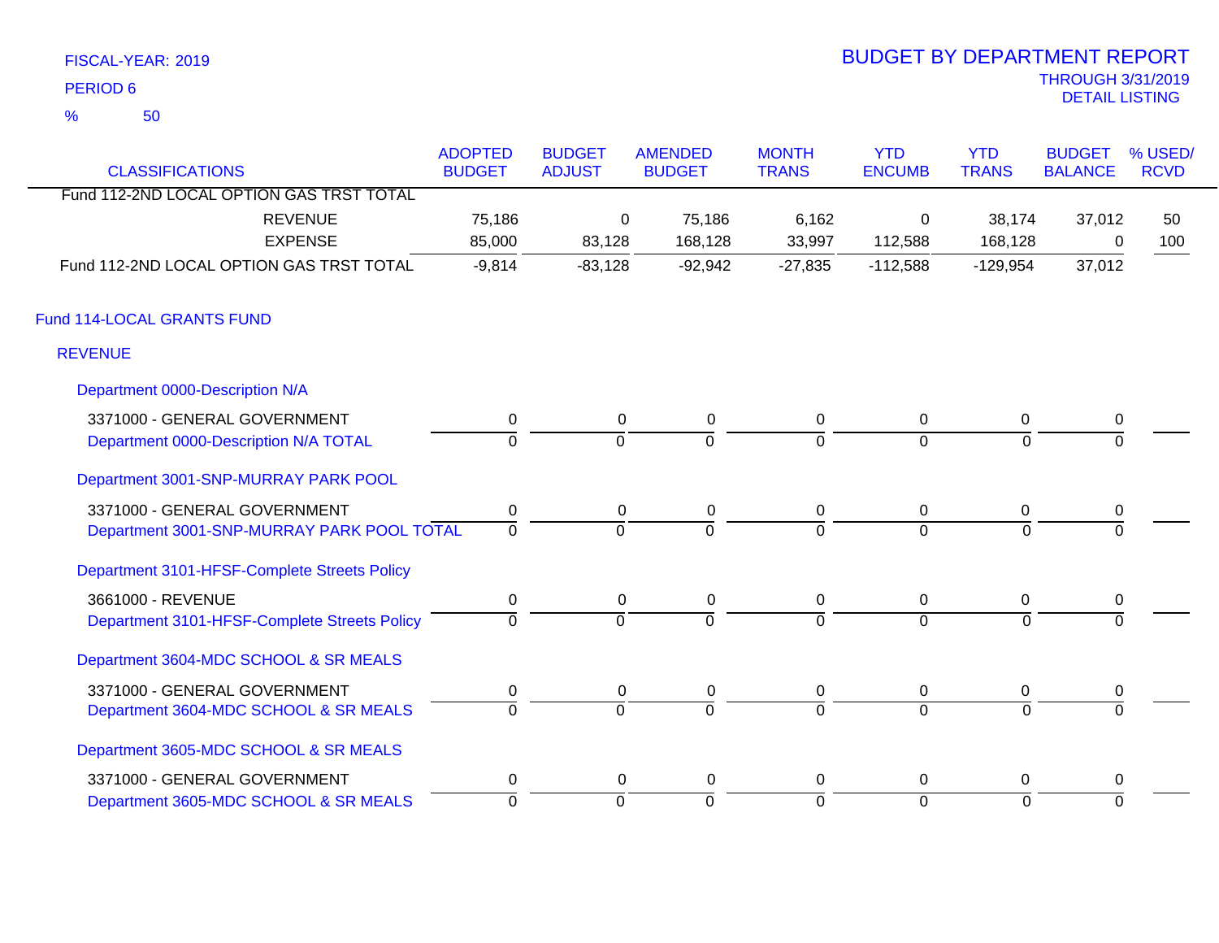FISCAL-YEAR: 2019

PERIOD 6

% 50

# BUDGET BY DEPARTMENT REPORT

THROUGH 3/31/2019

DETAIL LISTING

| CLASSIFICATIONS | ADOPTED BUDGET | BUDGET ADJUST | AMENDED BUDGET | MONTH TRANS | YTD ENCUMB | YTD TRANS | BUDGET BALANCE | % USED/ RCVD |
|---|---|---|---|---|---|---|---|---|
| Fund 112-2ND LOCAL OPTION GAS TRST TOTAL | | | | | | | | |
| REVENUE | 75,186 | 0 | 75,186 | 6,162 | 0 | 38,174 | 37,012 | 50 |
| EXPENSE | 85,000 | 83,128 | 168,128 | 33,997 | 112,588 | 168,128 | 0 | 100 |
| Fund 112-2ND LOCAL OPTION GAS TRST TOTAL | -9,814 | -83,128 | -92,942 | -27,835 | -112,588 | -129,954 | 37,012 | |
| **Fund 114-LOCAL GRANTS FUND** | | | | | | | | |
| **REVENUE** | | | | | | | | |
| Department 0000-Description N/A | | | | | | | | |
| 3371000 - GENERAL GOVERNMENT | 0 | 0 | 0 | 0 | 0 | 0 | 0 | |
| Department 0000-Description N/A TOTAL | 0 | 0 | 0 | 0 | 0 | 0 | 0 | |
| Department 3001-SNP-MURRAY PARK POOL | | | | | | | | |
| 3371000 - GENERAL GOVERNMENT | 0 | 0 | 0 | 0 | 0 | 0 | 0 | |
| Department 3001-SNP-MURRAY PARK POOL TOTAL | 0 | 0 | 0 | 0 | 0 | 0 | 0 | |
| Department 3101-HFSF-Complete Streets Policy | | | | | | | | |
| 3661000 - REVENUE | 0 | 0 | 0 | 0 | 0 | 0 | 0 | |
| Department 3101-HFSF-Complete Streets Policy | 0 | 0 | 0 | 0 | 0 | 0 | 0 | |
| Department 3604-MDC SCHOOL & SR MEALS | | | | | | | | |
| 3371000 - GENERAL GOVERNMENT | 0 | 0 | 0 | 0 | 0 | 0 | 0 | |
| Department 3604-MDC SCHOOL & SR MEALS | 0 | 0 | 0 | 0 | 0 | 0 | 0 | |
| Department 3605-MDC SCHOOL & SR MEALS | | | | | | | | |
| 3371000 - GENERAL GOVERNMENT | 0 | 0 | 0 | 0 | 0 | 0 | 0 | |
| Department 3605-MDC SCHOOL & SR MEALS | 0 | 0 | 0 | 0 | 0 | 0 | 0 | |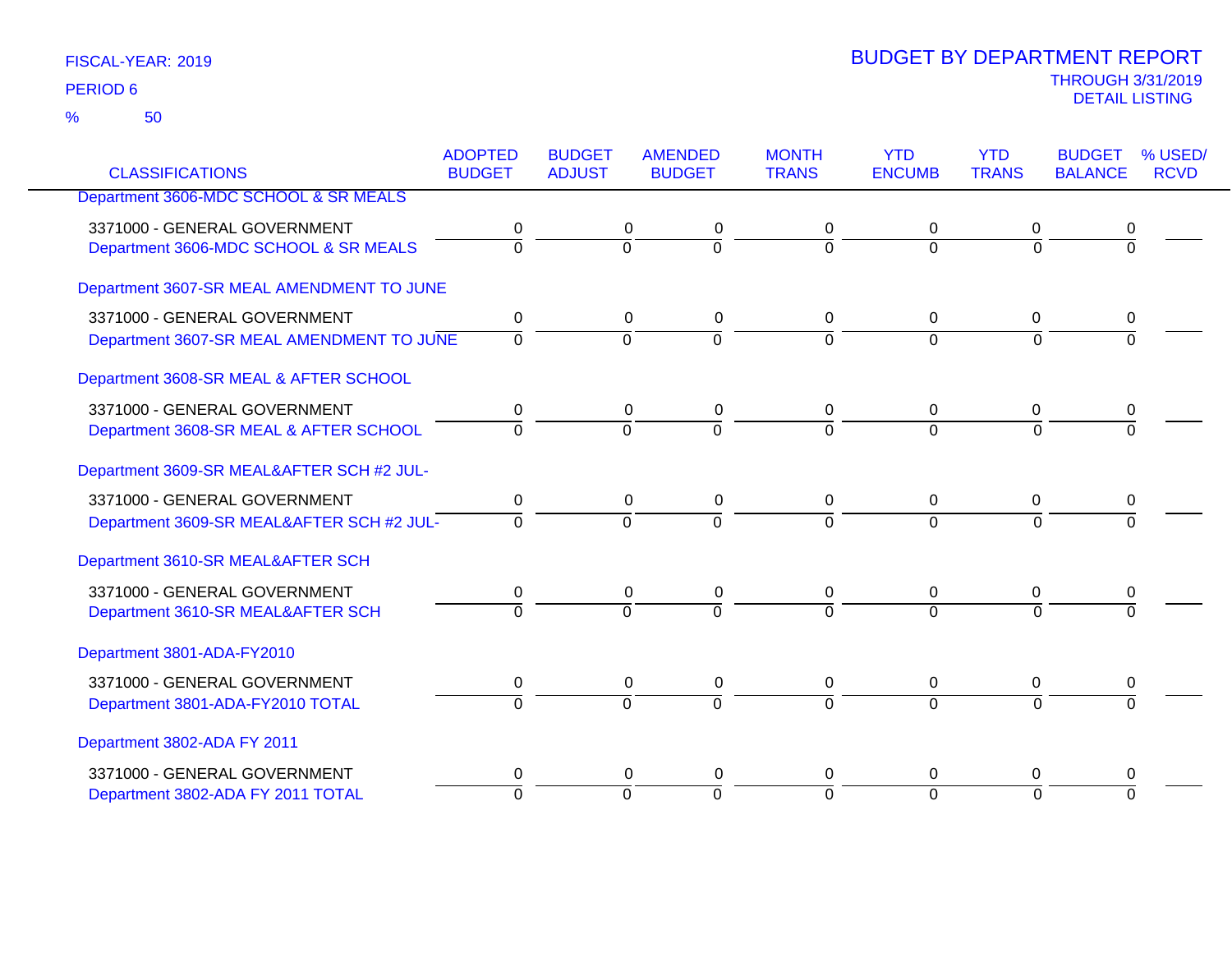FISCAL-YEAR: 2019

PERIOD 6

% 50

# BUDGET BY DEPARTMENT REPORT

THROUGH 3/31/2019

DETAIL LISTING

| CLASSIFICATIONS | ADOPTED BUDGET | BUDGET ADJUST | AMENDED BUDGET | MONTH TRANS | YTD ENCUMB | YTD TRANS | BUDGET BALANCE | % USED/ RCVD |
|---|---|---|---|---|---|---|---|---|
| Department 3606-MDC SCHOOL & SR MEALS | | | | | | | | |
| 3371000 - GENERAL GOVERNMENT | 0 | 0 | 0 | 0 | 0 | 0 | 0 | |
| Department 3606-MDC SCHOOL & SR MEALS | 0 | 0 | 0 | 0 | 0 | 0 | 0 | |
| Department 3607-SR MEAL AMENDMENT TO JUNE | | | | | | | | |
| 3371000 - GENERAL GOVERNMENT | 0 | 0 | 0 | 0 | 0 | 0 | 0 | |
| Department 3607-SR MEAL AMENDMENT TO JUNE | 0 | 0 | 0 | 0 | 0 | 0 | 0 | |
| Department 3608-SR MEAL & AFTER SCHOOL | | | | | | | | |
| 3371000 - GENERAL GOVERNMENT | 0 | 0 | 0 | 0 | 0 | 0 | 0 | |
| Department 3608-SR MEAL & AFTER SCHOOL | 0 | 0 | 0 | 0 | 0 | 0 | 0 | |
| Department 3609-SR MEAL&AFTER SCH #2 JUL- | | | | | | | | |
| 3371000 - GENERAL GOVERNMENT | 0 | 0 | 0 | 0 | 0 | 0 | 0 | |
| Department 3609-SR MEAL&AFTER SCH #2 JUL- | 0 | 0 | 0 | 0 | 0 | 0 | 0 | |
| Department 3610-SR MEAL&AFTER SCH | | | | | | | | |
| 3371000 - GENERAL GOVERNMENT | 0 | 0 | 0 | 0 | 0 | 0 | 0 | |
| Department 3610-SR MEAL&AFTER SCH | 0 | 0 | 0 | 0 | 0 | 0 | 0 | |
| Department 3801-ADA-FY2010 | | | | | | | | |
| 3371000 - GENERAL GOVERNMENT | 0 | 0 | 0 | 0 | 0 | 0 | 0 | |
| Department 3801-ADA-FY2010 TOTAL | 0 | 0 | 0 | 0 | 0 | 0 | 0 | |
| Department 3802-ADA FY 2011 | | | | | | | | |
| 3371000 - GENERAL GOVERNMENT | 0 | 0 | 0 | 0 | 0 | 0 | 0 | |
| Department 3802-ADA FY 2011 TOTAL | 0 | 0 | 0 | 0 | 0 | 0 | 0 | |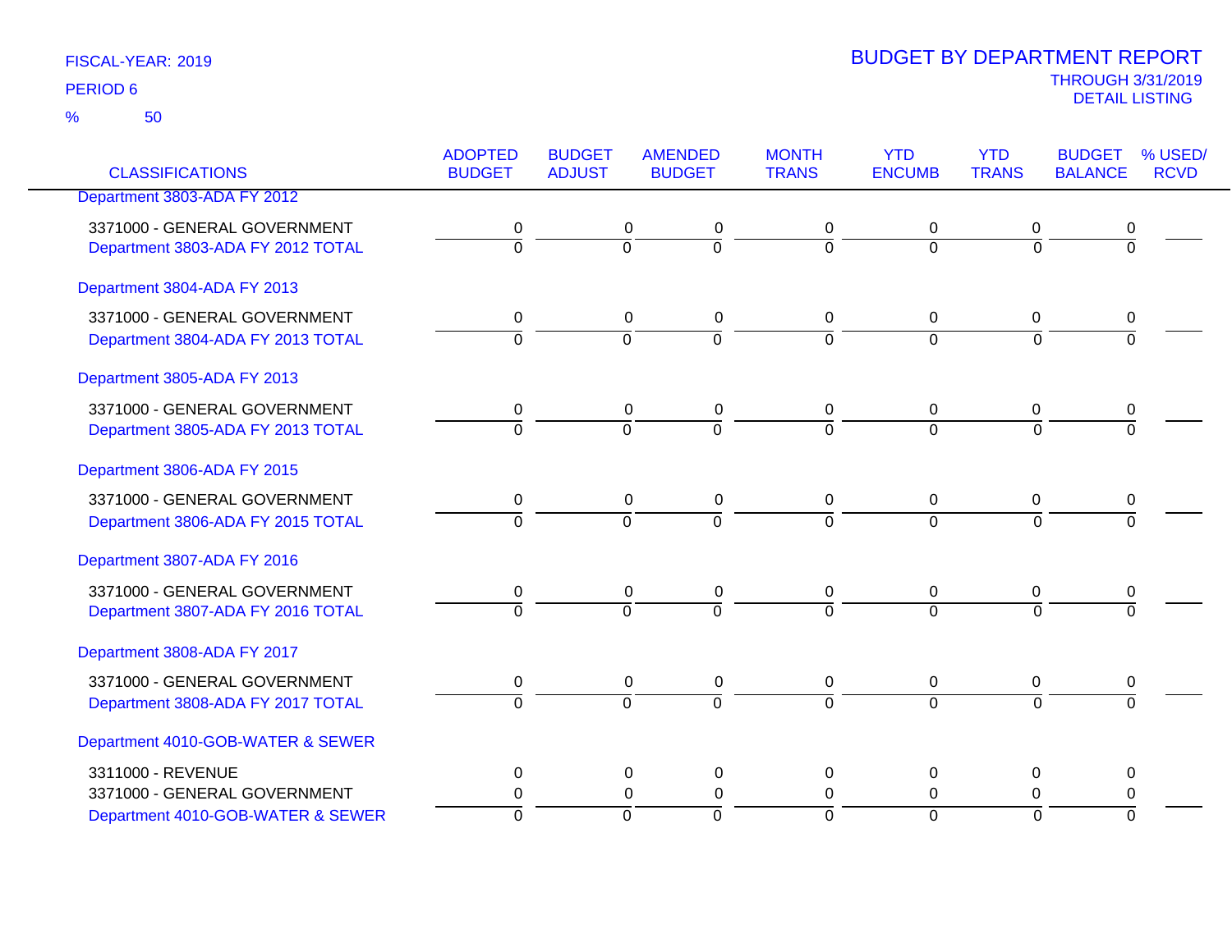FISCAL-YEAR: 2019

PERIOD 6

% 50

# BUDGET BY DEPARTMENT REPORT

THROUGH 3/31/2019

DETAIL LISTING

| CLASSIFICATIONS | ADOPTED BUDGET | BUDGET ADJUST | AMENDED BUDGET | MONTH TRANS | YTD ENCUMB | YTD TRANS | BUDGET BALANCE | % USED/ RCVD |
|---|---|---|---|---|---|---|---|---|
| Department 3803-ADA FY 2012 | | | | | | | | |
| 3371000 - GENERAL GOVERNMENT | 0 | 0 | 0 | 0 | 0 | 0 | 0 | |
| Department 3803-ADA FY 2012 TOTAL | 0 | 0 | 0 | 0 | 0 | 0 | 0 | |
| Department 3804-ADA FY 2013 | | | | | | | | |
| 3371000 - GENERAL GOVERNMENT | 0 | 0 | 0 | 0 | 0 | 0 | 0 | |
| Department 3804-ADA FY 2013 TOTAL | 0 | 0 | 0 | 0 | 0 | 0 | 0 | |
| Department 3805-ADA FY 2013 | | | | | | | | |
| 3371000 - GENERAL GOVERNMENT | 0 | 0 | 0 | 0 | 0 | 0 | 0 | |
| Department 3805-ADA FY 2013 TOTAL | 0 | 0 | 0 | 0 | 0 | 0 | 0 | |
| Department 3806-ADA FY 2015 | | | | | | | | |
| 3371000 - GENERAL GOVERNMENT | 0 | 0 | 0 | 0 | 0 | 0 | 0 | |
| Department 3806-ADA FY 2015 TOTAL | 0 | 0 | 0 | 0 | 0 | 0 | 0 | |
| Department 3807-ADA FY 2016 | | | | | | | | |
| 3371000 - GENERAL GOVERNMENT | 0 | 0 | 0 | 0 | 0 | 0 | 0 | |
| Department 3807-ADA FY 2016 TOTAL | 0 | 0 | 0 | 0 | 0 | 0 | 0 | |
| Department 3808-ADA FY 2017 | | | | | | | | |
| 3371000 - GENERAL GOVERNMENT | 0 | 0 | 0 | 0 | 0 | 0 | 0 | |
| Department 3808-ADA FY 2017 TOTAL | 0 | 0 | 0 | 0 | 0 | 0 | 0 | |
| Department 4010-GOB-WATER & SEWER | | | | | | | | |
| 3311000 - REVENUE | 0 | 0 | 0 | 0 | 0 | 0 | 0 | |
| 3371000 - GENERAL GOVERNMENT | 0 | 0 | 0 | 0 | 0 | 0 | 0 | |
| Department 4010-GOB-WATER & SEWER | 0 | 0 | 0 | 0 | 0 | 0 | 0 | |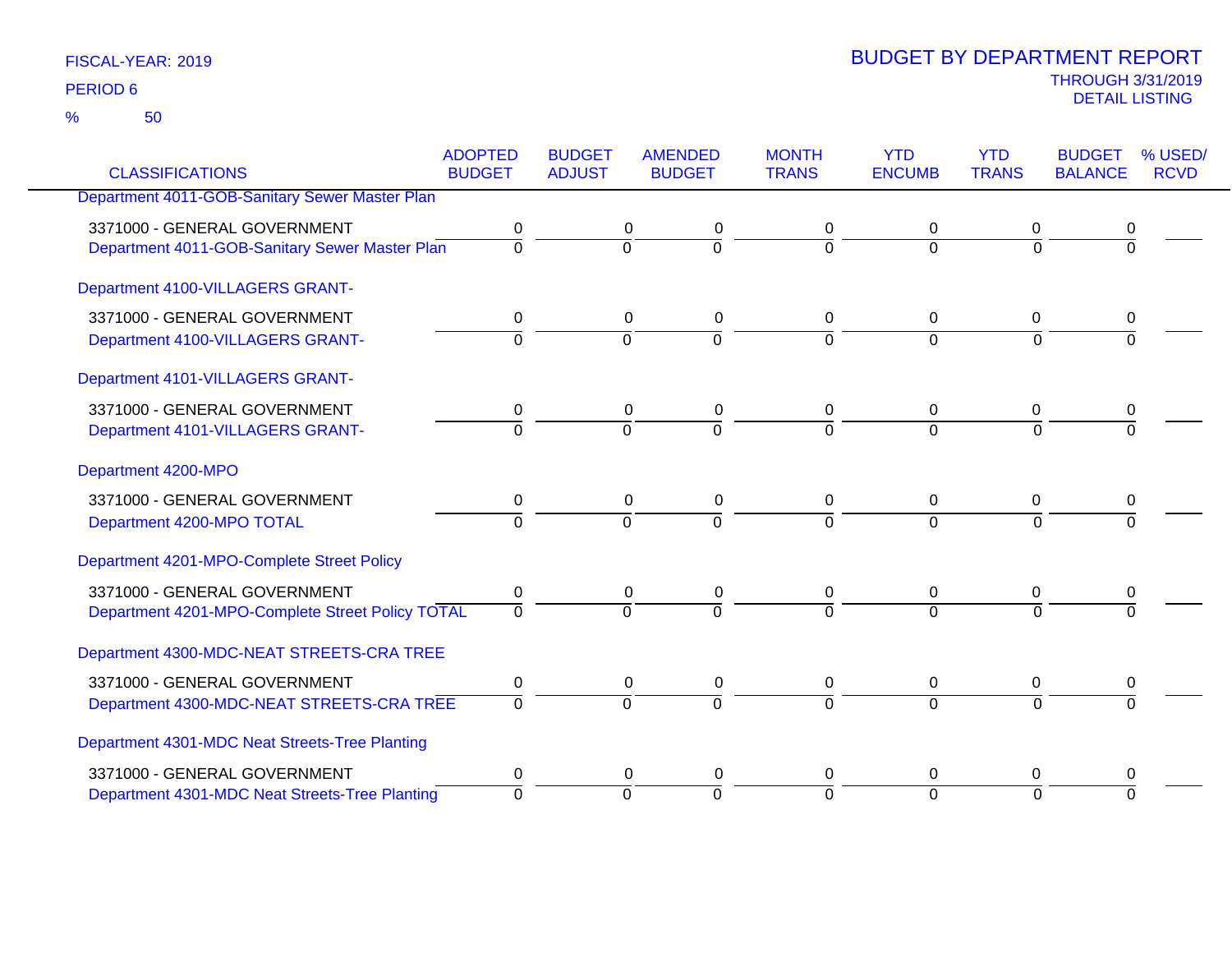FISCAL-YEAR: 2019

PERIOD 6

% 50

# BUDGET BY DEPARTMENT REPORT

THROUGH 3/31/2019

DETAIL LISTING

| CLASSIFICATIONS | ADOPTED BUDGET | BUDGET ADJUST | AMENDED BUDGET | MONTH TRANS | YTD ENCUMB | YTD TRANS | BUDGET BALANCE | % USED/ RCVD |
|---|---|---|---|---|---|---|---|---|
| Department 4011-GOB-Sanitary Sewer Master Plan | | | | | | | | |
| 3371000 - GENERAL GOVERNMENT | 0 | 0 | 0 | 0 | 0 | 0 | 0 | |
| Department 4011-GOB-Sanitary Sewer Master Plan | 0 | 0 | 0 | 0 | 0 | 0 | 0 | |
| Department 4100-VILLAGERS GRANT- | | | | | | | | |
| 3371000 - GENERAL GOVERNMENT | 0 | 0 | 0 | 0 | 0 | 0 | 0 | |
| Department 4100-VILLAGERS GRANT- | 0 | 0 | 0 | 0 | 0 | 0 | 0 | |
| Department 4101-VILLAGERS GRANT- | | | | | | | | |
| 3371000 - GENERAL GOVERNMENT | 0 | 0 | 0 | 0 | 0 | 0 | 0 | |
| Department 4101-VILLAGERS GRANT- | 0 | 0 | 0 | 0 | 0 | 0 | 0 | |
| Department 4200-MPO | | | | | | | | |
| 3371000 - GENERAL GOVERNMENT | 0 | 0 | 0 | 0 | 0 | 0 | 0 | |
| Department 4200-MPO TOTAL | 0 | 0 | 0 | 0 | 0 | 0 | 0 | |
| Department 4201-MPO-Complete Street Policy | | | | | | | | |
| 3371000 - GENERAL GOVERNMENT | 0 | 0 | 0 | 0 | 0 | 0 | 0 | |
| Department 4201-MPO-Complete Street Policy TOTAL | 0 | 0 | 0 | 0 | 0 | 0 | 0 | |
| Department 4300-MDC-NEAT STREETS-CRA TREE | | | | | | | | |
| 3371000 - GENERAL GOVERNMENT | 0 | 0 | 0 | 0 | 0 | 0 | 0 | |
| Department 4300-MDC-NEAT STREETS-CRA TREE | 0 | 0 | 0 | 0 | 0 | 0 | 0 | |
| Department 4301-MDC Neat Streets-Tree Planting | | | | | | | | |
| 3371000 - GENERAL GOVERNMENT | 0 | 0 | 0 | 0 | 0 | 0 | 0 | |
| Department 4301-MDC Neat Streets-Tree Planting | 0 | 0 | 0 | 0 | 0 | 0 | 0 | |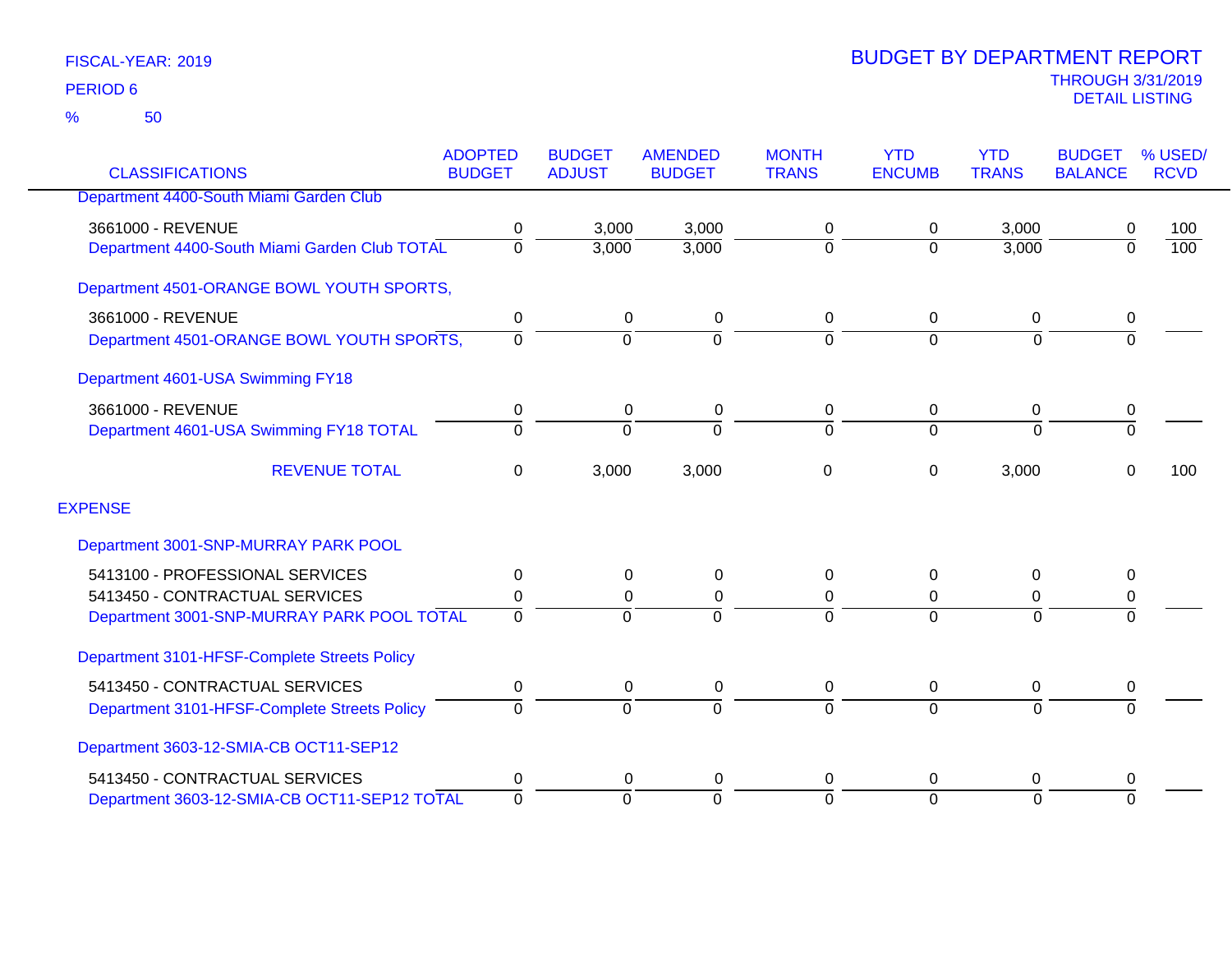FISCAL-YEAR: 2019

PERIOD 6

% 50

# BUDGET BY DEPARTMENT REPORT

THROUGH 3/31/2019

DETAIL LISTING

| CLASSIFICATIONS | ADOPTED BUDGET | BUDGET ADJUST | AMENDED BUDGET | MONTH TRANS | YTD ENCUMB | YTD TRANS | BUDGET BALANCE | % USED/ RCVD |
|---|---|---|---|---|---|---|---|---|
| Department 4400-South Miami Garden Club | | | | | | | | |
| 3661000 - REVENUE | 0 | 3,000 | 3,000 | 0 | 0 | 3,000 | 0 | 100 |
| Department 4400-South Miami Garden Club TOTAL | 0 | 3,000 | 3,000 | 0 | 0 | 3,000 | 0 | 100 |
| Department 4501-ORANGE BOWL YOUTH SPORTS, | | | | | | | | |
| 3661000 - REVENUE | 0 | 0 | 0 | 0 | 0 | 0 | 0 | |
| Department 4501-ORANGE BOWL YOUTH SPORTS, | 0 | 0 | 0 | 0 | 0 | 0 | 0 | |
| Department 4601-USA Swimming FY18 | | | | | | | | |
| 3661000 - REVENUE | 0 | 0 | 0 | 0 | 0 | 0 | 0 | |
| Department 4601-USA Swimming FY18 TOTAL | 0 | 0 | 0 | 0 | 0 | 0 | 0 | |
| REVENUE TOTAL | 0 | 3,000 | 3,000 | 0 | 0 | 3,000 | 0 | 100 |
| **EXPENSE** | | | | | | | | |
| Department 3001-SNP-MURRAY PARK POOL | | | | | | | | |
| 5413100 - PROFESSIONAL SERVICES | 0 | 0 | 0 | 0 | 0 | 0 | 0 | |
| 5413450 - CONTRACTUAL SERVICES | 0 | 0 | 0 | 0 | 0 | 0 | 0 | |
| Department 3001-SNP-MURRAY PARK POOL TOTAL | 0 | 0 | 0 | 0 | 0 | 0 | 0 | |
| Department 3101-HFSF-Complete Streets Policy | | | | | | | | |
| 5413450 - CONTRACTUAL SERVICES | 0 | 0 | 0 | 0 | 0 | 0 | 0 | |
| Department 3101-HFSF-Complete Streets Policy | 0 | 0 | 0 | 0 | 0 | 0 | 0 | |
| Department 3603-12-SMIA-CB OCT11-SEP12 | | | | | | | | |
| 5413450 - CONTRACTUAL SERVICES | 0 | 0 | 0 | 0 | 0 | 0 | 0 | |
| Department 3603-12-SMIA-CB OCT11-SEP12 TOTAL | 0 | 0 | 0 | 0 | 0 | 0 | 0 | |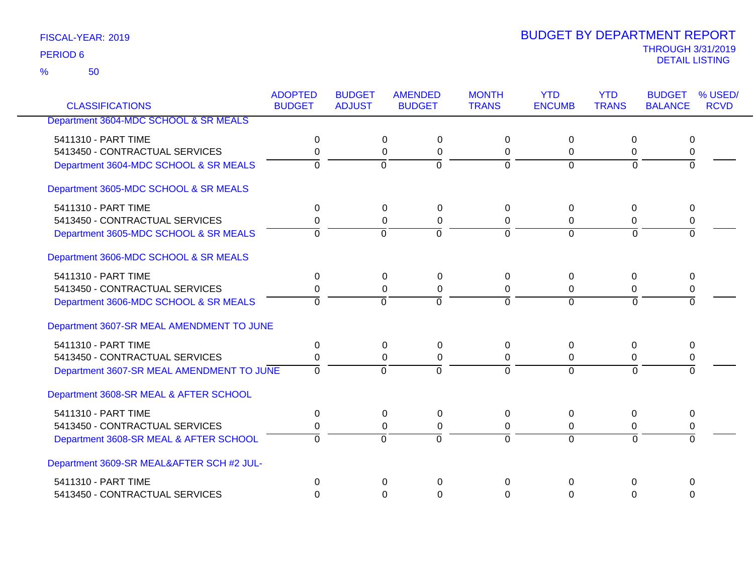FISCAL-YEAR: 2019

PERIOD 6

% 50

# BUDGET BY DEPARTMENT REPORT

THROUGH 3/31/2019

DETAIL LISTING

| CLASSIFICATIONS | ADOPTED BUDGET | BUDGET ADJUST | AMENDED BUDGET | MONTH TRANS | YTD ENCUMB | YTD TRANS | BUDGET BALANCE | % USED/ RCVD |
|---|---|---|---|---|---|---|---|---|
| Department 3604-MDC SCHOOL & SR MEALS | | | | | | | | |
| 5411310 - PART TIME | 0 | 0 | 0 | 0 | 0 | 0 | 0 | |
| 5413450 - CONTRACTUAL SERVICES | 0 | 0 | 0 | 0 | 0 | 0 | 0 | |
| Department 3604-MDC SCHOOL & SR MEALS | 0 | 0 | 0 | 0 | 0 | 0 | 0 | |
| Department 3605-MDC SCHOOL & SR MEALS | | | | | | | | |
| 5411310 - PART TIME | 0 | 0 | 0 | 0 | 0 | 0 | 0 | |
| 5413450 - CONTRACTUAL SERVICES | 0 | 0 | 0 | 0 | 0 | 0 | 0 | |
| Department 3605-MDC SCHOOL & SR MEALS | 0 | 0 | 0 | 0 | 0 | 0 | 0 | |
| Department 3606-MDC SCHOOL & SR MEALS | | | | | | | | |
| 5411310 - PART TIME | 0 | 0 | 0 | 0 | 0 | 0 | 0 | |
| 5413450 - CONTRACTUAL SERVICES | 0 | 0 | 0 | 0 | 0 | 0 | 0 | |
| Department 3606-MDC SCHOOL & SR MEALS | 0 | 0 | 0 | 0 | 0 | 0 | 0 | |
| Department 3607-SR MEAL AMENDMENT TO JUNE | | | | | | | | |
| 5411310 - PART TIME | 0 | 0 | 0 | 0 | 0 | 0 | 0 | |
| 5413450 - CONTRACTUAL SERVICES | 0 | 0 | 0 | 0 | 0 | 0 | 0 | |
| Department 3607-SR MEAL AMENDMENT TO JUNE | 0 | 0 | 0 | 0 | 0 | 0 | 0 | |
| Department 3608-SR MEAL & AFTER SCHOOL | | | | | | | | |
| 5411310 - PART TIME | 0 | 0 | 0 | 0 | 0 | 0 | 0 | |
| 5413450 - CONTRACTUAL SERVICES | 0 | 0 | 0 | 0 | 0 | 0 | 0 | |
| Department 3608-SR MEAL & AFTER SCHOOL | 0 | 0 | 0 | 0 | 0 | 0 | 0 | |
| Department 3609-SR MEAL&AFTER SCH #2 JUL- | | | | | | | | |
| 5411310 - PART TIME | 0 | 0 | 0 | 0 | 0 | 0 | 0 | |
| 5413450 - CONTRACTUAL SERVICES | 0 | 0 | 0 | 0 | 0 | 0 | 0 | |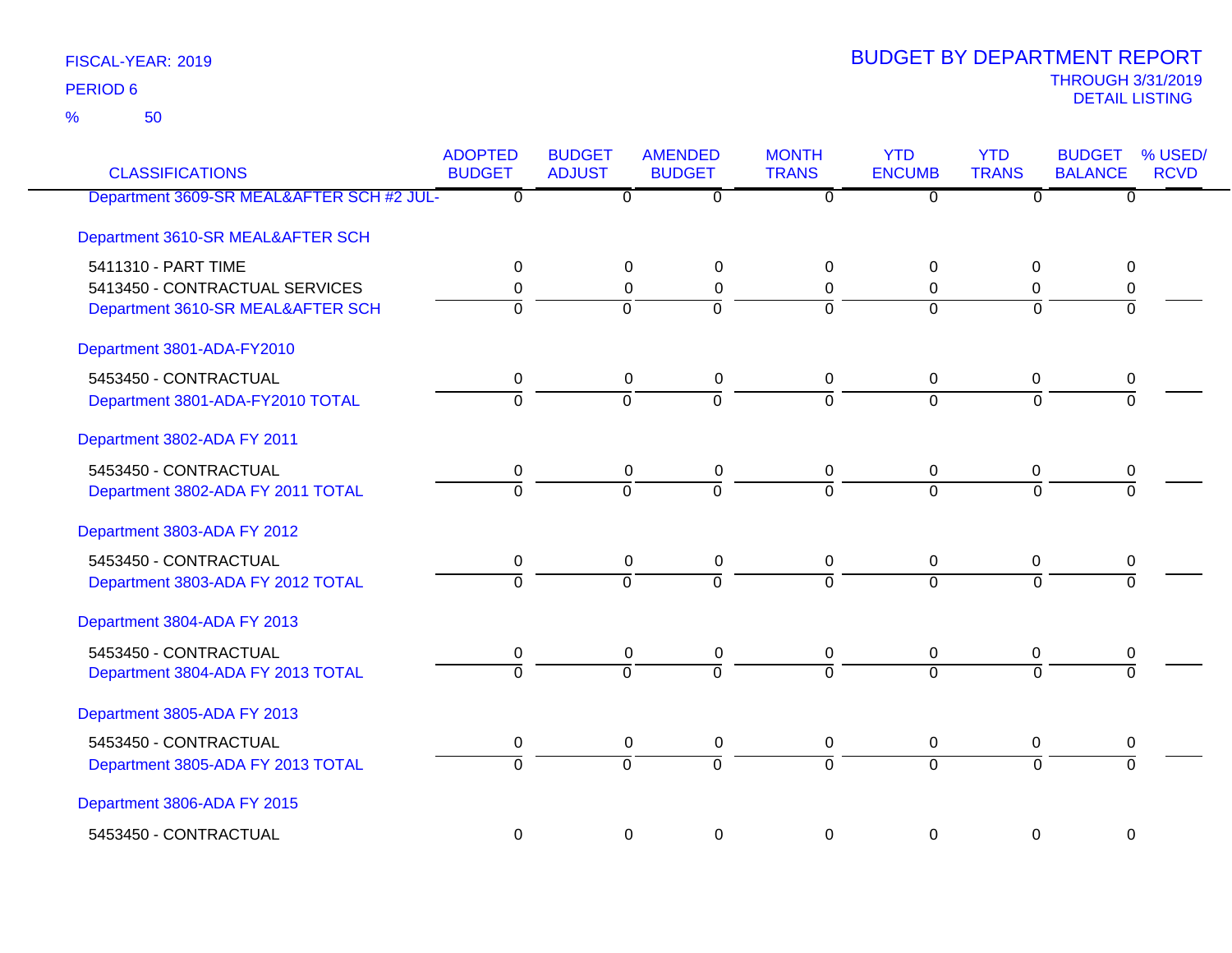FISCAL-YEAR: 2019
PERIOD 6
% 50

# BUDGET BY DEPARTMENT REPORT

THROUGH 3/31/2019
DETAIL LISTING

| CLASSIFICATIONS | ADOPTED BUDGET | BUDGET ADJUST | AMENDED BUDGET | MONTH TRANS | YTD ENCUMB | YTD TRANS | BUDGET BALANCE | % USED/ RCVD |
|---|---|---|---|---|---|---|---|---|
| Department 3609-SR MEAL&AFTER SCH #2 JUL- | 0 | 0 | 0 | 0 | 0 | 0 | 0 | |
| Department 3610-SR MEAL&AFTER SCH | | | | | | | | |
| 5411310 - PART TIME | 0 | 0 | 0 | 0 | 0 | 0 | 0 | |
| 5413450 - CONTRACTUAL SERVICES | 0 | 0 | 0 | 0 | 0 | 0 | 0 | |
| Department 3610-SR MEAL&AFTER SCH | 0 | 0 | 0 | 0 | 0 | 0 | 0 | |
| Department 3801-ADA-FY2010 | | | | | | | | |
| 5453450 - CONTRACTUAL | 0 | 0 | 0 | 0 | 0 | 0 | 0 | |
| Department 3801-ADA-FY2010 TOTAL | 0 | 0 | 0 | 0 | 0 | 0 | 0 | |
| Department 3802-ADA FY 2011 | | | | | | | | |
| 5453450 - CONTRACTUAL | 0 | 0 | 0 | 0 | 0 | 0 | 0 | |
| Department 3802-ADA FY 2011 TOTAL | 0 | 0 | 0 | 0 | 0 | 0 | 0 | |
| Department 3803-ADA FY 2012 | | | | | | | | |
| 5453450 - CONTRACTUAL | 0 | 0 | 0 | 0 | 0 | 0 | 0 | |
| Department 3803-ADA FY 2012 TOTAL | 0 | 0 | 0 | 0 | 0 | 0 | 0 | |
| Department 3804-ADA FY 2013 | | | | | | | | |
| 5453450 - CONTRACTUAL | 0 | 0 | 0 | 0 | 0 | 0 | 0 | |
| Department 3804-ADA FY 2013 TOTAL | 0 | 0 | 0 | 0 | 0 | 0 | 0 | |
| Department 3805-ADA FY 2013 | | | | | | | | |
| 5453450 - CONTRACTUAL | 0 | 0 | 0 | 0 | 0 | 0 | 0 | |
| Department 3805-ADA FY 2013 TOTAL | 0 | 0 | 0 | 0 | 0 | 0 | 0 | |
| Department 3806-ADA FY 2015 | | | | | | | | |
| 5453450 - CONTRACTUAL | 0 | 0 | 0 | 0 | 0 | 0 | 0 | |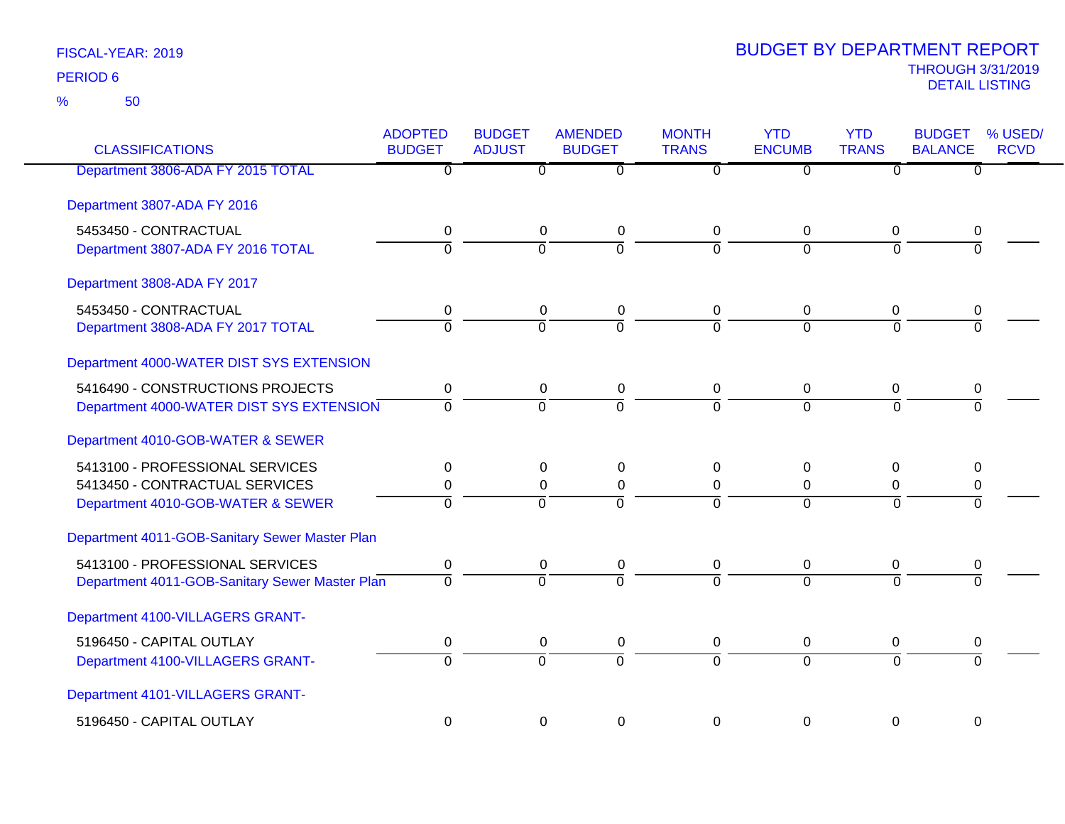FISCAL-YEAR: 2019

PERIOD 6

% 50

# BUDGET BY DEPARTMENT REPORT

THROUGH 3/31/2019

DETAIL LISTING

| CLASSIFICATIONS | ADOPTED BUDGET | BUDGET ADJUST | AMENDED BUDGET | MONTH TRANS | YTD ENCUMB | YTD TRANS | BUDGET BALANCE | % USED/ RCVD |
|---|---|---|---|---|---|---|---|---|
| Department 3806-ADA FY 2015 TOTAL | 0 | 0 | 0 | 0 | 0 | 0 | 0 | |
| **Department 3807-ADA FY 2016** | | | | | | | | |
| 5453450 - CONTRACTUAL | 0 | 0 | 0 | 0 | 0 | 0 | 0 | |
| Department 3807-ADA FY 2016 TOTAL | 0 | 0 | 0 | 0 | 0 | 0 | 0 | |
| **Department 3808-ADA FY 2017** | | | | | | | | |
| 5453450 - CONTRACTUAL | 0 | 0 | 0 | 0 | 0 | 0 | 0 | |
| Department 3808-ADA FY 2017 TOTAL | 0 | 0 | 0 | 0 | 0 | 0 | 0 | |
| **Department 4000-WATER DIST SYS EXTENSION** | | | | | | | | |
| 5416490 - CONSTRUCTIONS PROJECTS | 0 | 0 | 0 | 0 | 0 | 0 | 0 | |
| Department 4000-WATER DIST SYS EXTENSION | 0 | 0 | 0 | 0 | 0 | 0 | 0 | |
| **Department 4010-GOB-WATER & SEWER** | | | | | | | | |
| 5413100 - PROFESSIONAL SERVICES | 0 | 0 | 0 | 0 | 0 | 0 | 0 | |
| 5413450 - CONTRACTUAL SERVICES | 0 | 0 | 0 | 0 | 0 | 0 | 0 | |
| Department 4010-GOB-WATER & SEWER | 0 | 0 | 0 | 0 | 0 | 0 | 0 | |
| **Department 4011-GOB-Sanitary Sewer Master Plan** | | | | | | | | |
| 5413100 - PROFESSIONAL SERVICES | 0 | 0 | 0 | 0 | 0 | 0 | 0 | |
| Department 4011-GOB-Sanitary Sewer Master Plan | 0 | 0 | 0 | 0 | 0 | 0 | 0 | |
| **Department 4100-VILLAGERS GRANT-** | | | | | | | | |
| 5196450 - CAPITAL OUTLAY | 0 | 0 | 0 | 0 | 0 | 0 | 0 | |
| Department 4100-VILLAGERS GRANT- | 0 | 0 | 0 | 0 | 0 | 0 | 0 | |
| **Department 4101-VILLAGERS GRANT-** | | | | | | | | |
| 5196450 - CAPITAL OUTLAY | 0 | 0 | 0 | 0 | 0 | 0 | 0 | |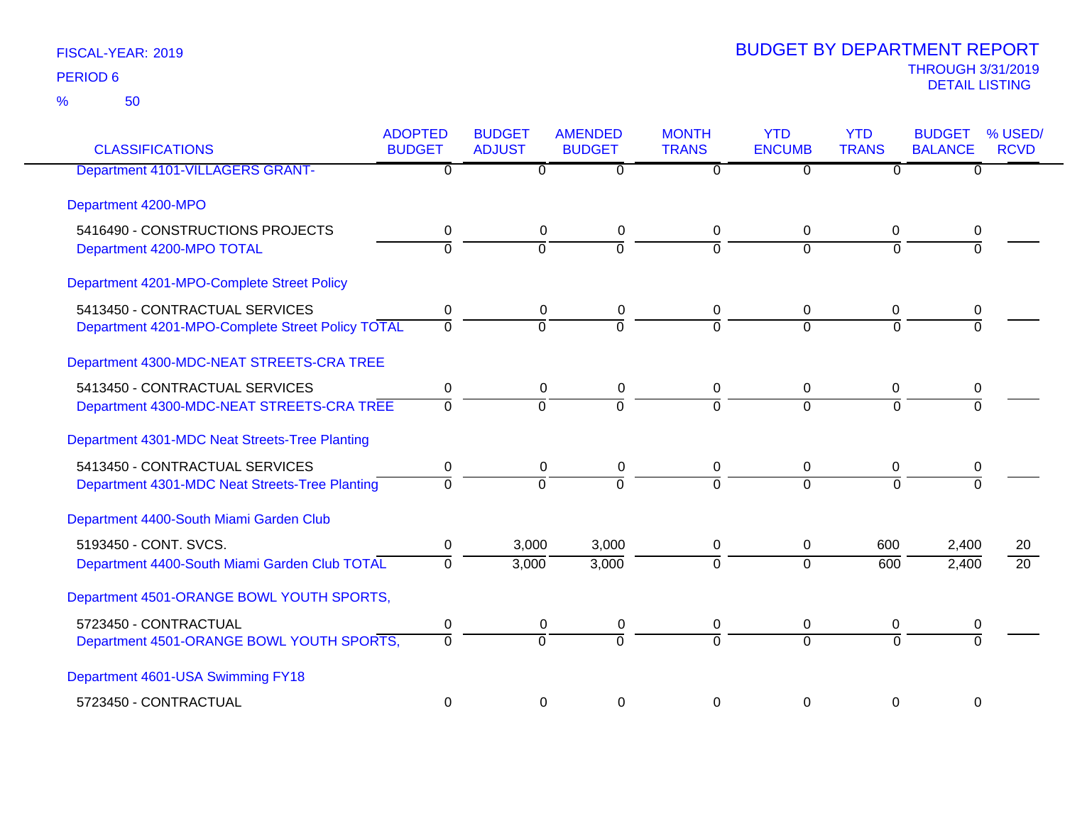FISCAL-YEAR: 2019

PERIOD 6

% 50

# BUDGET BY DEPARTMENT REPORT

THROUGH 3/31/2019

DETAIL LISTING

| CLASSIFICATIONS | ADOPTED BUDGET | BUDGET ADJUST | AMENDED BUDGET | MONTH TRANS | YTD ENCUMB | YTD TRANS | BUDGET BALANCE | % USED/ RCVD |
|---|---|---|---|---|---|---|---|---|
| Department 4101-VILLAGERS GRANT- | 0 | 0 | 0 | 0 | 0 | 0 | 0 | |
| Department 4200-MPO | | | | | | | | |
| 5416490 - CONSTRUCTIONS PROJECTS | 0 | 0 | 0 | 0 | 0 | 0 | 0 | |
| Department 4200-MPO TOTAL | 0 | 0 | 0 | 0 | 0 | 0 | 0 | |
| Department 4201-MPO-Complete Street Policy | | | | | | | | |
| 5413450 - CONTRACTUAL SERVICES | 0 | 0 | 0 | 0 | 0 | 0 | 0 | |
| Department 4201-MPO-Complete Street Policy TOTAL | 0 | 0 | 0 | 0 | 0 | 0 | 0 | |
| Department 4300-MDC-NEAT STREETS-CRA TREE | | | | | | | | |
| 5413450 - CONTRACTUAL SERVICES | 0 | 0 | 0 | 0 | 0 | 0 | 0 | |
| Department 4300-MDC-NEAT STREETS-CRA TREE | 0 | 0 | 0 | 0 | 0 | 0 | 0 | |
| Department 4301-MDC Neat Streets-Tree Planting | | | | | | | | |
| 5413450 - CONTRACTUAL SERVICES | 0 | 0 | 0 | 0 | 0 | 0 | 0 | |
| Department 4301-MDC Neat Streets-Tree Planting | 0 | 0 | 0 | 0 | 0 | 0 | 0 | |
| Department 4400-South Miami Garden Club | | | | | | | | |
| 5193450 - CONT. SVCS. | 0 | 3,000 | 3,000 | 0 | 0 | 600 | 2,400 | 20 |
| Department 4400-South Miami Garden Club TOTAL | 0 | 3,000 | 3,000 | 0 | 0 | 600 | 2,400 | 20 |
| Department 4501-ORANGE BOWL YOUTH SPORTS, | | | | | | | | |
| 5723450 - CONTRACTUAL | 0 | 0 | 0 | 0 | 0 | 0 | 0 | |
| Department 4501-ORANGE BOWL YOUTH SPORTS, | 0 | 0 | 0 | 0 | 0 | 0 | 0 | |
| Department 4601-USA Swimming FY18 | | | | | | | | |
| 5723450 - CONTRACTUAL | 0 | 0 | 0 | 0 | 0 | 0 | 0 | |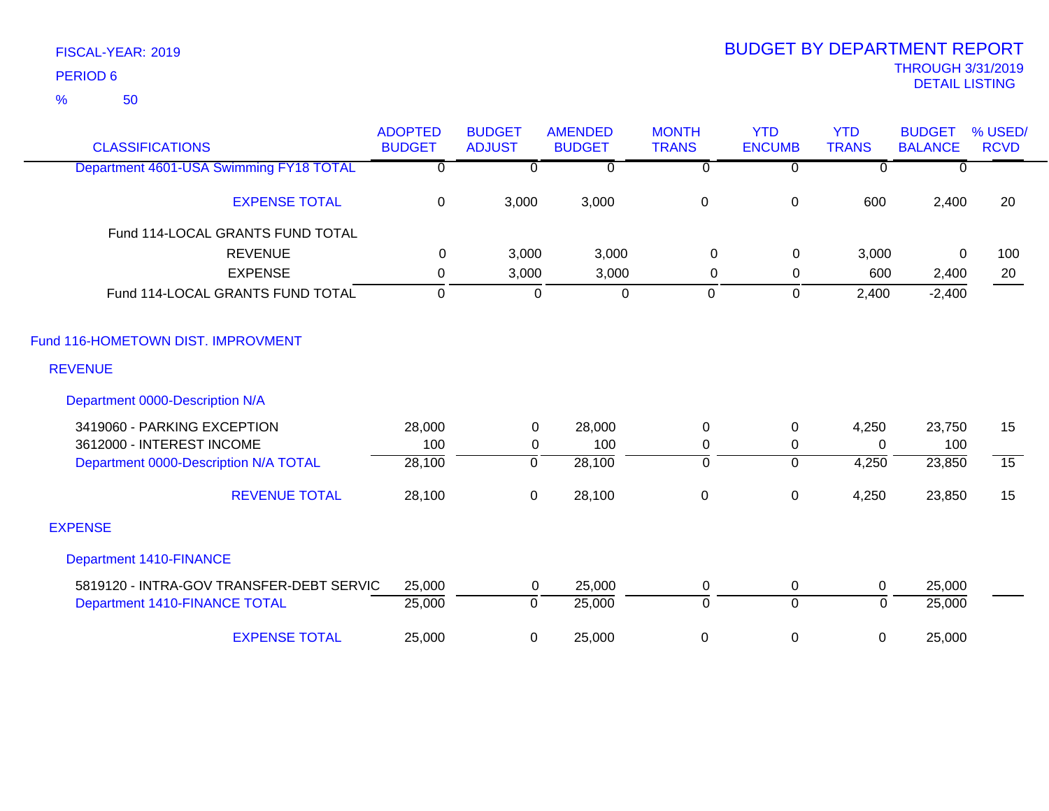FISCAL-YEAR: 2019

PERIOD 6

% 50

# BUDGET BY DEPARTMENT REPORT

THROUGH 3/31/2019
DETAIL LISTING

| CLASSIFICATIONS | ADOPTED BUDGET | BUDGET ADJUST | AMENDED BUDGET | MONTH TRANS | YTD ENCUMB | YTD TRANS | BUDGET BALANCE | % USED/ RCVD |
|---|---|---|---|---|---|---|---|---|
| Department 4601-USA Swimming FY18 TOTAL | 0 | 0 | 0 | 0 | 0 | 0 | 0 | |
| EXPENSE TOTAL | 0 | 3,000 | 3,000 | 0 | 0 | 600 | 2,400 | 20 |
| Fund 114-LOCAL GRANTS FUND TOTAL | | | | | | | | |
| REVENUE | 0 | 3,000 | 3,000 | 0 | 0 | 3,000 | 0 | 100 |
| EXPENSE | 0 | 3,000 | 3,000 | 0 | 0 | 600 | 2,400 | 20 |
| Fund 114-LOCAL GRANTS FUND TOTAL | 0 | 0 | 0 | 0 | 0 | 2,400 | -2,400 | |
| Fund 116-HOMETOWN DIST. IMPROVMENT | | | | | | | | |
| REVENUE | | | | | | | | |
| Department 0000-Description N/A | | | | | | | | |
| 3419060 - PARKING EXCEPTION | 28,000 | 0 | 28,000 | 0 | 0 | 4,250 | 23,750 | 15 |
| 3612000 - INTEREST INCOME | 100 | 0 | 100 | 0 | 0 | 0 | 100 | |
| Department 0000-Description N/A TOTAL | 28,100 | 0 | 28,100 | 0 | 0 | 4,250 | 23,850 | 15 |
| REVENUE TOTAL | 28,100 | 0 | 28,100 | 0 | 0 | 4,250 | 23,850 | 15 |
| EXPENSE | | | | | | | | |
| Department 1410-FINANCE | | | | | | | | |
| 5819120 - INTRA-GOV TRANSFER-DEBT SERVIC | 25,000 | 0 | 25,000 | 0 | 0 | 0 | 25,000 | |
| Department 1410-FINANCE TOTAL | 25,000 | 0 | 25,000 | 0 | 0 | 0 | 25,000 | |
| EXPENSE TOTAL | 25,000 | 0 | 25,000 | 0 | 0 | 0 | 25,000 | |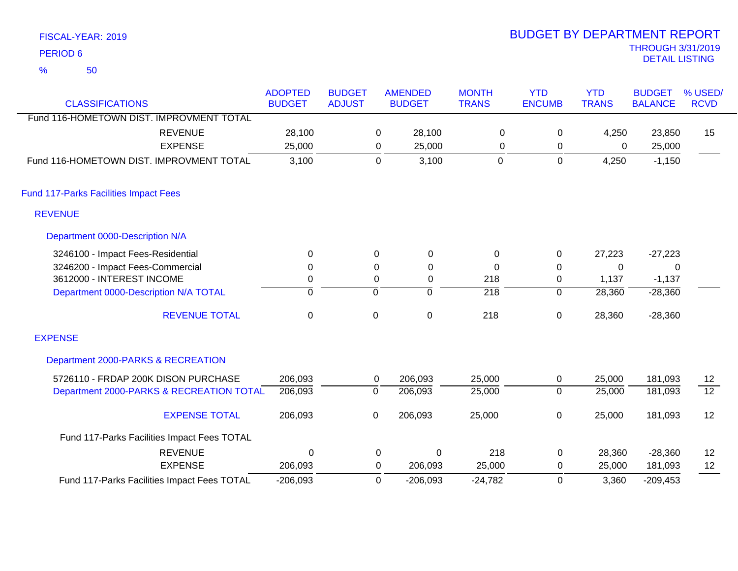FISCAL-YEAR: 2019

PERIOD 6

% 50

# BUDGET BY DEPARTMENT REPORT

THROUGH 3/31/2019

DETAIL LISTING

| CLASSIFICATIONS | ADOPTED BUDGET | BUDGET ADJUST | AMENDED BUDGET | MONTH TRANS | YTD ENCUMB | YTD TRANS | BUDGET BALANCE | % USED/ RCVD |
|---|---|---|---|---|---|---|---|---|
| Fund 116-HOMETOWN DIST. IMPROVMENT TOTAL | | | | | | | | |
| REVENUE | 28,100 | 0 | 28,100 | 0 | 0 | 4,250 | 23,850 | 15 |
| EXPENSE | 25,000 | 0 | 25,000 | 0 | 0 | 0 | 25,000 | |
| Fund 116-HOMETOWN DIST. IMPROVMENT TOTAL | 3,100 | 0 | 3,100 | 0 | 0 | 4,250 | -1,150 | |
| **Fund 117-Parks Facilities Impact Fees** | | | | | | | | |
| **REVENUE** | | | | | | | | |
| **Department 0000-Description N/A** | | | | | | | | |
| 3246100 - Impact Fees-Residential | 0 | 0 | 0 | 0 | 0 | 27,223 | -27,223 | |
| 3246200 - Impact Fees-Commercial | 0 | 0 | 0 | 0 | 0 | 0 | 0 | |
| 3612000 - INTEREST INCOME | 0 | 0 | 0 | 218 | 0 | 1,137 | -1,137 | |
| Department 0000-Description N/A TOTAL | 0 | 0 | 0 | 218 | 0 | 28,360 | -28,360 | |
| REVENUE TOTAL | 0 | 0 | 0 | 218 | 0 | 28,360 | -28,360 | |
| **EXPENSE** | | | | | | | | |
| **Department 2000-PARKS & RECREATION** | | | | | | | | |
| 5726110 - FRDAP 200K DISON PURCHASE | 206,093 | 0 | 206,093 | 25,000 | 0 | 25,000 | 181,093 | 12 |
| Department 2000-PARKS & RECREATION TOTAL | 206,093 | 0 | 206,093 | 25,000 | 0 | 25,000 | 181,093 | 12 |
| EXPENSE TOTAL | 206,093 | 0 | 206,093 | 25,000 | 0 | 25,000 | 181,093 | 12 |
| Fund 117-Parks Facilities Impact Fees TOTAL | | | | | | | | |
| REVENUE | 0 | 0 | 0 | 218 | 0 | 28,360 | -28,360 | 12 |
| EXPENSE | 206,093 | 0 | 206,093 | 25,000 | 0 | 25,000 | 181,093 | 12 |
| Fund 117-Parks Facilities Impact Fees TOTAL | -206,093 | 0 | -206,093 | -24,782 | 0 | 3,360 | -209,453 | |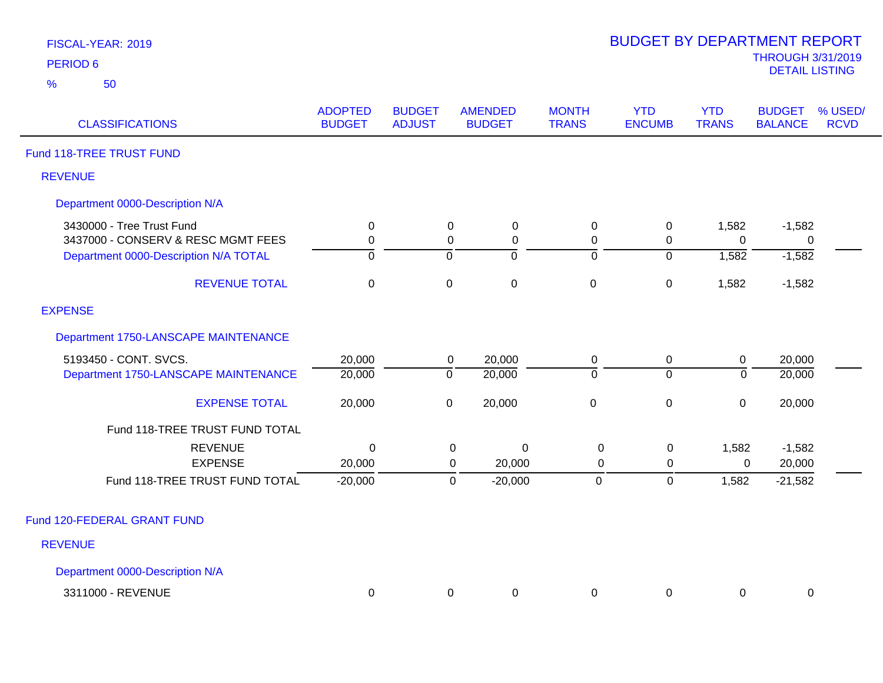FISCAL-YEAR: 2019

PERIOD 6

% 50

# BUDGET BY DEPARTMENT REPORT

THROUGH 3/31/2019

DETAIL LISTING

| CLASSIFICATIONS | ADOPTED BUDGET | BUDGET ADJUST | AMENDED BUDGET | MONTH TRANS | YTD ENCUMB | YTD TRANS | BUDGET BALANCE | % USED/ RCVD |
|---|---|---|---|---|---|---|---|---|
| **Fund 118-TREE TRUST FUND** | | | | | | | | |
| **REVENUE** | | | | | | | | |
| **Department 0000-Description N/A** | | | | | | | | |
| 3430000 - Tree Trust Fund | 0 | 0 | 0 | 0 | 0 | 1,582 | -1,582 | |
| 3437000 - CONSERV & RESC MGMT FEES | 0 | 0 | 0 | 0 | 0 | 0 | 0 | |
| Department 0000-Description N/A TOTAL | 0 | 0 | 0 | 0 | 0 | 1,582 | -1,582 | |
| REVENUE TOTAL | 0 | 0 | 0 | 0 | 0 | 1,582 | -1,582 | |
| **EXPENSE** | | | | | | | | |
| **Department 1750-LANSCAPE MAINTENANCE** | | | | | | | | |
| 5193450 - CONT. SVCS. | 20,000 | 0 | 20,000 | 0 | 0 | 0 | 20,000 | |
| Department 1750-LANSCAPE MAINTENANCE | 20,000 | 0 | 20,000 | 0 | 0 | 0 | 20,000 | |
| EXPENSE TOTAL | 20,000 | 0 | 20,000 | 0 | 0 | 0 | 20,000 | |
| Fund 118-TREE TRUST FUND TOTAL | | | | | | | | |
| REVENUE | 0 | 0 | 0 | 0 | 0 | 1,582 | -1,582 | |
| EXPENSE | 20,000 | 0 | 20,000 | 0 | 0 | 0 | 20,000 | |
| Fund 118-TREE TRUST FUND TOTAL | -20,000 | 0 | -20,000 | 0 | 0 | 1,582 | -21,582 | |
| **Fund 120-FEDERAL GRANT FUND** | | | | | | | | |
| **REVENUE** | | | | | | | | |
| **Department 0000-Description N/A** | | | | | | | | |
| 3311000 - REVENUE | 0 | 0 | 0 | 0 | 0 | 0 | 0 | |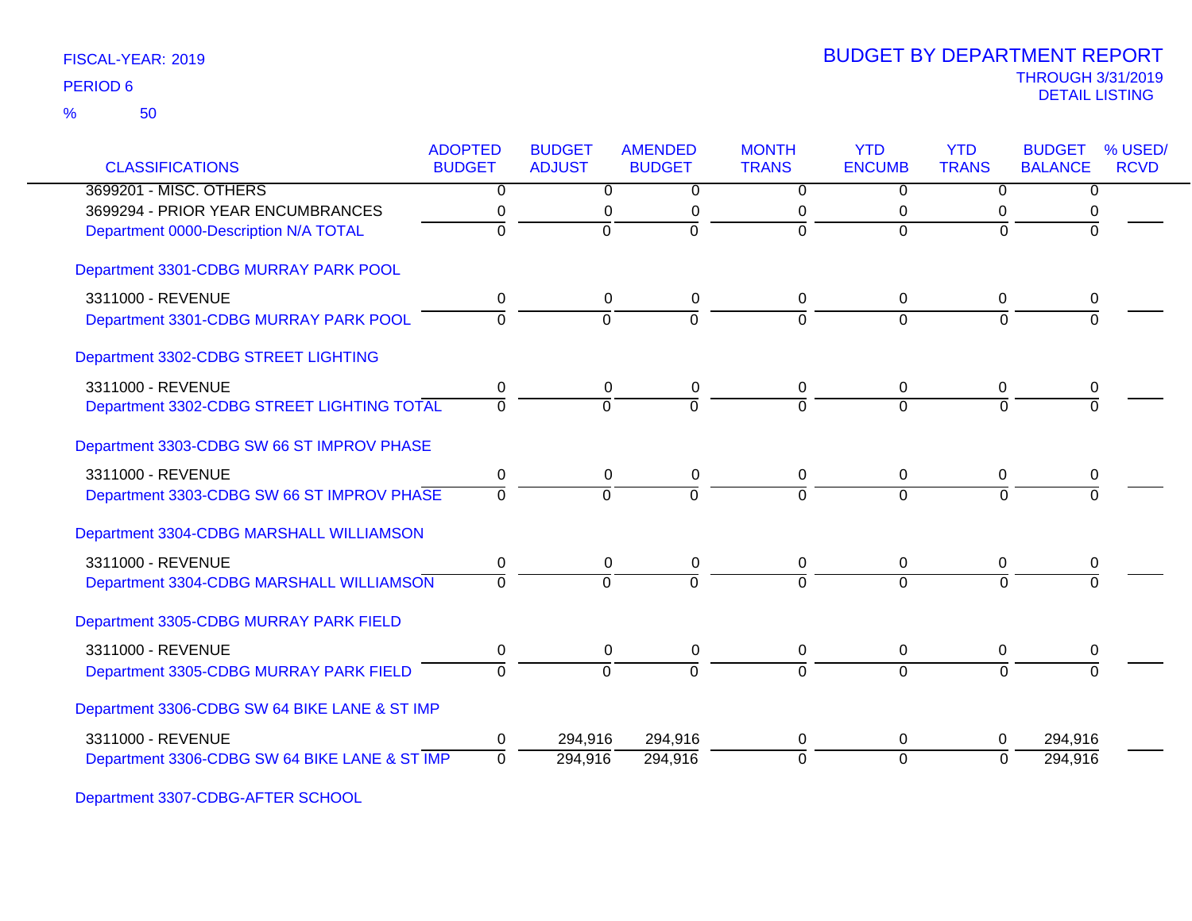FISCAL-YEAR: 2019

PERIOD 6

% 50

# BUDGET BY DEPARTMENT REPORT

THROUGH 3/31/2019

DETAIL LISTING

| CLASSIFICATIONS | ADOPTED BUDGET | BUDGET ADJUST | AMENDED BUDGET | MONTH TRANS | YTD ENCUMB | YTD TRANS | BUDGET BALANCE | % USED/ RCVD |
|---|---|---|---|---|---|---|---|---|
| 3699201 - MISC. OTHERS | 0 | 0 | 0 | 0 | 0 | 0 | 0 | |
| 3699294 - PRIOR YEAR ENCUMBRANCES | 0 | 0 | 0 | 0 | 0 | 0 | 0 | |
| Department 0000-Description N/A TOTAL | 0 | 0 | 0 | 0 | 0 | 0 | 0 | |
| Department 3301-CDBG MURRAY PARK POOL | | | | | | | | |
| 3311000 - REVENUE | 0 | 0 | 0 | 0 | 0 | 0 | 0 | |
| Department 3301-CDBG MURRAY PARK POOL | 0 | 0 | 0 | 0 | 0 | 0 | 0 | |
| Department 3302-CDBG STREET LIGHTING | | | | | | | | |
| 3311000 - REVENUE | 0 | 0 | 0 | 0 | 0 | 0 | 0 | |
| Department 3302-CDBG STREET LIGHTING TOTAL | 0 | 0 | 0 | 0 | 0 | 0 | 0 | |
| Department 3303-CDBG SW 66 ST IMPROV PHASE | | | | | | | | |
| 3311000 - REVENUE | 0 | 0 | 0 | 0 | 0 | 0 | 0 | |
| Department 3303-CDBG SW 66 ST IMPROV PHASE | 0 | 0 | 0 | 0 | 0 | 0 | 0 | |
| Department 3304-CDBG MARSHALL WILLIAMSON | | | | | | | | |
| 3311000 - REVENUE | 0 | 0 | 0 | 0 | 0 | 0 | 0 | |
| Department 3304-CDBG MARSHALL WILLIAMSON | 0 | 0 | 0 | 0 | 0 | 0 | 0 | |
| Department 3305-CDBG MURRAY PARK FIELD | | | | | | | | |
| 3311000 - REVENUE | 0 | 0 | 0 | 0 | 0 | 0 | 0 | |
| Department 3305-CDBG MURRAY PARK FIELD | 0 | 0 | 0 | 0 | 0 | 0 | 0 | |
| Department 3306-CDBG SW 64 BIKE LANE & ST IMP | | | | | | | | |
| 3311000 - REVENUE | 0 | 294,916 | 294,916 | 0 | 0 | 0 | 294,916 | |
| Department 3306-CDBG SW 64 BIKE LANE & ST IMP | 0 | 294,916 | 294,916 | 0 | 0 | 0 | 294,916 | |
| Department 3307-CDBG-AFTER SCHOOL | | | | | | | | |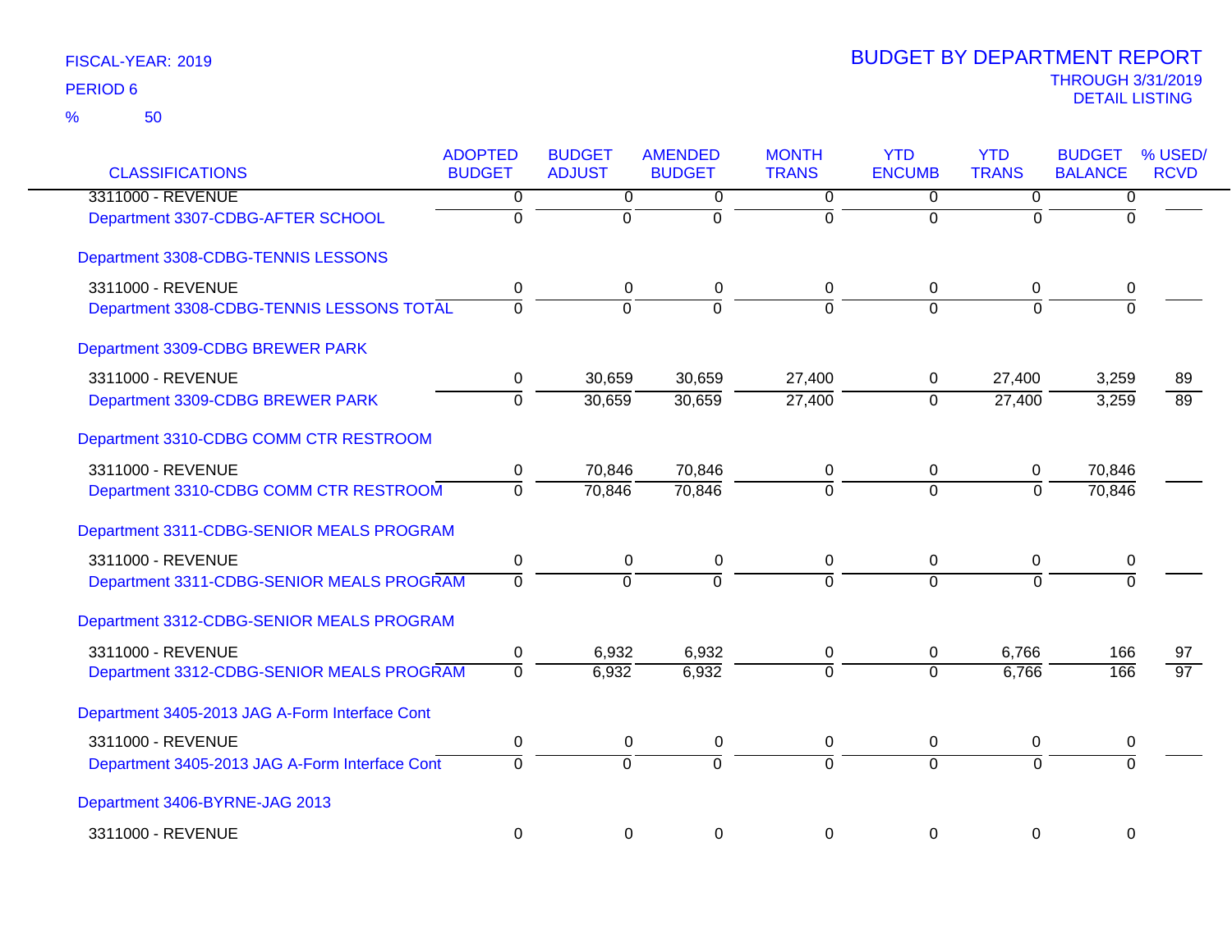FISCAL-YEAR: 2019
PERIOD 6
% 50

# BUDGET BY DEPARTMENT REPORT
THROUGH 3/31/2019
DETAIL LISTING

| CLASSIFICATIONS | ADOPTED BUDGET | BUDGET ADJUST | AMENDED BUDGET | MONTH TRANS | YTD ENCUMB | YTD TRANS | BUDGET BALANCE | % USED/ RCVD |
|---|---|---|---|---|---|---|---|---|
| 3311000 - REVENUE | 0 | 0 | 0 | 0 | 0 | 0 | 0 | |
| Department 3307-CDBG-AFTER SCHOOL | 0 | 0 | 0 | 0 | 0 | 0 | 0 | |
| Department 3308-CDBG-TENNIS LESSONS | | | | | | | | |
| 3311000 - REVENUE | 0 | 0 | 0 | 0 | 0 | 0 | 0 | |
| Department 3308-CDBG-TENNIS LESSONS TOTAL | 0 | 0 | 0 | 0 | 0 | 0 | 0 | |
| Department 3309-CDBG BREWER PARK | | | | | | | | |
| 3311000 - REVENUE | 0 | 30,659 | 30,659 | 27,400 | 0 | 27,400 | 3,259 | 89 |
| Department 3309-CDBG BREWER PARK | 0 | 30,659 | 30,659 | 27,400 | 0 | 27,400 | 3,259 | 89 |
| Department 3310-CDBG COMM CTR RESTROOM | | | | | | | | |
| 3311000 - REVENUE | 0 | 70,846 | 70,846 | 0 | 0 | 0 | 70,846 | |
| Department 3310-CDBG COMM CTR RESTROOM | 0 | 70,846 | 70,846 | 0 | 0 | 0 | 70,846 | |
| Department 3311-CDBG-SENIOR MEALS PROGRAM | | | | | | | | |
| 3311000 - REVENUE | 0 | 0 | 0 | 0 | 0 | 0 | 0 | |
| Department 3311-CDBG-SENIOR MEALS PROGRAM | 0 | 0 | 0 | 0 | 0 | 0 | 0 | |
| Department 3312-CDBG-SENIOR MEALS PROGRAM | | | | | | | | |
| 3311000 - REVENUE | 0 | 6,932 | 6,932 | 0 | 0 | 6,766 | 166 | 97 |
| Department 3312-CDBG-SENIOR MEALS PROGRAM | 0 | 6,932 | 6,932 | 0 | 0 | 6,766 | 166 | 97 |
| Department 3405-2013 JAG A-Form Interface Cont | | | | | | | | |
| 3311000 - REVENUE | 0 | 0 | 0 | 0 | 0 | 0 | 0 | |
| Department 3405-2013 JAG A-Form Interface Cont | 0 | 0 | 0 | 0 | 0 | 0 | 0 | |
| Department 3406-BYRNE-JAG 2013 | | | | | | | | |
| 3311000 - REVENUE | 0 | 0 | 0 | 0 | 0 | 0 | 0 | |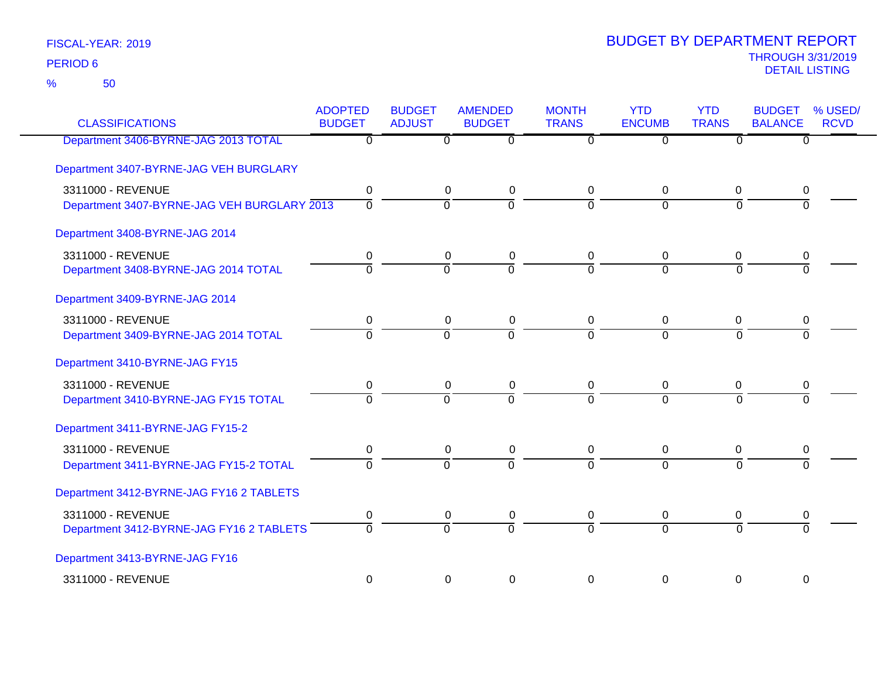FISCAL-YEAR: 2019

PERIOD 6

% 50

# BUDGET BY DEPARTMENT REPORT

THROUGH 3/31/2019

DETAIL LISTING

| CLASSIFICATIONS | ADOPTED BUDGET | BUDGET ADJUST | AMENDED BUDGET | MONTH TRANS | YTD ENCUMB | YTD TRANS | BUDGET BALANCE | % USED/ RCVD |
|---|---|---|---|---|---|---|---|---|
| Department 3406-BYRNE-JAG 2013 TOTAL | 0 | 0 | 0 | 0 | 0 | 0 | 0 | |
| Department 3407-BYRNE-JAG VEH BURGLARY | | | | | | | | |
| 3311000 - REVENUE | 0 | 0 | 0 | 0 | 0 | 0 | 0 | |
| Department 3407-BYRNE-JAG VEH BURGLARY 2013 | 0 | 0 | 0 | 0 | 0 | 0 | 0 | |
| Department 3408-BYRNE-JAG 2014 | | | | | | | | |
| 3311000 - REVENUE | 0 | 0 | 0 | 0 | 0 | 0 | 0 | |
| Department 3408-BYRNE-JAG 2014 TOTAL | 0 | 0 | 0 | 0 | 0 | 0 | 0 | |
| Department 3409-BYRNE-JAG 2014 | | | | | | | | |
| 3311000 - REVENUE | 0 | 0 | 0 | 0 | 0 | 0 | 0 | |
| Department 3409-BYRNE-JAG 2014 TOTAL | 0 | 0 | 0 | 0 | 0 | 0 | 0 | |
| Department 3410-BYRNE-JAG FY15 | | | | | | | | |
| 3311000 - REVENUE | 0 | 0 | 0 | 0 | 0 | 0 | 0 | |
| Department 3410-BYRNE-JAG FY15 TOTAL | 0 | 0 | 0 | 0 | 0 | 0 | 0 | |
| Department 3411-BYRNE-JAG FY15-2 | | | | | | | | |
| 3311000 - REVENUE | 0 | 0 | 0 | 0 | 0 | 0 | 0 | |
| Department 3411-BYRNE-JAG FY15-2 TOTAL | 0 | 0 | 0 | 0 | 0 | 0 | 0 | |
| Department 3412-BYRNE-JAG FY16 2 TABLETS | | | | | | | | |
| 3311000 - REVENUE | 0 | 0 | 0 | 0 | 0 | 0 | 0 | |
| Department 3412-BYRNE-JAG FY16 2 TABLETS | 0 | 0 | 0 | 0 | 0 | 0 | 0 | |
| Department 3413-BYRNE-JAG FY16 | | | | | | | | |
| 3311000 - REVENUE | 0 | 0 | 0 | 0 | 0 | 0 | 0 | |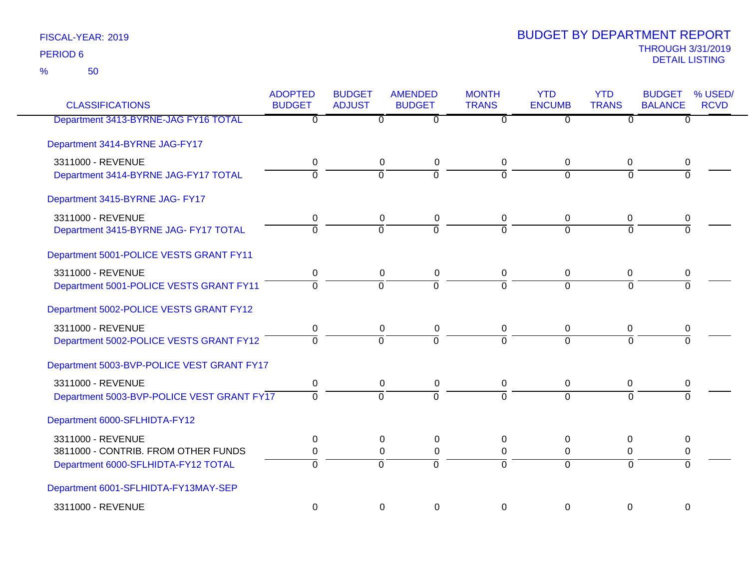FISCAL-YEAR: 2019

PERIOD 6

% 50

# BUDGET BY DEPARTMENT REPORT

THROUGH 3/31/2019

DETAIL LISTING

| CLASSIFICATIONS | ADOPTED BUDGET | BUDGET ADJUST | AMENDED BUDGET | MONTH TRANS | YTD ENCUMB | YTD TRANS | BUDGET BALANCE | % USED/ RCVD |
|---|---|---|---|---|---|---|---|---|
| Department 3413-BYRNE-JAG FY16 TOTAL | 0 | 0 | 0 | 0 | 0 | 0 | 0 | |
| Department 3414-BYRNE JAG-FY17 | | | | | | | | |
| 3311000 - REVENUE | 0 | 0 | 0 | 0 | 0 | 0 | 0 | |
| Department 3414-BYRNE JAG-FY17 TOTAL | 0 | 0 | 0 | 0 | 0 | 0 | 0 | |
| Department 3415-BYRNE JAG- FY17 | | | | | | | | |
| 3311000 - REVENUE | 0 | 0 | 0 | 0 | 0 | 0 | 0 | |
| Department 3415-BYRNE JAG- FY17 TOTAL | 0 | 0 | 0 | 0 | 0 | 0 | 0 | |
| Department 5001-POLICE VESTS GRANT FY11 | | | | | | | | |
| 3311000 - REVENUE | 0 | 0 | 0 | 0 | 0 | 0 | 0 | |
| Department 5001-POLICE VESTS GRANT FY11 | 0 | 0 | 0 | 0 | 0 | 0 | 0 | |
| Department 5002-POLICE VESTS GRANT FY12 | | | | | | | | |
| 3311000 - REVENUE | 0 | 0 | 0 | 0 | 0 | 0 | 0 | |
| Department 5002-POLICE VESTS GRANT FY12 | 0 | 0 | 0 | 0 | 0 | 0 | 0 | |
| Department 5003-BVP-POLICE VEST GRANT FY17 | | | | | | | | |
| 3311000 - REVENUE | 0 | 0 | 0 | 0 | 0 | 0 | 0 | |
| Department 5003-BVP-POLICE VEST GRANT FY17 | 0 | 0 | 0 | 0 | 0 | 0 | 0 | |
| Department 6000-SFLHIDTA-FY12 | | | | | | | | |
| 3311000 - REVENUE | 0 | 0 | 0 | 0 | 0 | 0 | 0 | |
| 3811000 - CONTRIB. FROM OTHER FUNDS | 0 | 0 | 0 | 0 | 0 | 0 | 0 | |
| Department 6000-SFLHIDTA-FY12 TOTAL | 0 | 0 | 0 | 0 | 0 | 0 | 0 | |
| Department 6001-SFLHIDTA-FY13MAY-SEP | | | | | | | | |
| 3311000 - REVENUE | 0 | 0 | 0 | 0 | 0 | 0 | 0 | |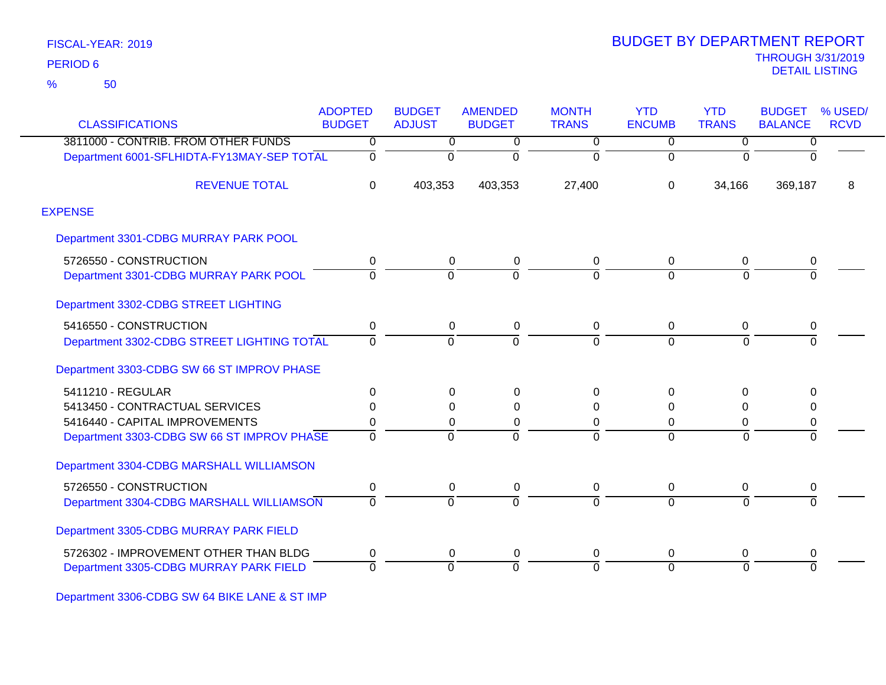FISCAL-YEAR: 2019

PERIOD 6

% 50

# BUDGET BY DEPARTMENT REPORT

THROUGH 3/31/2019

DETAIL LISTING

| CLASSIFICATIONS | ADOPTED BUDGET | BUDGET ADJUST | AMENDED BUDGET | MONTH TRANS | YTD ENCUMB | YTD TRANS | BUDGET BALANCE | % USED/ RCVD |
|---|---|---|---|---|---|---|---|---|
| 3811000 - CONTRIB. FROM OTHER FUNDS | 0 | 0 | 0 | 0 | 0 | 0 | 0 | |
| Department 6001-SFLHIDTA-FY13MAY-SEP TOTAL | 0 | 0 | 0 | 0 | 0 | 0 | 0 | |
| REVENUE TOTAL | 0 | 403,353 | 403,353 | 27,400 | 0 | 34,166 | 369,187 | 8 |
| EXPENSE | | | | | | | | |
| Department 3301-CDBG MURRAY PARK POOL | | | | | | | | |
| 5726550 - CONSTRUCTION | 0 | 0 | 0 | 0 | 0 | 0 | 0 | |
| Department 3301-CDBG MURRAY PARK POOL | 0 | 0 | 0 | 0 | 0 | 0 | 0 | |
| Department 3302-CDBG STREET LIGHTING | | | | | | | | |
| 5416550 - CONSTRUCTION | 0 | 0 | 0 | 0 | 0 | 0 | 0 | |
| Department 3302-CDBG STREET LIGHTING TOTAL | 0 | 0 | 0 | 0 | 0 | 0 | 0 | |
| Department 3303-CDBG SW 66 ST IMPROV PHASE | | | | | | | | |
| 5411210 - REGULAR | 0 | 0 | 0 | 0 | 0 | 0 | 0 | |
| 5413450 - CONTRACTUAL SERVICES | 0 | 0 | 0 | 0 | 0 | 0 | 0 | |
| 5416440 - CAPITAL IMPROVEMENTS | 0 | 0 | 0 | 0 | 0 | 0 | 0 | |
| Department 3303-CDBG SW 66 ST IMPROV PHASE | 0 | 0 | 0 | 0 | 0 | 0 | 0 | |
| Department 3304-CDBG MARSHALL WILLIAMSON | | | | | | | | |
| 5726550 - CONSTRUCTION | 0 | 0 | 0 | 0 | 0 | 0 | 0 | |
| Department 3304-CDBG MARSHALL WILLIAMSON | 0 | 0 | 0 | 0 | 0 | 0 | 0 | |
| Department 3305-CDBG MURRAY PARK FIELD | | | | | | | | |
| 5726302 - IMPROVEMENT OTHER THAN BLDG | 0 | 0 | 0 | 0 | 0 | 0 | 0 | |
| Department 3305-CDBG MURRAY PARK FIELD | 0 | 0 | 0 | 0 | 0 | 0 | 0 | |
| Department 3306-CDBG SW 64 BIKE LANE & ST IMP | | | | | | | | |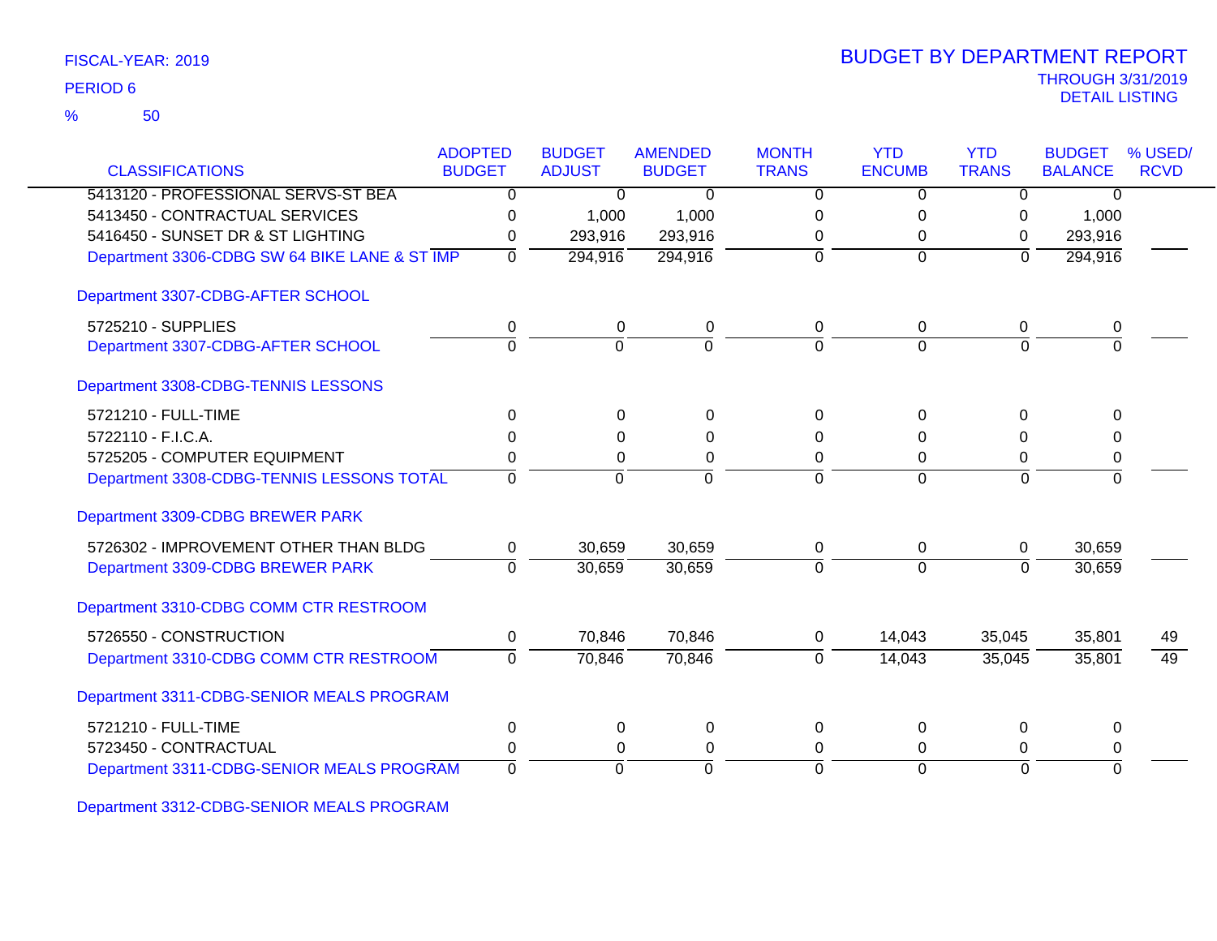FISCAL-YEAR: 2019

PERIOD 6

% 50

# BUDGET BY DEPARTMENT REPORT

THROUGH 3/31/2019
DETAIL LISTING

| CLASSIFICATIONS | ADOPTED BUDGET | BUDGET ADJUST | AMENDED BUDGET | MONTH TRANS | YTD ENCUMB | YTD TRANS | BUDGET BALANCE | % USED/ RCVD |
|---|---|---|---|---|---|---|---|---|
| 5413120 - PROFESSIONAL SERVS-ST BEA | 0 | 0 | 0 | 0 | 0 | 0 | 0 | |
| 5413450 - CONTRACTUAL SERVICES | 0 | 1,000 | 1,000 | 0 | 0 | 0 | 1,000 | |
| 5416450 - SUNSET DR & ST LIGHTING | 0 | 293,916 | 293,916 | 0 | 0 | 0 | 293,916 | |
| Department 3306-CDBG SW 64 BIKE LANE & ST IMP | 0 | 294,916 | 294,916 | 0 | 0 | 0 | 294,916 | |
| **Department 3307-CDBG-AFTER SCHOOL** | | | | | | | | |
| 5725210 - SUPPLIES | 0 | 0 | 0 | 0 | 0 | 0 | 0 | |
| Department 3307-CDBG-AFTER SCHOOL | 0 | 0 | 0 | 0 | 0 | 0 | 0 | |
| **Department 3308-CDBG-TENNIS LESSONS** | | | | | | | | |
| 5721210 - FULL-TIME | 0 | 0 | 0 | 0 | 0 | 0 | 0 | |
| 5722110 - F.I.C.A. | 0 | 0 | 0 | 0 | 0 | 0 | 0 | |
| 5725205 - COMPUTER EQUIPMENT | 0 | 0 | 0 | 0 | 0 | 0 | 0 | |
| Department 3308-CDBG-TENNIS LESSONS TOTAL | 0 | 0 | 0 | 0 | 0 | 0 | 0 | |
| **Department 3309-CDBG BREWER PARK** | | | | | | | | |
| 5726302 - IMPROVEMENT OTHER THAN BLDG | 0 | 30,659 | 30,659 | 0 | 0 | 0 | 30,659 | |
| Department 3309-CDBG BREWER PARK | 0 | 30,659 | 30,659 | 0 | 0 | 0 | 30,659 | |
| **Department 3310-CDBG COMM CTR RESTROOM** | | | | | | | | |
| 5726550 - CONSTRUCTION | 0 | 70,846 | 70,846 | 0 | 14,043 | 35,045 | 35,801 | 49 |
| Department 3310-CDBG COMM CTR RESTROOM | 0 | 70,846 | 70,846 | 0 | 14,043 | 35,045 | 35,801 | 49 |
| **Department 3311-CDBG-SENIOR MEALS PROGRAM** | | | | | | | | |
| 5721210 - FULL-TIME | 0 | 0 | 0 | 0 | 0 | 0 | 0 | |
| 5723450 - CONTRACTUAL | 0 | 0 | 0 | 0 | 0 | 0 | 0 | |
| Department 3311-CDBG-SENIOR MEALS PROGRAM | 0 | 0 | 0 | 0 | 0 | 0 | 0 | |
| **Department 3312-CDBG-SENIOR MEALS PROGRAM** | | | | | | | | |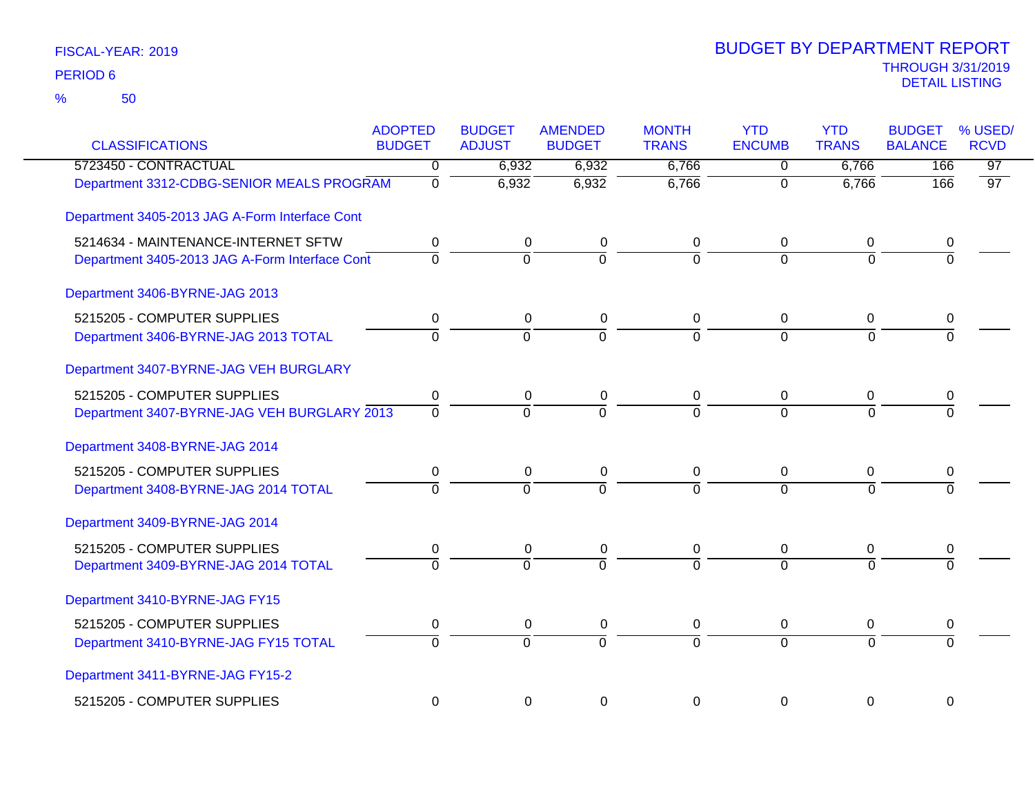FISCAL-YEAR: 2019
PERIOD 6
% 50

# BUDGET BY DEPARTMENT REPORT

THROUGH 3/31/2019
DETAIL LISTING

| CLASSIFICATIONS | ADOPTED BUDGET | BUDGET ADJUST | AMENDED BUDGET | MONTH TRANS | YTD ENCUMB | YTD TRANS | BUDGET BALANCE | % USED/ RCVD |
|---|---|---|---|---|---|---|---|---|
| 5723450 - CONTRACTUAL | 0 | 6,932 | 6,932 | 6,766 | 0 | 6,766 | 166 | 97 |
| Department 3312-CDBG-SENIOR MEALS PROGRAM | 0 | 6,932 | 6,932 | 6,766 | 0 | 6,766 | 166 | 97 |
| Department 3405-2013 JAG A-Form Interface Cont | | | | | | | | |
| 5214634 - MAINTENANCE-INTERNET SFTW | 0 | 0 | 0 | 0 | 0 | 0 | 0 | |
| Department 3405-2013 JAG A-Form Interface Cont | 0 | 0 | 0 | 0 | 0 | 0 | 0 | |
| Department 3406-BYRNE-JAG 2013 | | | | | | | | |
| 5215205 - COMPUTER SUPPLIES | 0 | 0 | 0 | 0 | 0 | 0 | 0 | |
| Department 3406-BYRNE-JAG 2013 TOTAL | 0 | 0 | 0 | 0 | 0 | 0 | 0 | |
| Department 3407-BYRNE-JAG VEH BURGLARY | | | | | | | | |
| 5215205 - COMPUTER SUPPLIES | 0 | 0 | 0 | 0 | 0 | 0 | 0 | |
| Department 3407-BYRNE-JAG VEH BURGLARY 2013 | 0 | 0 | 0 | 0 | 0 | 0 | 0 | |
| Department 3408-BYRNE-JAG 2014 | | | | | | | | |
| 5215205 - COMPUTER SUPPLIES | 0 | 0 | 0 | 0 | 0 | 0 | 0 | |
| Department 3408-BYRNE-JAG 2014 TOTAL | 0 | 0 | 0 | 0 | 0 | 0 | 0 | |
| Department 3409-BYRNE-JAG 2014 | | | | | | | | |
| 5215205 - COMPUTER SUPPLIES | 0 | 0 | 0 | 0 | 0 | 0 | 0 | |
| Department 3409-BYRNE-JAG 2014 TOTAL | 0 | 0 | 0 | 0 | 0 | 0 | 0 | |
| Department 3410-BYRNE-JAG FY15 | | | | | | | | |
| 5215205 - COMPUTER SUPPLIES | 0 | 0 | 0 | 0 | 0 | 0 | 0 | |
| Department 3410-BYRNE-JAG FY15 TOTAL | 0 | 0 | 0 | 0 | 0 | 0 | 0 | |
| Department 3411-BYRNE-JAG FY15-2 | | | | | | | | |
| 5215205 - COMPUTER SUPPLIES | 0 | 0 | 0 | 0 | 0 | 0 | 0 | |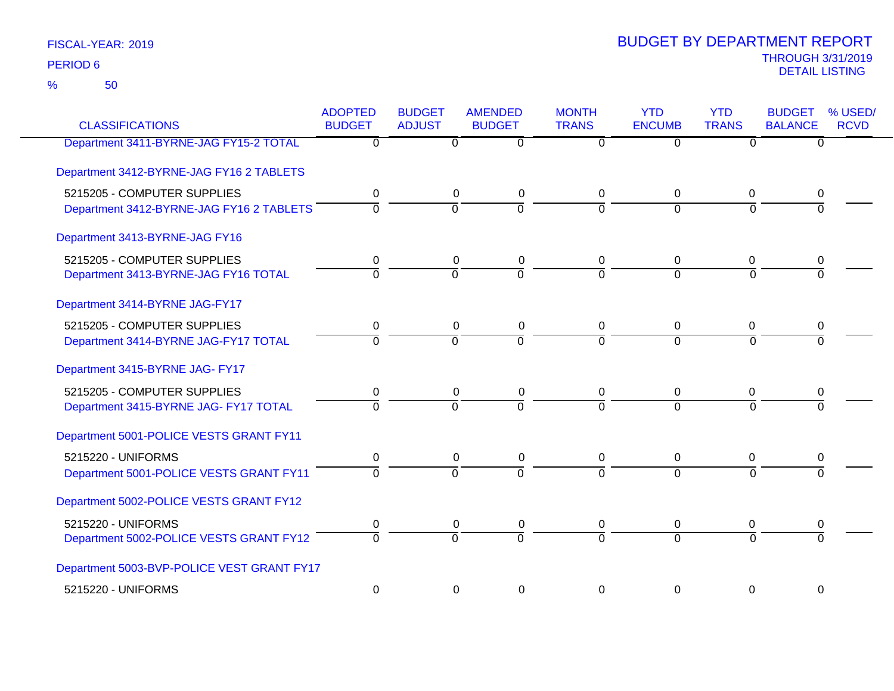FISCAL-YEAR: 2019

PERIOD 6

% 50

# BUDGET BY DEPARTMENT REPORT

THROUGH 3/31/2019

DETAIL LISTING

| CLASSIFICATIONS | ADOPTED BUDGET | BUDGET ADJUST | AMENDED BUDGET | MONTH TRANS | YTD ENCUMB | YTD TRANS | BUDGET BALANCE | % USED/ RCVD |
|---|---|---|---|---|---|---|---|---|
| Department 3411-BYRNE-JAG FY15-2 TOTAL | 0 | 0 | 0 | 0 | 0 | 0 | 0 | |
| **Department 3412-BYRNE-JAG FY16 2 TABLETS** | | | | | | | | |
| 5215205 - COMPUTER SUPPLIES | 0 | 0 | 0 | 0 | 0 | 0 | 0 | |
| Department 3412-BYRNE-JAG FY16 2 TABLETS | 0 | 0 | 0 | 0 | 0 | 0 | 0 | |
| **Department 3413-BYRNE-JAG FY16** | | | | | | | | |
| 5215205 - COMPUTER SUPPLIES | 0 | 0 | 0 | 0 | 0 | 0 | 0 | |
| Department 3413-BYRNE-JAG FY16 TOTAL | 0 | 0 | 0 | 0 | 0 | 0 | 0 | |
| **Department 3414-BYRNE JAG-FY17** | | | | | | | | |
| 5215205 - COMPUTER SUPPLIES | 0 | 0 | 0 | 0 | 0 | 0 | 0 | |
| Department 3414-BYRNE JAG-FY17 TOTAL | 0 | 0 | 0 | 0 | 0 | 0 | 0 | |
| **Department 3415-BYRNE JAG- FY17** | | | | | | | | |
| 5215205 - COMPUTER SUPPLIES | 0 | 0 | 0 | 0 | 0 | 0 | 0 | |
| Department 3415-BYRNE JAG- FY17 TOTAL | 0 | 0 | 0 | 0 | 0 | 0 | 0 | |
| **Department 5001-POLICE VESTS GRANT FY11** | | | | | | | | |
| 5215220 - UNIFORMS | 0 | 0 | 0 | 0 | 0 | 0 | 0 | |
| Department 5001-POLICE VESTS GRANT FY11 | 0 | 0 | 0 | 0 | 0 | 0 | 0 | |
| **Department 5002-POLICE VESTS GRANT FY12** | | | | | | | | |
| 5215220 - UNIFORMS | 0 | 0 | 0 | 0 | 0 | 0 | 0 | |
| Department 5002-POLICE VESTS GRANT FY12 | 0 | 0 | 0 | 0 | 0 | 0 | 0 | |
| **Department 5003-BVP-POLICE VEST GRANT FY17** | | | | | | | | |
| 5215220 - UNIFORMS | 0 | 0 | 0 | 0 | 0 | 0 | 0 | |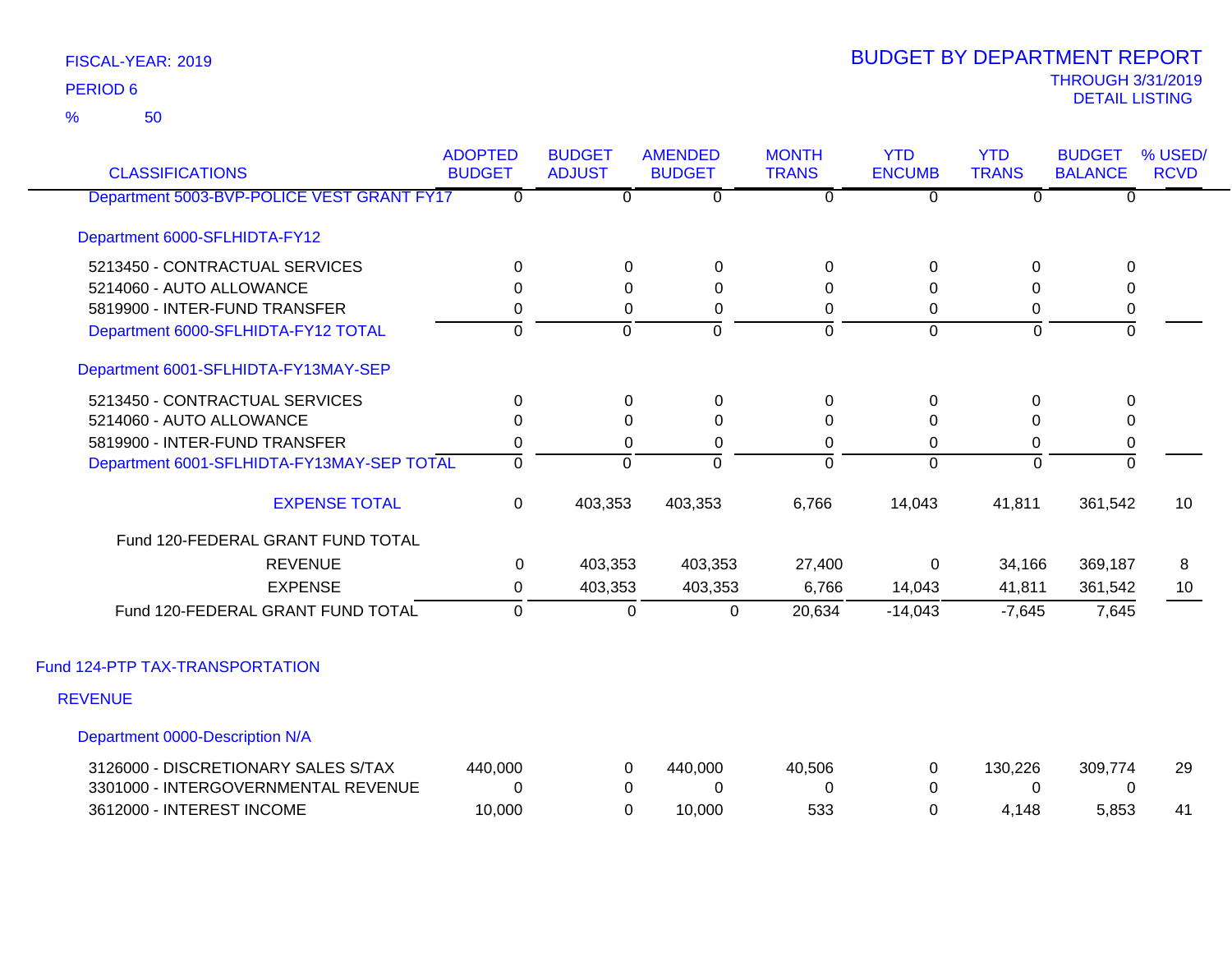FISCAL-YEAR: 2019

PERIOD 6

% 50

# BUDGET BY DEPARTMENT REPORT

THROUGH 3/31/2019

DETAIL LISTING

| CLASSIFICATIONS | ADOPTED BUDGET | BUDGET ADJUST | AMENDED BUDGET | MONTH TRANS | YTD ENCUMB | YTD TRANS | BUDGET BALANCE | % USED/ RCVD |
|---|---|---|---|---|---|---|---|---|
| Department 5003-BVP-POLICE VEST GRANT FY17 | 0 | 0 | 0 | 0 | 0 | 0 | 0 | |
| Department 6000-SFLHIDTA-FY12 | | | | | | | | |
| 5213450 - CONTRACTUAL SERVICES | 0 | 0 | 0 | 0 | 0 | 0 | 0 | |
| 5214060 - AUTO ALLOWANCE | 0 | 0 | 0 | 0 | 0 | 0 | 0 | |
| 5819900 - INTER-FUND TRANSFER | 0 | 0 | 0 | 0 | 0 | 0 | 0 | |
| Department 6000-SFLHIDTA-FY12 TOTAL | 0 | 0 | 0 | 0 | 0 | 0 | 0 | |
| Department 6001-SFLHIDTA-FY13MAY-SEP | | | | | | | | |
| 5213450 - CONTRACTUAL SERVICES | 0 | 0 | 0 | 0 | 0 | 0 | 0 | |
| 5214060 - AUTO ALLOWANCE | 0 | 0 | 0 | 0 | 0 | 0 | 0 | |
| 5819900 - INTER-FUND TRANSFER | 0 | 0 | 0 | 0 | 0 | 0 | 0 | |
| Department 6001-SFLHIDTA-FY13MAY-SEP TOTAL | 0 | 0 | 0 | 0 | 0 | 0 | 0 | |
| EXPENSE TOTAL | 0 | 403,353 | 403,353 | 6,766 | 14,043 | 41,811 | 361,542 | 10 |
| Fund 120-FEDERAL GRANT FUND TOTAL | | | | | | | | |
| REVENUE | 0 | 403,353 | 403,353 | 27,400 | 0 | 34,166 | 369,187 | 8 |
| EXPENSE | 0 | 403,353 | 403,353 | 6,766 | 14,043 | 41,811 | 361,542 | 10 |
| Fund 120-FEDERAL GRANT FUND TOTAL | 0 | 0 | 0 | 20,634 | -14,043 | -7,645 | 7,645 | |

## Fund 124-PTP TAX-TRANSPORTATION

### REVENUE

| CLASSIFICATIONS | ADOPTED BUDGET | BUDGET ADJUST | AMENDED BUDGET | MONTH TRANS | YTD ENCUMB | YTD TRANS | BUDGET BALANCE | % USED/ RCVD |
|---|---|---|---|---|---|---|---|---|
| Department 0000-Description N/A | | | | | | | | |
| 3126000 - DISCRETIONARY SALES S/TAX | 440,000 | 0 | 440,000 | 40,506 | 0 | 130,226 | 309,774 | 29 |
| 3301000 - INTERGOVERNMENTAL REVENUE | 0 | 0 | 0 | 0 | 0 | 0 | 0 | |
| 3612000 - INTEREST INCOME | 10,000 | 0 | 10,000 | 533 | 0 | 4,148 | 5,853 | 41 |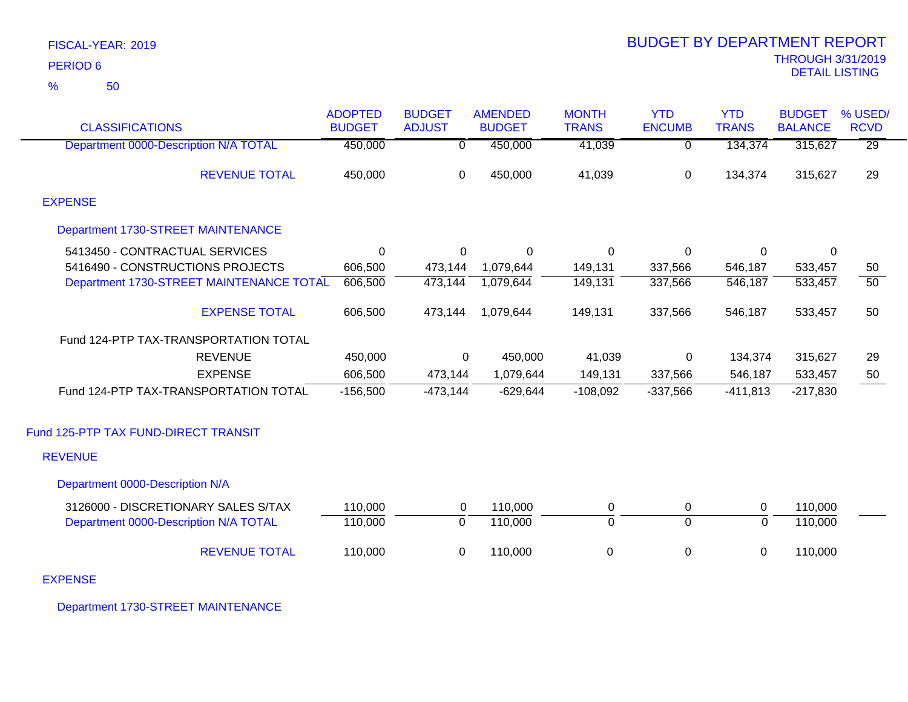FISCAL-YEAR: 2019

PERIOD 6

% 50

# BUDGET BY DEPARTMENT REPORT

THROUGH 3/31/2019

DETAIL LISTING

| CLASSIFICATIONS | ADOPTED BUDGET | BUDGET ADJUST | AMENDED BUDGET | MONTH TRANS | YTD ENCUMB | YTD TRANS | BUDGET BALANCE | % USED/ RCVD |
|---|---|---|---|---|---|---|---|---|
| Department 0000-Description N/A TOTAL | 450,000 | 0 | 450,000 | 41,039 | 0 | 134,374 | 315,627 | 29 |
| REVENUE TOTAL | 450,000 | 0 | 450,000 | 41,039 | 0 | 134,374 | 315,627 | 29 |
| EXPENSE | | | | | | | | |
| Department 1730-STREET MAINTENANCE | | | | | | | | |
| 5413450 - CONTRACTUAL SERVICES | 0 | 0 | 0 | 0 | 0 | 0 | 0 | |
| 5416490 - CONSTRUCTIONS PROJECTS | 606,500 | 473,144 | 1,079,644 | 149,131 | 337,566 | 546,187 | 533,457 | 50 |
| Department 1730-STREET MAINTENANCE TOTAL | 606,500 | 473,144 | 1,079,644 | 149,131 | 337,566 | 546,187 | 533,457 | 50 |
| EXPENSE TOTAL | 606,500 | 473,144 | 1,079,644 | 149,131 | 337,566 | 546,187 | 533,457 | 50 |
| Fund 124-PTP TAX-TRANSPORTATION TOTAL | | | | | | | | |
| REVENUE | 450,000 | 0 | 450,000 | 41,039 | 0 | 134,374 | 315,627 | 29 |
| EXPENSE | 606,500 | 473,144 | 1,079,644 | 149,131 | 337,566 | 546,187 | 533,457 | 50 |
| Fund 124-PTP TAX-TRANSPORTATION TOTAL | -156,500 | -473,144 | -629,644 | -108,092 | -337,566 | -411,813 | -217,830 | |
| Fund 125-PTP TAX FUND-DIRECT TRANSIT | | | | | | | | |
| REVENUE | | | | | | | | |
| Department 0000-Description N/A | | | | | | | | |
| 3126000 - DISCRETIONARY SALES S/TAX | 110,000 | 0 | 110,000 | 0 | 0 | 0 | 110,000 | |
| Department 0000-Description N/A TOTAL | 110,000 | 0 | 110,000 | 0 | 0 | 0 | 110,000 | |
| REVENUE TOTAL | 110,000 | 0 | 110,000 | 0 | 0 | 0 | 110,000 | |
| EXPENSE | | | | | | | | |
| Department 1730-STREET MAINTENANCE | | | | | | | | |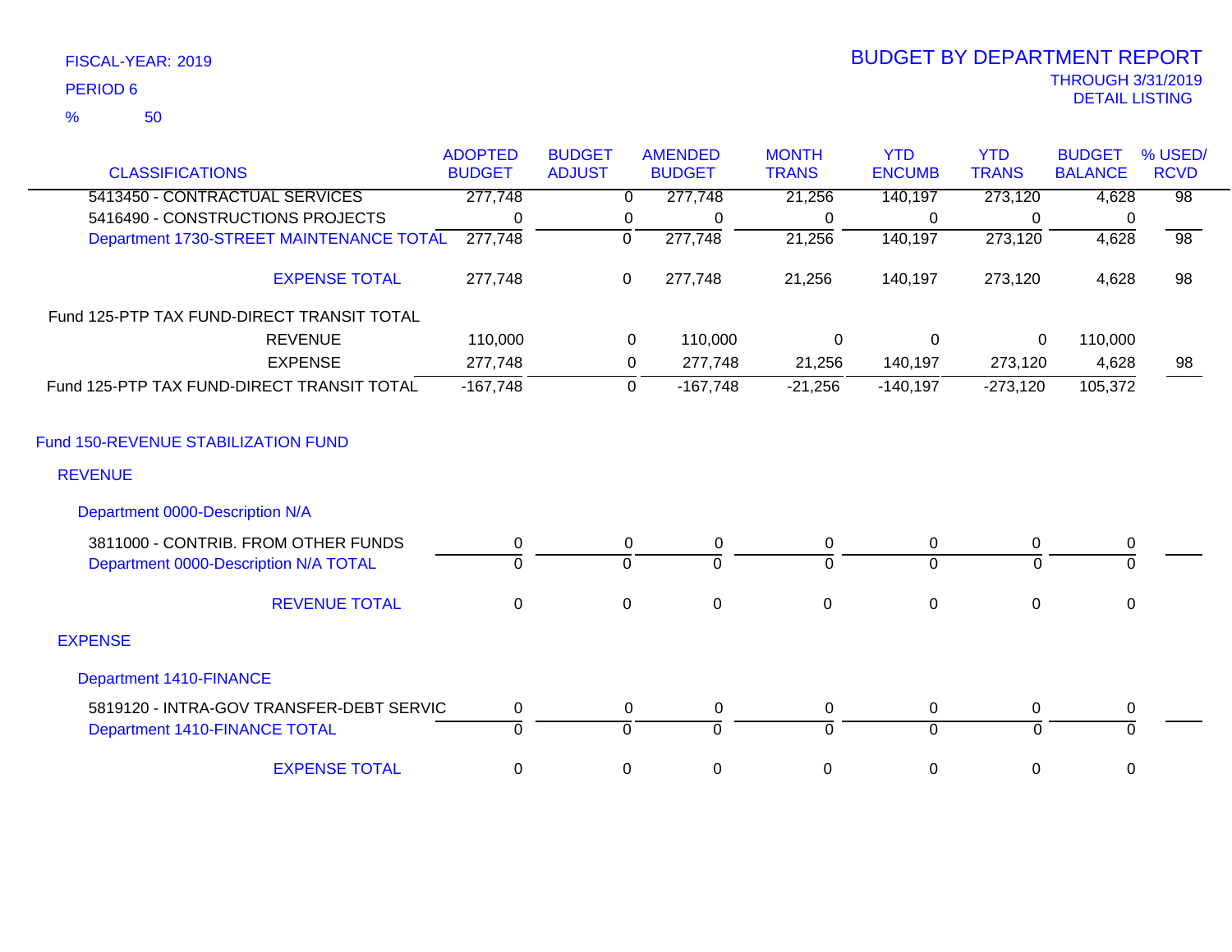FISCAL-YEAR: 2019

PERIOD 6

% 50

# BUDGET BY DEPARTMENT REPORT

THROUGH 3/31/2019

DETAIL LISTING

| CLASSIFICATIONS | ADOPTED BUDGET | BUDGET ADJUST | AMENDED BUDGET | MONTH TRANS | YTD ENCUMB | YTD TRANS | BUDGET BALANCE | % USED/ RCVD |
|---|---|---|---|---|---|---|---|---|
| 5413450 - CONTRACTUAL SERVICES | 277,748 | 0 | 277,748 | 21,256 | 140,197 | 273,120 | 4,628 | 98 |
| 5416490 - CONSTRUCTIONS PROJECTS | 0 | 0 | 0 | 0 | 0 | 0 | 0 | |
| Department 1730-STREET MAINTENANCE TOTAL | 277,748 | 0 | 277,748 | 21,256 | 140,197 | 273,120 | 4,628 | 98 |
| EXPENSE TOTAL | 277,748 | 0 | 277,748 | 21,256 | 140,197 | 273,120 | 4,628 | 98 |
| Fund 125-PTP TAX FUND-DIRECT TRANSIT TOTAL | | | | | | | | |
| REVENUE | 110,000 | 0 | 110,000 | 0 | 0 | 0 | 110,000 | |
| EXPENSE | 277,748 | 0 | 277,748 | 21,256 | 140,197 | 273,120 | 4,628 | 98 |
| Fund 125-PTP TAX FUND-DIRECT TRANSIT TOTAL | -167,748 | 0 | -167,748 | -21,256 | -140,197 | -273,120 | 105,372 | |
| **Fund 150-REVENUE STABILIZATION FUND** | | | | | | | | |
| REVENUE | | | | | | | | |
| Department 0000-Description N/A | | | | | | | | |
| 3811000 - CONTRIB. FROM OTHER FUNDS | 0 | 0 | 0 | 0 | 0 | 0 | 0 | |
| Department 0000-Description N/A TOTAL | 0 | 0 | 0 | 0 | 0 | 0 | 0 | |
| REVENUE TOTAL | 0 | 0 | 0 | 0 | 0 | 0 | 0 | |
| EXPENSE | | | | | | | | |
| Department 1410-FINANCE | | | | | | | | |
| 5819120 - INTRA-GOV TRANSFER-DEBT SERVIC | 0 | 0 | 0 | 0 | 0 | 0 | 0 | |
| Department 1410-FINANCE TOTAL | 0 | 0 | 0 | 0 | 0 | 0 | 0 | |
| EXPENSE TOTAL | 0 | 0 | 0 | 0 | 0 | 0 | 0 | |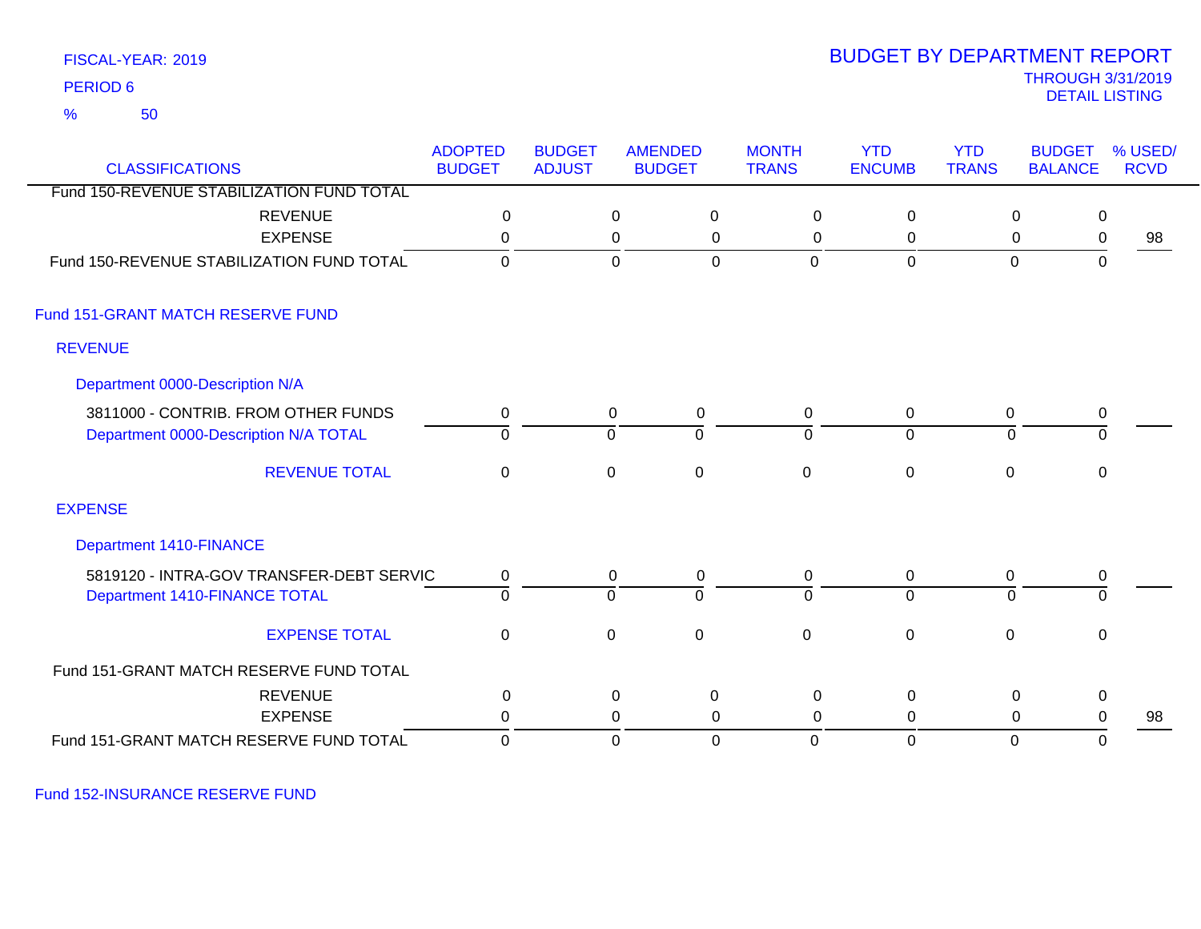FISCAL-YEAR: 2019
PERIOD 6
% 50

# BUDGET BY DEPARTMENT REPORT

THROUGH 3/31/2019
DETAIL LISTING

| CLASSIFICATIONS | ADOPTED BUDGET | BUDGET ADJUST | AMENDED BUDGET | MONTH TRANS | YTD ENCUMB | YTD TRANS | BUDGET BALANCE | % USED/ RCVD |
|---|---|---|---|---|---|---|---|---|
| Fund 150-REVENUE STABILIZATION FUND TOTAL | | | | | | | | |
| REVENUE | 0 | 0 | 0 | 0 | 0 | 0 | 0 | |
| EXPENSE | 0 | 0 | 0 | 0 | 0 | 0 | 0 | 98 |
| Fund 150-REVENUE STABILIZATION FUND TOTAL | 0 | 0 | 0 | 0 | 0 | 0 | 0 | |
| **Fund 151-GRANT MATCH RESERVE FUND** | | | | | | | | |
| **REVENUE** | | | | | | | | |
| **Department 0000-Description N/A** | | | | | | | | |
| 3811000 - CONTRIB. FROM OTHER FUNDS | 0 | 0 | 0 | 0 | 0 | 0 | 0 | |
| Department 0000-Description N/A TOTAL | 0 | 0 | 0 | 0 | 0 | 0 | 0 | |
| REVENUE TOTAL | 0 | 0 | 0 | 0 | 0 | 0 | 0 | |
| **EXPENSE** | | | | | | | | |
| **Department 1410-FINANCE** | | | | | | | | |
| 5819120 - INTRA-GOV TRANSFER-DEBT SERVIC | 0 | 0 | 0 | 0 | 0 | 0 | 0 | |
| Department 1410-FINANCE TOTAL | 0 | 0 | 0 | 0 | 0 | 0 | 0 | |
| EXPENSE TOTAL | 0 | 0 | 0 | 0 | 0 | 0 | 0 | |
| Fund 151-GRANT MATCH RESERVE FUND TOTAL | | | | | | | | |
| REVENUE | 0 | 0 | 0 | 0 | 0 | 0 | 0 | |
| EXPENSE | 0 | 0 | 0 | 0 | 0 | 0 | 0 | 98 |
| Fund 151-GRANT MATCH RESERVE FUND TOTAL | 0 | 0 | 0 | 0 | 0 | 0 | 0 | |

Fund 152-INSURANCE RESERVE FUND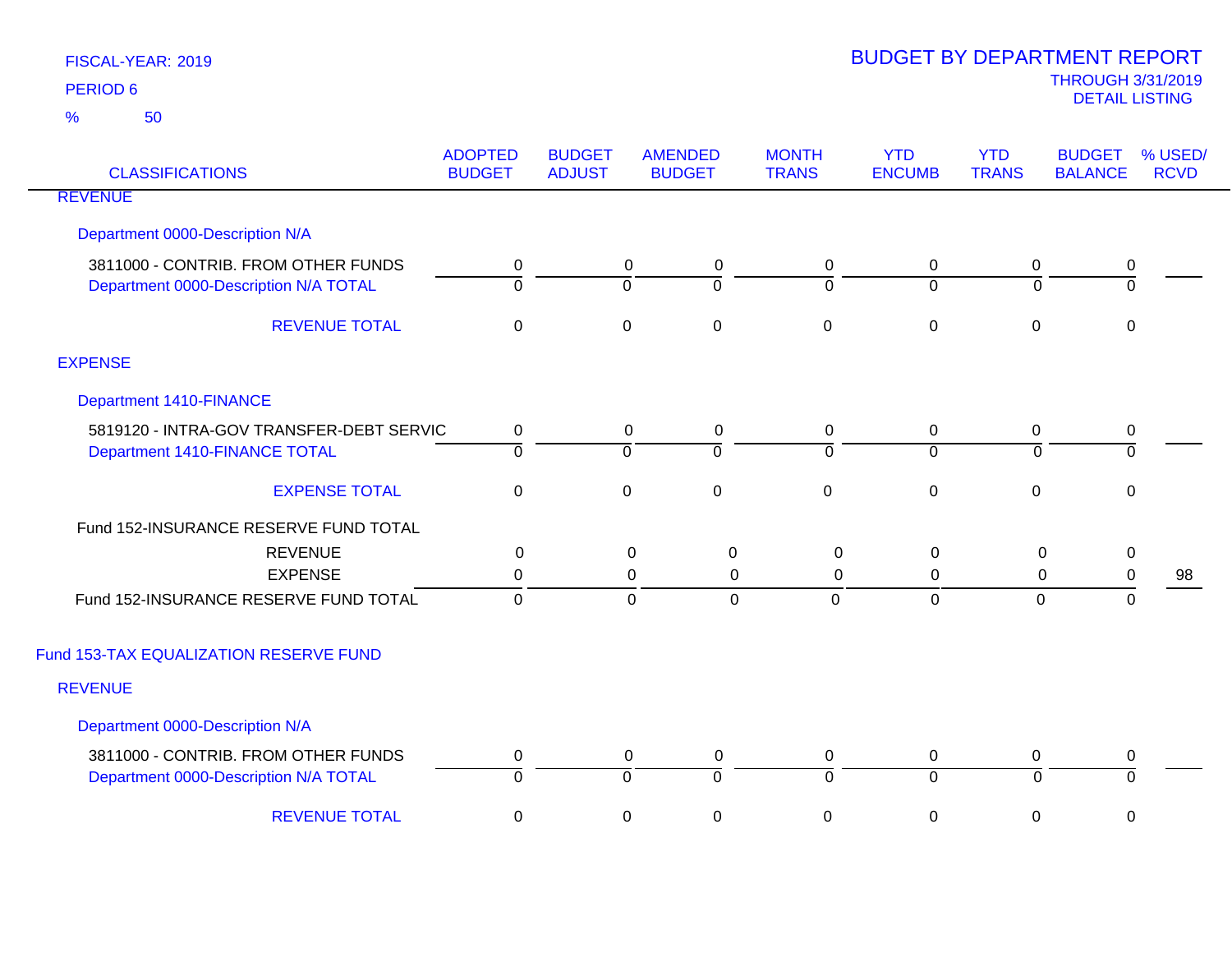FISCAL-YEAR: 2019

PERIOD 6

% 50

# BUDGET BY DEPARTMENT REPORT

THROUGH 3/31/2019

DETAIL LISTING

| CLASSIFICATIONS | ADOPTED BUDGET | BUDGET ADJUST | AMENDED BUDGET | MONTH TRANS | YTD ENCUMB | YTD TRANS | BUDGET BALANCE | % USED/ RCVD |
|---|---|---|---|---|---|---|---|---|
| REVENUE | | | | | | | | |
| Department 0000-Description N/A | | | | | | | | |
| 3811000 - CONTRIB. FROM OTHER FUNDS | 0 | 0 | 0 | 0 | 0 | 0 | 0 | |
| Department 0000-Description N/A TOTAL | 0 | 0 | 0 | 0 | 0 | 0 | 0 | |
| REVENUE TOTAL | 0 | 0 | 0 | 0 | 0 | 0 | 0 | |
| EXPENSE | | | | | | | | |
| Department 1410-FINANCE | | | | | | | | |
| 5819120 - INTRA-GOV TRANSFER-DEBT SERVIC | 0 | 0 | 0 | 0 | 0 | 0 | 0 | |
| Department 1410-FINANCE TOTAL | 0 | 0 | 0 | 0 | 0 | 0 | 0 | |
| EXPENSE TOTAL | 0 | 0 | 0 | 0 | 0 | 0 | 0 | |
| Fund 152-INSURANCE RESERVE FUND TOTAL | | | | | | | | |
| REVENUE | 0 | 0 | 0 | 0 | 0 | 0 | 0 | |
| EXPENSE | 0 | 0 | 0 | 0 | 0 | 0 | 0 | 98 |
| Fund 152-INSURANCE RESERVE FUND TOTAL | 0 | 0 | 0 | 0 | 0 | 0 | 0 | |
| Fund 153-TAX EQUALIZATION RESERVE FUND | | | | | | | | |
| REVENUE | | | | | | | | |
| Department 0000-Description N/A | | | | | | | | |
| 3811000 - CONTRIB. FROM OTHER FUNDS | 0 | 0 | 0 | 0 | 0 | 0 | 0 | |
| Department 0000-Description N/A TOTAL | 0 | 0 | 0 | 0 | 0 | 0 | 0 | |
| REVENUE TOTAL | 0 | 0 | 0 | 0 | 0 | 0 | 0 | |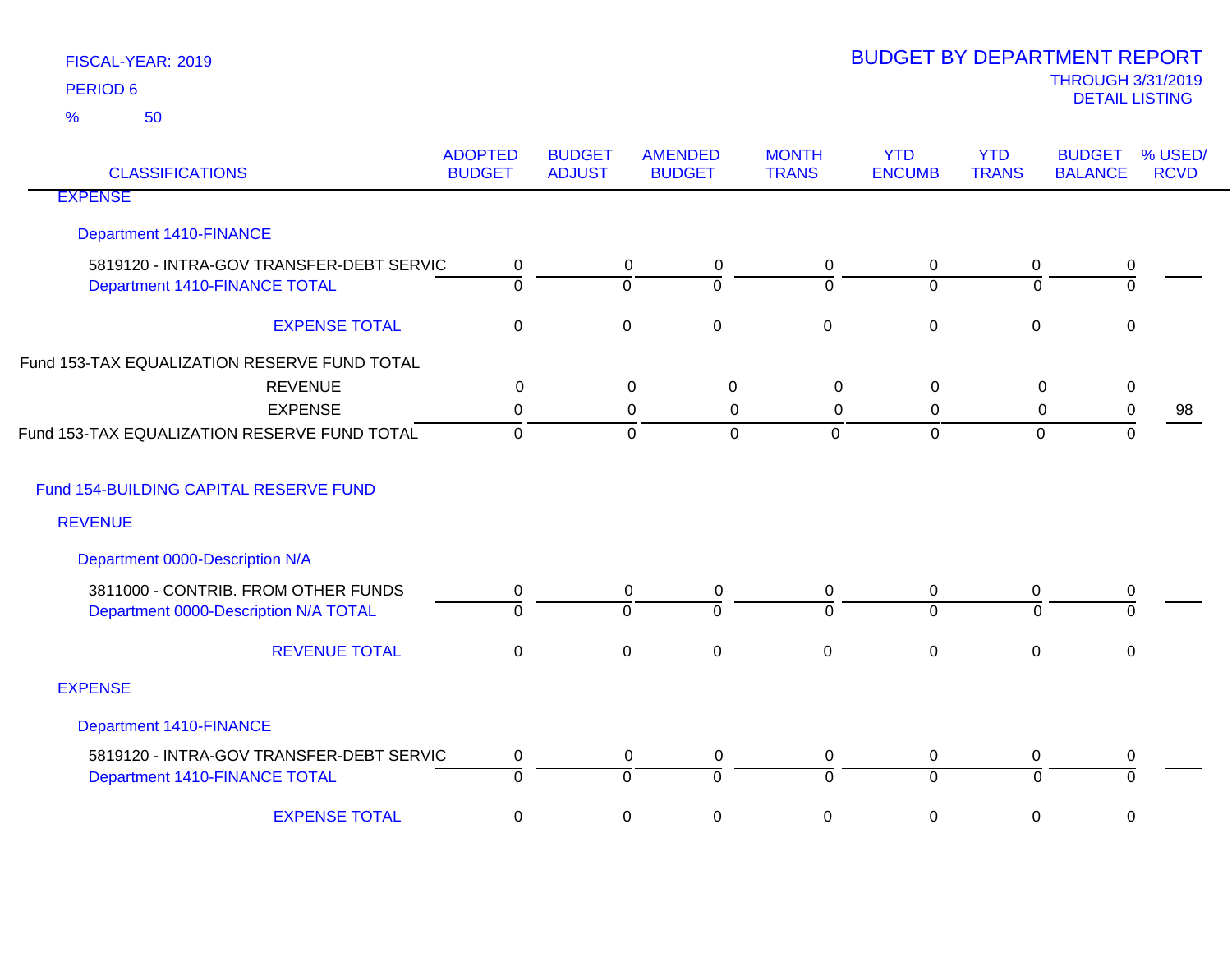FISCAL-YEAR: 2019

PERIOD 6

% 50

# BUDGET BY DEPARTMENT REPORT

THROUGH 3/31/2019

DETAIL LISTING

| CLASSIFICATIONS | ADOPTED BUDGET | BUDGET ADJUST | AMENDED BUDGET | MONTH TRANS | YTD ENCUMB | YTD TRANS | BUDGET BALANCE | % USED/ RCVD |
|---|---|---|---|---|---|---|---|---|
| EXPENSE | | | | | | | | |
| Department 1410-FINANCE | | | | | | | | |
| 5819120 - INTRA-GOV TRANSFER-DEBT SERVIC | 0 | 0 | 0 | 0 | 0 | 0 | 0 | |
| Department 1410-FINANCE TOTAL | 0 | 0 | 0 | 0 | 0 | 0 | 0 | |
| EXPENSE TOTAL | 0 | 0 | 0 | 0 | 0 | 0 | 0 | |
| Fund 153-TAX EQUALIZATION RESERVE FUND TOTAL | | | | | | | | |
| REVENUE | 0 | 0 | 0 | 0 | 0 | 0 | 0 | |
| EXPENSE | 0 | 0 | 0 | 0 | 0 | 0 | 0 | 98 |
| Fund 153-TAX EQUALIZATION RESERVE FUND TOTAL | 0 | 0 | 0 | 0 | 0 | 0 | 0 | |
| Fund 154-BUILDING CAPITAL RESERVE FUND | | | | | | | | |
| REVENUE | | | | | | | | |
| Department 0000-Description N/A | | | | | | | | |
| 3811000 - CONTRIB. FROM OTHER FUNDS | 0 | 0 | 0 | 0 | 0 | 0 | 0 | |
| Department 0000-Description N/A TOTAL | 0 | 0 | 0 | 0 | 0 | 0 | 0 | |
| REVENUE TOTAL | 0 | 0 | 0 | 0 | 0 | 0 | 0 | |
| EXPENSE | | | | | | | | |
| Department 1410-FINANCE | | | | | | | | |
| 5819120 - INTRA-GOV TRANSFER-DEBT SERVIC | 0 | 0 | 0 | 0 | 0 | 0 | 0 | |
| Department 1410-FINANCE TOTAL | 0 | 0 | 0 | 0 | 0 | 0 | 0 | |
| EXPENSE TOTAL | 0 | 0 | 0 | 0 | 0 | 0 | 0 | |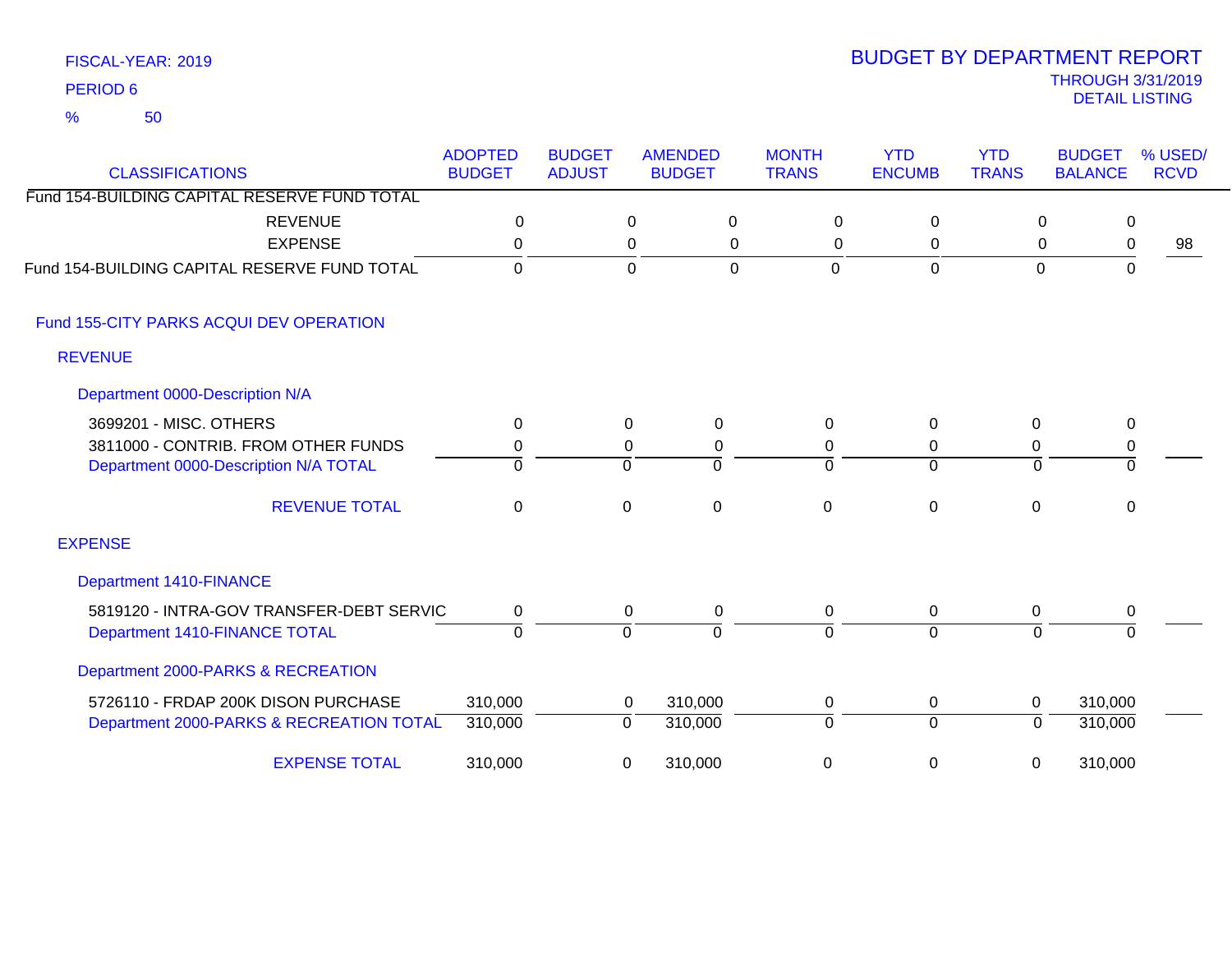FISCAL-YEAR: 2019
PERIOD 6
% 50

# BUDGET BY DEPARTMENT REPORT
THROUGH 3/31/2019
DETAIL LISTING

| CLASSIFICATIONS | ADOPTED BUDGET | BUDGET ADJUST | AMENDED BUDGET | MONTH TRANS | YTD ENCUMB | YTD TRANS | BUDGET BALANCE | % USED/ RCVD |
|---|---|---|---|---|---|---|---|---|
| Fund 154-BUILDING CAPITAL RESERVE FUND TOTAL | | | | | | | | |
| REVENUE | 0 | 0 | 0 | 0 | 0 | 0 | 0 | |
| EXPENSE | 0 | 0 | 0 | 0 | 0 | 0 | 0 | 98 |
| Fund 154-BUILDING CAPITAL RESERVE FUND TOTAL | 0 | 0 | 0 | 0 | 0 | 0 | 0 | |
| Fund 155-CITY PARKS ACQUI DEV OPERATION | | | | | | | | |
| REVENUE | | | | | | | | |
| Department 0000-Description N/A | | | | | | | | |
| 3699201 - MISC. OTHERS | 0 | 0 | 0 | 0 | 0 | 0 | 0 | |
| 3811000 - CONTRIB. FROM OTHER FUNDS | 0 | 0 | 0 | 0 | 0 | 0 | 0 | |
| Department 0000-Description N/A TOTAL | 0 | 0 | 0 | 0 | 0 | 0 | 0 | |
| REVENUE TOTAL | 0 | 0 | 0 | 0 | 0 | 0 | 0 | |
| EXPENSE | | | | | | | | |
| Department 1410-FINANCE | | | | | | | | |
| 5819120 - INTRA-GOV TRANSFER-DEBT SERVIC | 0 | 0 | 0 | 0 | 0 | 0 | 0 | |
| Department 1410-FINANCE TOTAL | 0 | 0 | 0 | 0 | 0 | 0 | 0 | |
| Department 2000-PARKS & RECREATION | | | | | | | | |
| 5726110 - FRDAP 200K DISON PURCHASE | 310,000 | 0 | 310,000 | 0 | 0 | 0 | 310,000 | |
| Department 2000-PARKS & RECREATION TOTAL | 310,000 | 0 | 310,000 | 0 | 0 | 0 | 310,000 | |
| EXPENSE TOTAL | 310,000 | 0 | 310,000 | 0 | 0 | 0 | 310,000 | |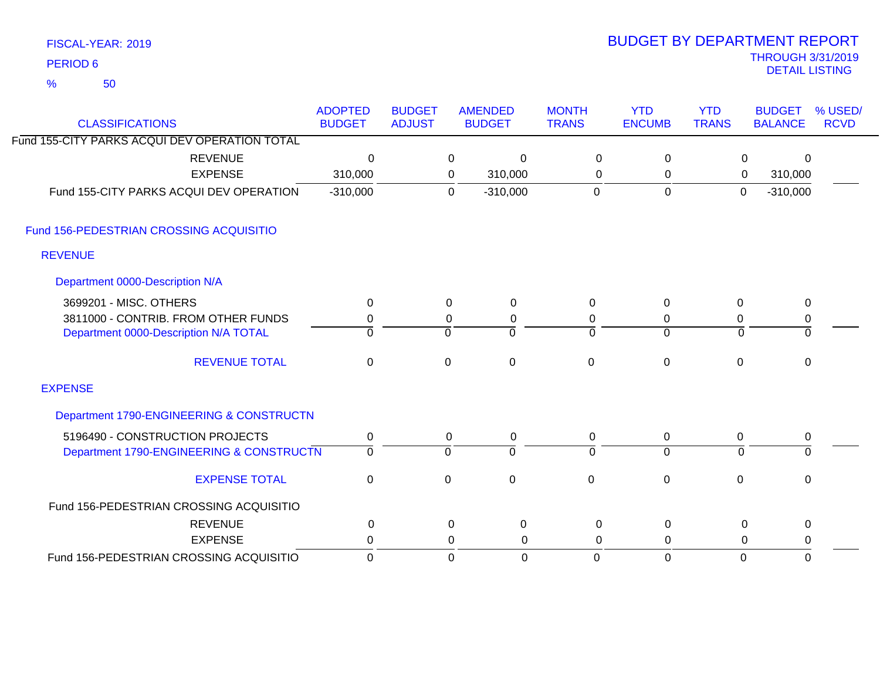FISCAL-YEAR: 2019

PERIOD 6

% 50

# BUDGET BY DEPARTMENT REPORT

THROUGH 3/31/2019

DETAIL LISTING

| CLASSIFICATIONS | ADOPTED BUDGET | BUDGET ADJUST | AMENDED BUDGET | MONTH TRANS | YTD ENCUMB | YTD TRANS | BUDGET BALANCE | % USED/ RCVD |
|---|---|---|---|---|---|---|---|---|
| Fund 155-CITY PARKS ACQUI DEV OPERATION TOTAL | | | | | | | | |
| REVENUE | 0 | 0 | 0 | 0 | 0 | 0 | 0 | |
| EXPENSE | 310,000 | 0 | 310,000 | 0 | 0 | 0 | 310,000 | |
| Fund 155-CITY PARKS ACQUI DEV OPERATION | -310,000 | 0 | -310,000 | 0 | 0 | 0 | -310,000 | |
| **Fund 156-PEDESTRIAN CROSSING ACQUISITIO** | | | | | | | | |
| **REVENUE** | | | | | | | | |
| **Department 0000-Description N/A** | | | | | | | | |
| 3699201 - MISC. OTHERS | 0 | 0 | 0 | 0 | 0 | 0 | 0 | |
| 3811000 - CONTRIB. FROM OTHER FUNDS | 0 | 0 | 0 | 0 | 0 | 0 | 0 | |
| Department 0000-Description N/A TOTAL | 0 | 0 | 0 | 0 | 0 | 0 | 0 | |
| REVENUE TOTAL | 0 | 0 | 0 | 0 | 0 | 0 | 0 | |
| **EXPENSE** | | | | | | | | |
| **Department 1790-ENGINEERING & CONSTRUCTN** | | | | | | | | |
| 5196490 - CONSTRUCTION PROJECTS | 0 | 0 | 0 | 0 | 0 | 0 | 0 | |
| Department 1790-ENGINEERING & CONSTRUCTN | 0 | 0 | 0 | 0 | 0 | 0 | 0 | |
| EXPENSE TOTAL | 0 | 0 | 0 | 0 | 0 | 0 | 0 | |
| Fund 156-PEDESTRIAN CROSSING ACQUISITIO | | | | | | | | |
| REVENUE | 0 | 0 | 0 | 0 | 0 | 0 | 0 | |
| EXPENSE | 0 | 0 | 0 | 0 | 0 | 0 | 0 | |
| Fund 156-PEDESTRIAN CROSSING ACQUISITIO | 0 | 0 | 0 | 0 | 0 | 0 | 0 | |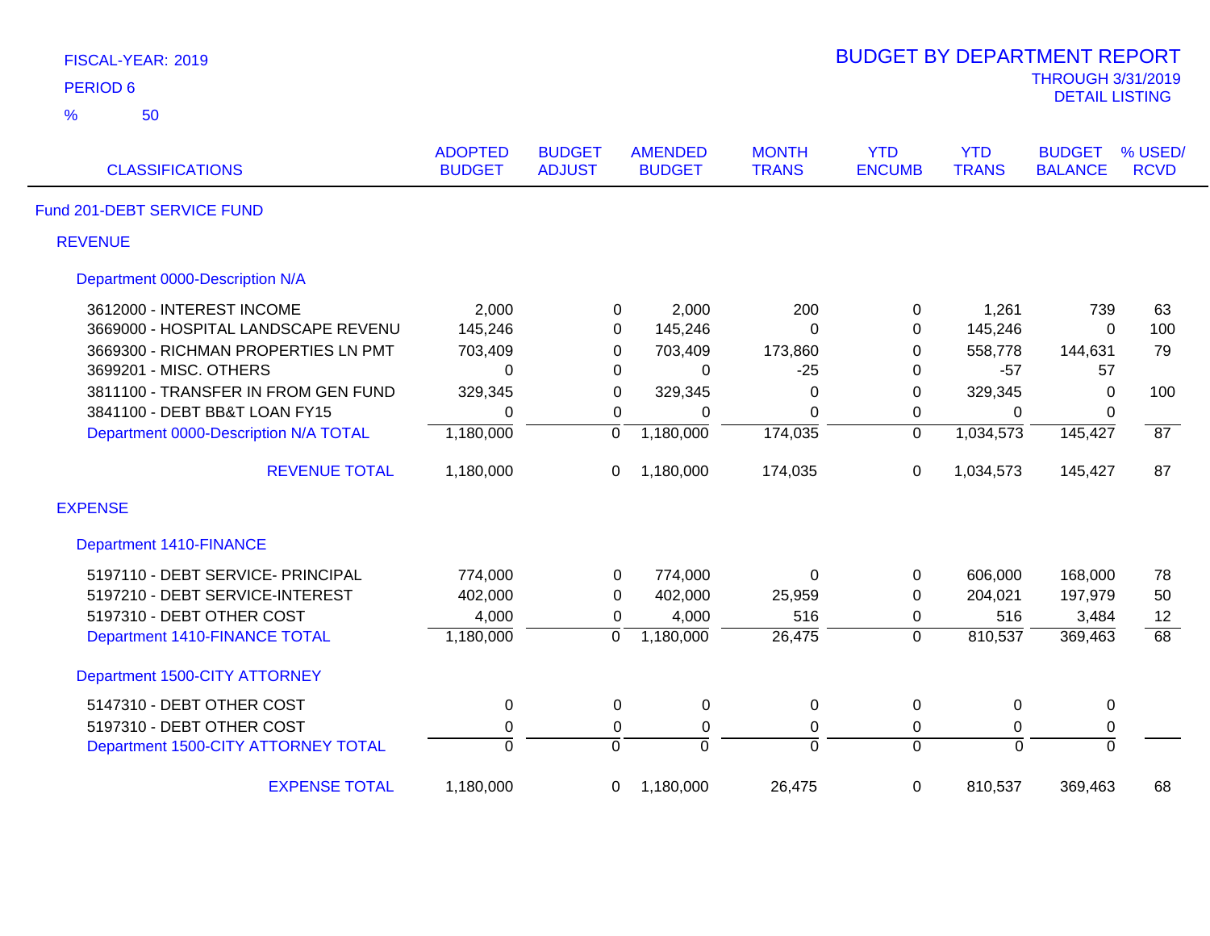FISCAL-YEAR: 2019

PERIOD 6

% 50

# BUDGET BY DEPARTMENT REPORT

THROUGH 3/31/2019

DETAIL LISTING

| CLASSIFICATIONS | ADOPTED BUDGET | BUDGET ADJUST | AMENDED BUDGET | MONTH TRANS | YTD ENCUMB | YTD TRANS | BUDGET BALANCE | % USED/ RCVD |
|---|---|---|---|---|---|---|---|---|
| **Fund 201-DEBT SERVICE FUND** | | | | | | | | |
| **REVENUE** | | | | | | | | |
| **Department 0000-Description N/A** | | | | | | | | |
| 3612000 - INTEREST INCOME | 2,000 | 0 | 2,000 | 200 | 0 | 1,261 | 739 | 63 |
| 3669000 - HOSPITAL LANDSCAPE REVENU | 145,246 | 0 | 145,246 | 0 | 0 | 145,246 | 0 | 100 |
| 3669300 - RICHMAN PROPERTIES LN PMT | 703,409 | 0 | 703,409 | 173,860 | 0 | 558,778 | 144,631 | 79 |
| 3699201 - MISC. OTHERS | 0 | 0 | 0 | -25 | 0 | -57 | 57 | |
| 3811100 - TRANSFER IN FROM GEN FUND | 329,345 | 0 | 329,345 | 0 | 0 | 329,345 | 0 | 100 |
| 3841100 - DEBT BB&T LOAN FY15 | 0 | 0 | 0 | 0 | 0 | 0 | 0 | |
| Department 0000-Description N/A TOTAL | 1,180,000 | 0 | 1,180,000 | 174,035 | 0 | 1,034,573 | 145,427 | 87 |
| REVENUE TOTAL | 1,180,000 | 0 | 1,180,000 | 174,035 | 0 | 1,034,573 | 145,427 | 87 |
| **EXPENSE** | | | | | | | | |
| **Department 1410-FINANCE** | | | | | | | | |
| 5197110 - DEBT SERVICE- PRINCIPAL | 774,000 | 0 | 774,000 | 0 | 0 | 606,000 | 168,000 | 78 |
| 5197210 - DEBT SERVICE-INTEREST | 402,000 | 0 | 402,000 | 25,959 | 0 | 204,021 | 197,979 | 50 |
| 5197310 - DEBT OTHER COST | 4,000 | 0 | 4,000 | 516 | 0 | 516 | 3,484 | 12 |
| Department 1410-FINANCE TOTAL | 1,180,000 | 0 | 1,180,000 | 26,475 | 0 | 810,537 | 369,463 | 68 |
| **Department 1500-CITY ATTORNEY** | | | | | | | | |
| 5147310 - DEBT OTHER COST | 0 | 0 | 0 | 0 | 0 | 0 | 0 | |
| 5197310 - DEBT OTHER COST | 0 | 0 | 0 | 0 | 0 | 0 | 0 | |
| Department 1500-CITY ATTORNEY TOTAL | 0 | 0 | 0 | 0 | 0 | 0 | 0 | |
| EXPENSE TOTAL | 1,180,000 | 0 | 1,180,000 | 26,475 | 0 | 810,537 | 369,463 | 68 |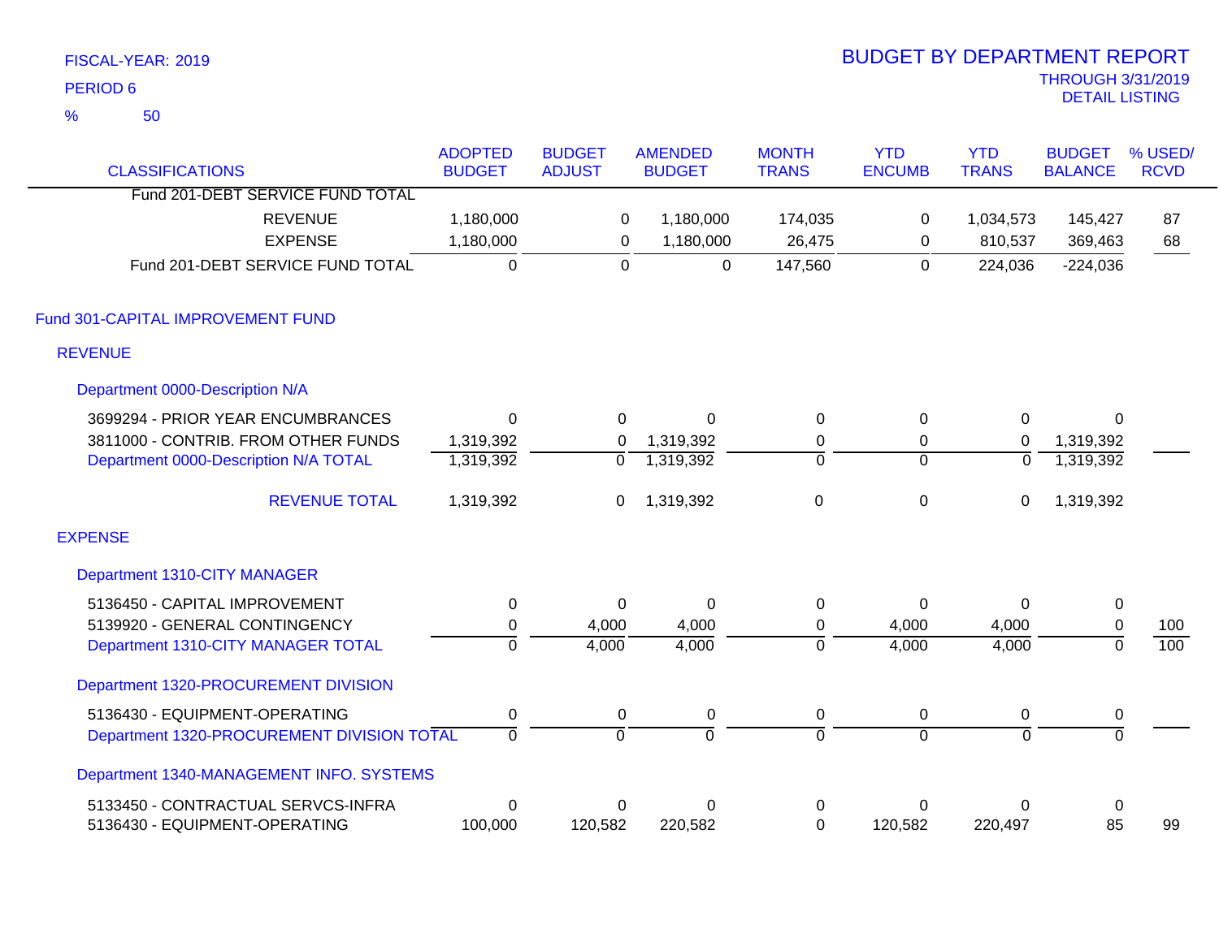FISCAL-YEAR: 2019
PERIOD 6
% 50

# BUDGET BY DEPARTMENT REPORT
THROUGH 3/31/2019
DETAIL LISTING

| CLASSIFICATIONS | ADOPTED BUDGET | BUDGET ADJUST | AMENDED BUDGET | MONTH TRANS | YTD ENCUMB | YTD TRANS | BUDGET BALANCE | % USED/ RCVD |
|---|---|---|---|---|---|---|---|---|
| Fund 201-DEBT SERVICE FUND TOTAL | | | | | | | | |
| REVENUE | 1,180,000 | 0 | 1,180,000 | 174,035 | 0 | 1,034,573 | 145,427 | 87 |
| EXPENSE | 1,180,000 | 0 | 1,180,000 | 26,475 | 0 | 810,537 | 369,463 | 68 |
| Fund 201-DEBT SERVICE FUND TOTAL | 0 | 0 | 0 | 147,560 | 0 | 224,036 | -224,036 | |
| **Fund 301-CAPITAL IMPROVEMENT FUND** | | | | | | | | |
| **REVENUE** | | | | | | | | |
| **Department 0000-Description N/A** | | | | | | | | |
| 3699294 - PRIOR YEAR ENCUMBRANCES | 0 | 0 | 0 | 0 | 0 | 0 | 0 | |
| 3811000 - CONTRIB. FROM OTHER FUNDS | 1,319,392 | 0 | 1,319,392 | 0 | 0 | 0 | 1,319,392 | |
| Department 0000-Description N/A TOTAL | 1,319,392 | 0 | 1,319,392 | 0 | 0 | 0 | 1,319,392 | |
| REVENUE TOTAL | 1,319,392 | 0 | 1,319,392 | 0 | 0 | 0 | 1,319,392 | |
| **EXPENSE** | | | | | | | | |
| **Department 1310-CITY MANAGER** | | | | | | | | |
| 5136450 - CAPITAL IMPROVEMENT | 0 | 0 | 0 | 0 | 0 | 0 | 0 | |
| 5139920 - GENERAL CONTINGENCY | 0 | 4,000 | 4,000 | 0 | 4,000 | 4,000 | 0 | 100 |
| Department 1310-CITY MANAGER TOTAL | 0 | 4,000 | 4,000 | 0 | 4,000 | 4,000 | 0 | 100 |
| **Department 1320-PROCUREMENT DIVISION** | | | | | | | | |
| 5136430 - EQUIPMENT-OPERATING | 0 | 0 | 0 | 0 | 0 | 0 | 0 | |
| Department 1320-PROCUREMENT DIVISION TOTAL | 0 | 0 | 0 | 0 | 0 | 0 | 0 | |
| **Department 1340-MANAGEMENT INFO. SYSTEMS** | | | | | | | | |
| 5133450 - CONTRACTUAL SERVCS-INFRA | 0 | 0 | 0 | 0 | 0 | 0 | 0 | |
| 5136430 - EQUIPMENT-OPERATING | 100,000 | 120,582 | 220,582 | 0 | 120,582 | 220,497 | 85 | 99 |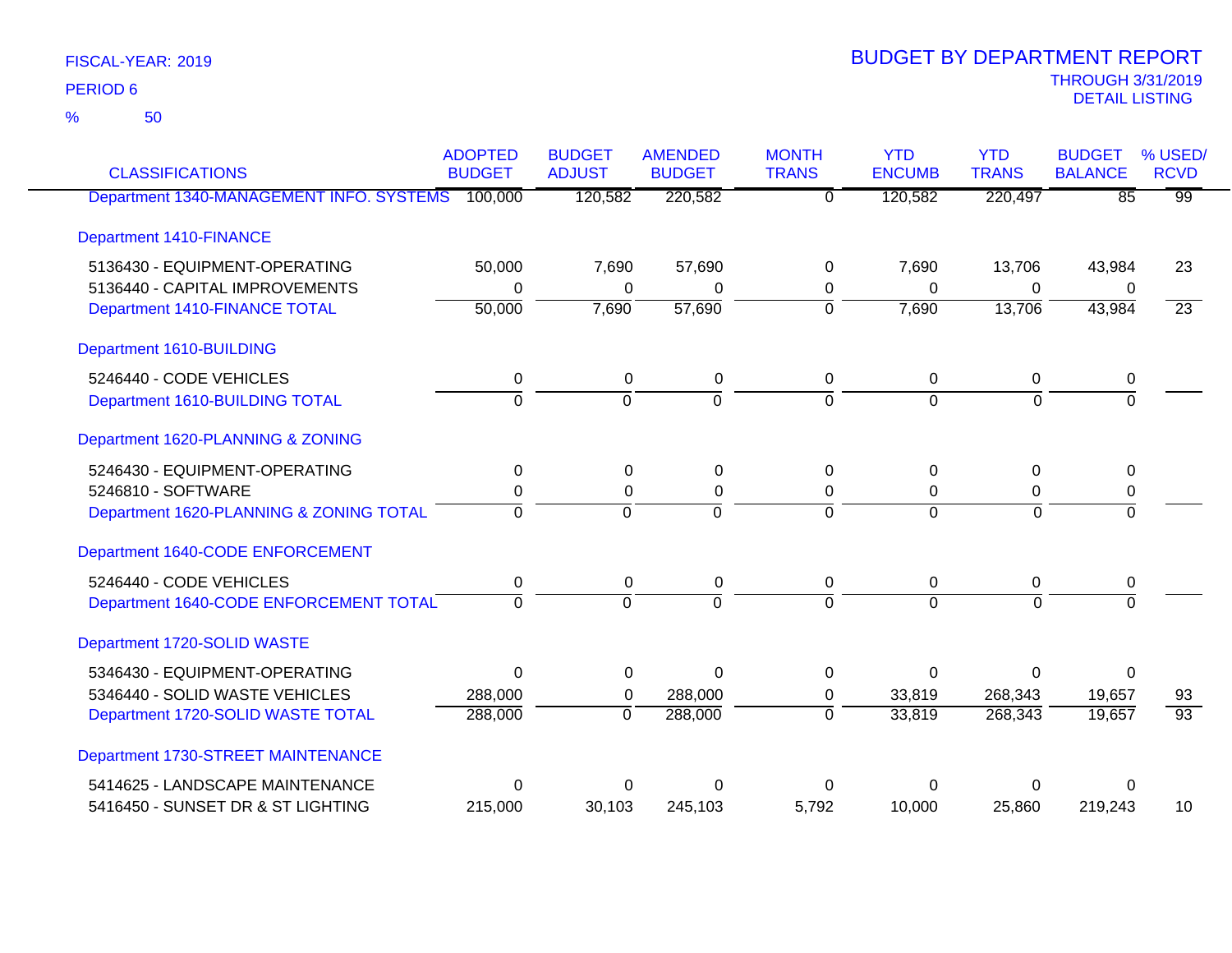FISCAL-YEAR: 2019

PERIOD 6

% 50

# BUDGET BY DEPARTMENT REPORT

THROUGH 3/31/2019

DETAIL LISTING

| CLASSIFICATIONS | ADOPTED BUDGET | BUDGET ADJUST | AMENDED BUDGET | MONTH TRANS | YTD ENCUMB | YTD TRANS | BUDGET BALANCE | % USED/ RCVD |
|---|---|---|---|---|---|---|---|---|
| Department 1340-MANAGEMENT INFO. SYSTEMS | 100,000 | 120,582 | 220,582 | 0 | 120,582 | 220,497 | 85 | 99 |
| Department 1410-FINANCE | | | | | | | | |
| 5136430 - EQUIPMENT-OPERATING | 50,000 | 7,690 | 57,690 | 0 | 7,690 | 13,706 | 43,984 | 23 |
| 5136440 - CAPITAL IMPROVEMENTS | 0 | 0 | 0 | 0 | 0 | 0 | 0 | |
| Department 1410-FINANCE TOTAL | 50,000 | 7,690 | 57,690 | 0 | 7,690 | 13,706 | 43,984 | 23 |
| Department 1610-BUILDING | | | | | | | | |
| 5246440 - CODE VEHICLES | 0 | 0 | 0 | 0 | 0 | 0 | 0 | |
| Department 1610-BUILDING TOTAL | 0 | 0 | 0 | 0 | 0 | 0 | 0 | |
| Department 1620-PLANNING & ZONING | | | | | | | | |
| 5246430 - EQUIPMENT-OPERATING | 0 | 0 | 0 | 0 | 0 | 0 | 0 | |
| 5246810 - SOFTWARE | 0 | 0 | 0 | 0 | 0 | 0 | 0 | |
| Department 1620-PLANNING & ZONING TOTAL | 0 | 0 | 0 | 0 | 0 | 0 | 0 | |
| Department 1640-CODE ENFORCEMENT | | | | | | | | |
| 5246440 - CODE VEHICLES | 0 | 0 | 0 | 0 | 0 | 0 | 0 | |
| Department 1640-CODE ENFORCEMENT TOTAL | 0 | 0 | 0 | 0 | 0 | 0 | 0 | |
| Department 1720-SOLID WASTE | | | | | | | | |
| 5346430 - EQUIPMENT-OPERATING | 0 | 0 | 0 | 0 | 0 | 0 | 0 | |
| 5346440 - SOLID WASTE VEHICLES | 288,000 | 0 | 288,000 | 0 | 33,819 | 268,343 | 19,657 | 93 |
| Department 1720-SOLID WASTE TOTAL | 288,000 | 0 | 288,000 | 0 | 33,819 | 268,343 | 19,657 | 93 |
| Department 1730-STREET MAINTENANCE | | | | | | | | |
| 5414625 - LANDSCAPE MAINTENANCE | 0 | 0 | 0 | 0 | 0 | 0 | 0 | |
| 5416450 - SUNSET DR & ST LIGHTING | 215,000 | 30,103 | 245,103 | 5,792 | 10,000 | 25,860 | 219,243 | 10 |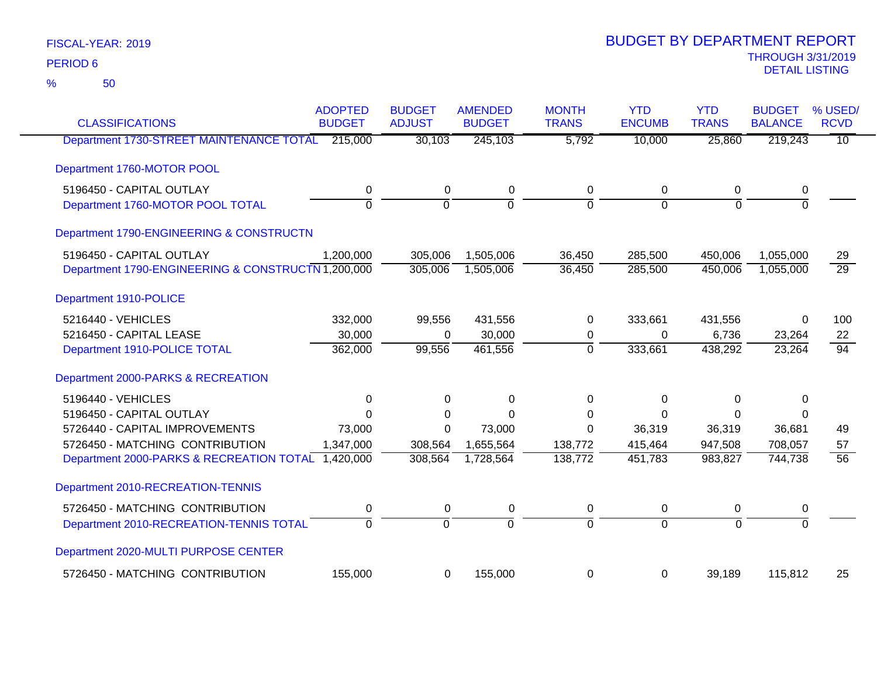FISCAL-YEAR: 2019
PERIOD 6
% 50

# BUDGET BY DEPARTMENT REPORT
THROUGH 3/31/2019
DETAIL LISTING

| CLASSIFICATIONS | ADOPTED BUDGET | BUDGET ADJUST | AMENDED BUDGET | MONTH TRANS | YTD ENCUMB | YTD TRANS | BUDGET BALANCE | % USED/ RCVD |
|---|---|---|---|---|---|---|---|---|
| Department 1730-STREET MAINTENANCE TOTAL | 215,000 | 30,103 | 245,103 | 5,792 | 10,000 | 25,860 | 219,243 | 10 |
| Department 1760-MOTOR POOL | | | | | | | | |
| 5196450 - CAPITAL OUTLAY | 0 | 0 | 0 | 0 | 0 | 0 | 0 | |
| Department 1760-MOTOR POOL TOTAL | 0 | 0 | 0 | 0 | 0 | 0 | 0 | |
| Department 1790-ENGINEERING & CONSTRUCTN | | | | | | | | |
| 5196450 - CAPITAL OUTLAY | 1,200,000 | 305,006 | 1,505,006 | 36,450 | 285,500 | 450,006 | 1,055,000 | 29 |
| Department 1790-ENGINEERING & CONSTRUCTN | 1,200,000 | 305,006 | 1,505,006 | 36,450 | 285,500 | 450,006 | 1,055,000 | 29 |
| Department 1910-POLICE | | | | | | | | |
| 5216440 - VEHICLES | 332,000 | 99,556 | 431,556 | 0 | 333,661 | 431,556 | 0 | 100 |
| 5216450 - CAPITAL LEASE | 30,000 | 0 | 30,000 | 0 | 0 | 6,736 | 23,264 | 22 |
| Department 1910-POLICE TOTAL | 362,000 | 99,556 | 461,556 | 0 | 333,661 | 438,292 | 23,264 | 94 |
| Department 2000-PARKS & RECREATION | | | | | | | | |
| 5196440 - VEHICLES | 0 | 0 | 0 | 0 | 0 | 0 | 0 | |
| 5196450 - CAPITAL OUTLAY | 0 | 0 | 0 | 0 | 0 | 0 | 0 | |
| 5726440 - CAPITAL IMPROVEMENTS | 73,000 | 0 | 73,000 | 0 | 36,319 | 36,319 | 36,681 | 49 |
| 5726450 - MATCHING CONTRIBUTION | 1,347,000 | 308,564 | 1,655,564 | 138,772 | 415,464 | 947,508 | 708,057 | 57 |
| Department 2000-PARKS & RECREATION TOTAL | 1,420,000 | 308,564 | 1,728,564 | 138,772 | 451,783 | 983,827 | 744,738 | 56 |
| Department 2010-RECREATION-TENNIS | | | | | | | | |
| 5726450 - MATCHING CONTRIBUTION | 0 | 0 | 0 | 0 | 0 | 0 | 0 | |
| Department 2010-RECREATION-TENNIS TOTAL | 0 | 0 | 0 | 0 | 0 | 0 | 0 | |
| Department 2020-MULTI PURPOSE CENTER | | | | | | | | |
| 5726450 - MATCHING CONTRIBUTION | 155,000 | 0 | 155,000 | 0 | 0 | 39,189 | 115,812 | 25 |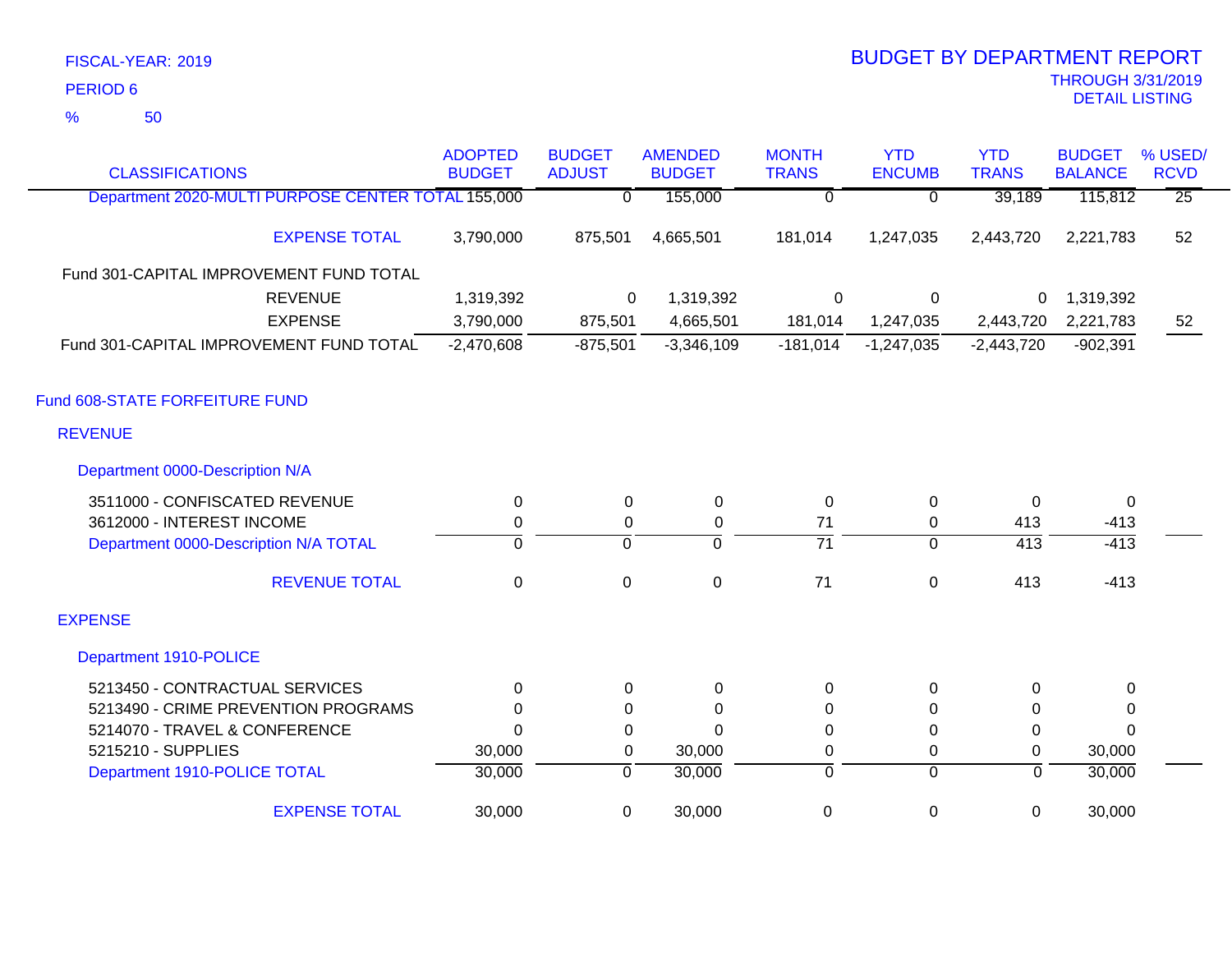FISCAL-YEAR: 2019

PERIOD 6

% 50

# BUDGET BY DEPARTMENT REPORT

THROUGH 3/31/2019

DETAIL LISTING

| CLASSIFICATIONS | ADOPTED BUDGET | BUDGET ADJUST | AMENDED BUDGET | MONTH TRANS | YTD ENCUMB | YTD TRANS | BUDGET BALANCE | % USED/ RCVD |
|---|---|---|---|---|---|---|---|---|
| Department 2020-MULTI PURPOSE CENTER TOTAL | 155,000 | 0 | 155,000 | 0 | 0 | 39,189 | 115,812 | 25 |
| EXPENSE TOTAL | 3,790,000 | 875,501 | 4,665,501 | 181,014 | 1,247,035 | 2,443,720 | 2,221,783 | 52 |
| Fund 301-CAPITAL IMPROVEMENT FUND TOTAL | | | | | | | | |
| REVENUE | 1,319,392 | 0 | 1,319,392 | 0 | 0 | 0 | 1,319,392 | |
| EXPENSE | 3,790,000 | 875,501 | 4,665,501 | 181,014 | 1,247,035 | 2,443,720 | 2,221,783 | 52 |
| Fund 301-CAPITAL IMPROVEMENT FUND TOTAL | -2,470,608 | -875,501 | -3,346,109 | -181,014 | -1,247,035 | -2,443,720 | -902,391 | |
| **Fund 608-STATE FORFEITURE FUND** | | | | | | | | |
| **REVENUE** | | | | | | | | |
| Department 0000-Description N/A | | | | | | | | |
| 3511000 - CONFISCATED REVENUE | 0 | 0 | 0 | 0 | 0 | 0 | 0 | |
| 3612000 - INTEREST INCOME | 0 | 0 | 0 | 71 | 0 | 413 | -413 | |
| Department 0000-Description N/A TOTAL | 0 | 0 | 0 | 71 | 0 | 413 | -413 | |
| REVENUE TOTAL | 0 | 0 | 0 | 71 | 0 | 413 | -413 | |
| **EXPENSE** | | | | | | | | |
| Department 1910-POLICE | | | | | | | | |
| 5213450 - CONTRACTUAL SERVICES | 0 | 0 | 0 | 0 | 0 | 0 | 0 | |
| 5213490 - CRIME PREVENTION PROGRAMS | 0 | 0 | 0 | 0 | 0 | 0 | 0 | |
| 5214070 - TRAVEL & CONFERENCE | 0 | 0 | 0 | 0 | 0 | 0 | 0 | |
| 5215210 - SUPPLIES | 30,000 | 0 | 30,000 | 0 | 0 | 0 | 30,000 | |
| Department 1910-POLICE TOTAL | 30,000 | 0 | 30,000 | 0 | 0 | 0 | 30,000 | |
| EXPENSE TOTAL | 30,000 | 0 | 30,000 | 0 | 0 | 0 | 30,000 | |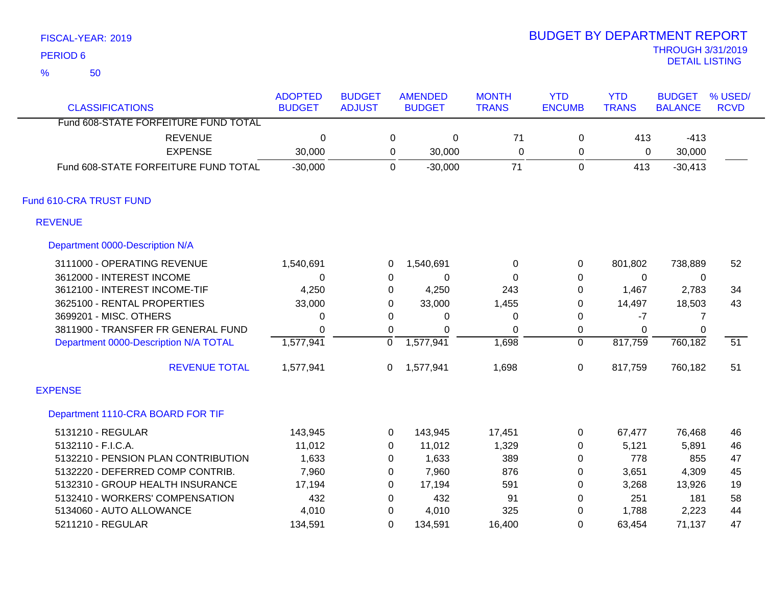FISCAL-YEAR: 2019

PERIOD 6

% 50

# BUDGET BY DEPARTMENT REPORT

THROUGH 3/31/2019
DETAIL LISTING

| CLASSIFICATIONS | ADOPTED BUDGET | BUDGET ADJUST | AMENDED BUDGET | MONTH TRANS | YTD ENCUMB | YTD TRANS | BUDGET BALANCE | % USED/ RCVD |
|---|---|---|---|---|---|---|---|---|
| Fund 608-STATE FORFEITURE FUND TOTAL | | | | | | | | |
| REVENUE | 0 | 0 | 0 | 71 | 0 | 413 | -413 | |
| EXPENSE | 30,000 | 0 | 30,000 | 0 | 0 | 0 | 30,000 | |
| Fund 608-STATE FORFEITURE FUND TOTAL | -30,000 | 0 | -30,000 | 71 | 0 | 413 | -30,413 | |
| **Fund 610-CRA TRUST FUND** | | | | | | | | |
| **REVENUE** | | | | | | | | |
| **Department 0000-Description N/A** | | | | | | | | |
| 3111000 - OPERATING REVENUE | 1,540,691 | 0 | 1,540,691 | 0 | 0 | 801,802 | 738,889 | 52 |
| 3612000 - INTEREST INCOME | 0 | 0 | 0 | 0 | 0 | 0 | 0 | |
| 3612100 - INTEREST INCOME-TIF | 4,250 | 0 | 4,250 | 243 | 0 | 1,467 | 2,783 | 34 |
| 3625100 - RENTAL PROPERTIES | 33,000 | 0 | 33,000 | 1,455 | 0 | 14,497 | 18,503 | 43 |
| 3699201 - MISC. OTHERS | 0 | 0 | 0 | 0 | 0 | -7 | 7 | |
| 3811900 - TRANSFER FR GENERAL FUND | 0 | 0 | 0 | 0 | 0 | 0 | 0 | |
| Department 0000-Description N/A TOTAL | 1,577,941 | 0 | 1,577,941 | 1,698 | 0 | 817,759 | 760,182 | 51 |
| REVENUE TOTAL | 1,577,941 | 0 | 1,577,941 | 1,698 | 0 | 817,759 | 760,182 | 51 |
| **EXPENSE** | | | | | | | | |
| **Department 1110-CRA BOARD FOR TIF** | | | | | | | | |
| 5131210 - REGULAR | 143,945 | 0 | 143,945 | 17,451 | 0 | 67,477 | 76,468 | 46 |
| 5132110 - F.I.C.A. | 11,012 | 0 | 11,012 | 1,329 | 0 | 5,121 | 5,891 | 46 |
| 5132210 - PENSION PLAN CONTRIBUTION | 1,633 | 0 | 1,633 | 389 | 0 | 778 | 855 | 47 |
| 5132220 - DEFERRED COMP CONTRIB. | 7,960 | 0 | 7,960 | 876 | 0 | 3,651 | 4,309 | 45 |
| 5132310 - GROUP HEALTH INSURANCE | 17,194 | 0 | 17,194 | 591 | 0 | 3,268 | 13,926 | 19 |
| 5132410 - WORKERS' COMPENSATION | 432 | 0 | 432 | 91 | 0 | 251 | 181 | 58 |
| 5134060 - AUTO ALLOWANCE | 4,010 | 0 | 4,010 | 325 | 0 | 1,788 | 2,223 | 44 |
| 5211210 - REGULAR | 134,591 | 0 | 134,591 | 16,400 | 0 | 63,454 | 71,137 | 47 |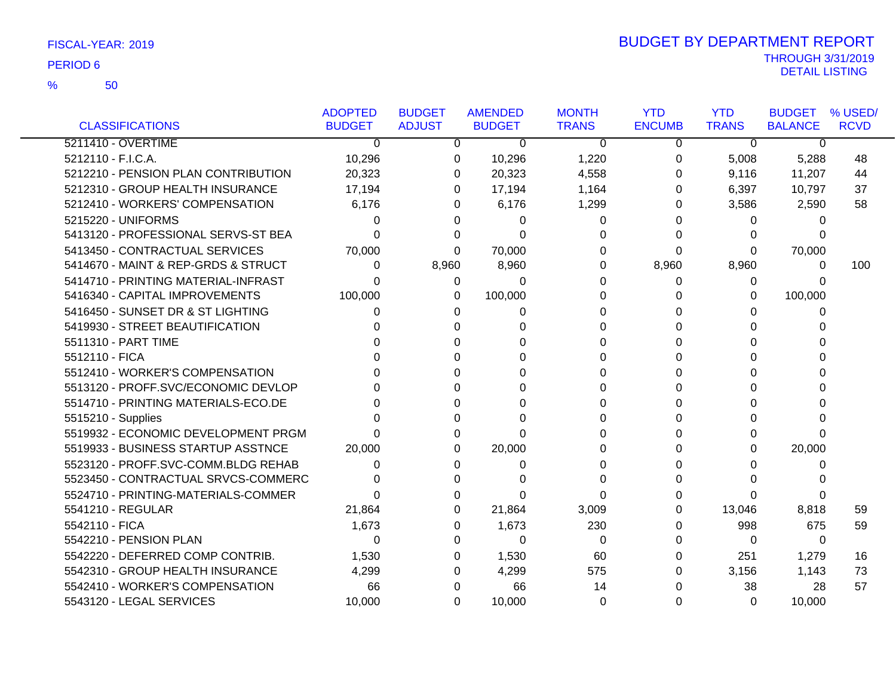FISCAL-YEAR: 2019

PERIOD 6

% 50

# BUDGET BY DEPARTMENT REPORT

THROUGH 3/31/2019
DETAIL LISTING

| CLASSIFICATIONS | ADOPTED BUDGET | BUDGET ADJUST | AMENDED BUDGET | MONTH TRANS | YTD ENCUMB | YTD TRANS | BUDGET BALANCE | % USED/ RCVD |
|---|---|---|---|---|---|---|---|---|
| 5211410 - OVERTIME | 0 | 0 | 0 | 0 | 0 | 0 | 0 | |
| 5212110 - F.I.C.A. | 10,296 | 0 | 10,296 | 1,220 | 0 | 5,008 | 5,288 | 48 |
| 5212210 - PENSION PLAN CONTRIBUTION | 20,323 | 0 | 20,323 | 4,558 | 0 | 9,116 | 11,207 | 44 |
| 5212310 - GROUP HEALTH INSURANCE | 17,194 | 0 | 17,194 | 1,164 | 0 | 6,397 | 10,797 | 37 |
| 5212410 - WORKERS' COMPENSATION | 6,176 | 0 | 6,176 | 1,299 | 0 | 3,586 | 2,590 | 58 |
| 5215220 - UNIFORMS | 0 | 0 | 0 | 0 | 0 | 0 | 0 | |
| 5413120 - PROFESSIONAL SERVS-ST BEA | 0 | 0 | 0 | 0 | 0 | 0 | 0 | |
| 5413450 - CONTRACTUAL SERVICES | 70,000 | 0 | 70,000 | 0 | 0 | 0 | 70,000 | |
| 5414670 - MAINT & REP-GRDS & STRUCT | 0 | 8,960 | 8,960 | 0 | 8,960 | 8,960 | 0 | 100 |
| 5414710 - PRINTING MATERIAL-INFRAST | 0 | 0 | 0 | 0 | 0 | 0 | 0 | |
| 5416340 - CAPITAL IMPROVEMENTS | 100,000 | 0 | 100,000 | 0 | 0 | 0 | 100,000 | |
| 5416450 - SUNSET DR & ST LIGHTING | 0 | 0 | 0 | 0 | 0 | 0 | 0 | |
| 5419930 - STREET BEAUTIFICATION | 0 | 0 | 0 | 0 | 0 | 0 | 0 | |
| 5511310 - PART TIME | 0 | 0 | 0 | 0 | 0 | 0 | 0 | |
| 5512110 - FICA | 0 | 0 | 0 | 0 | 0 | 0 | 0 | |
| 5512410 - WORKER'S COMPENSATION | 0 | 0 | 0 | 0 | 0 | 0 | 0 | |
| 5513120 - PROFF.SVC/ECONOMIC DEVLOP | 0 | 0 | 0 | 0 | 0 | 0 | 0 | |
| 5514710 - PRINTING MATERIALS-ECO.DE | 0 | 0 | 0 | 0 | 0 | 0 | 0 | |
| 5515210 - Supplies | 0 | 0 | 0 | 0 | 0 | 0 | 0 | |
| 5519932 - ECONOMIC DEVELOPMENT PRGM | 0 | 0 | 0 | 0 | 0 | 0 | 0 | |
| 5519933 - BUSINESS STARTUP ASSTNCE | 20,000 | 0 | 20,000 | 0 | 0 | 0 | 20,000 | |
| 5523120 - PROFF.SVC-COMM.BLDG REHAB | 0 | 0 | 0 | 0 | 0 | 0 | 0 | |
| 5523450 - CONTRACTUAL SRVCS-COMMERC | 0 | 0 | 0 | 0 | 0 | 0 | 0 | |
| 5524710 - PRINTING-MATERIALS-COMMER | 0 | 0 | 0 | 0 | 0 | 0 | 0 | |
| 5541210 - REGULAR | 21,864 | 0 | 21,864 | 3,009 | 0 | 13,046 | 8,818 | 59 |
| 5542110 - FICA | 1,673 | 0 | 1,673 | 230 | 0 | 998 | 675 | 59 |
| 5542210 - PENSION PLAN | 0 | 0 | 0 | 0 | 0 | 0 | 0 | |
| 5542220 - DEFERRED COMP CONTRIB. | 1,530 | 0 | 1,530 | 60 | 0 | 251 | 1,279 | 16 |
| 5542310 - GROUP HEALTH INSURANCE | 4,299 | 0 | 4,299 | 575 | 0 | 3,156 | 1,143 | 73 |
| 5542410 - WORKER'S COMPENSATION | 66 | 0 | 66 | 14 | 0 | 38 | 28 | 57 |
| 5543120 - LEGAL SERVICES | 10,000 | 0 | 10,000 | 0 | 0 | 0 | 10,000 | |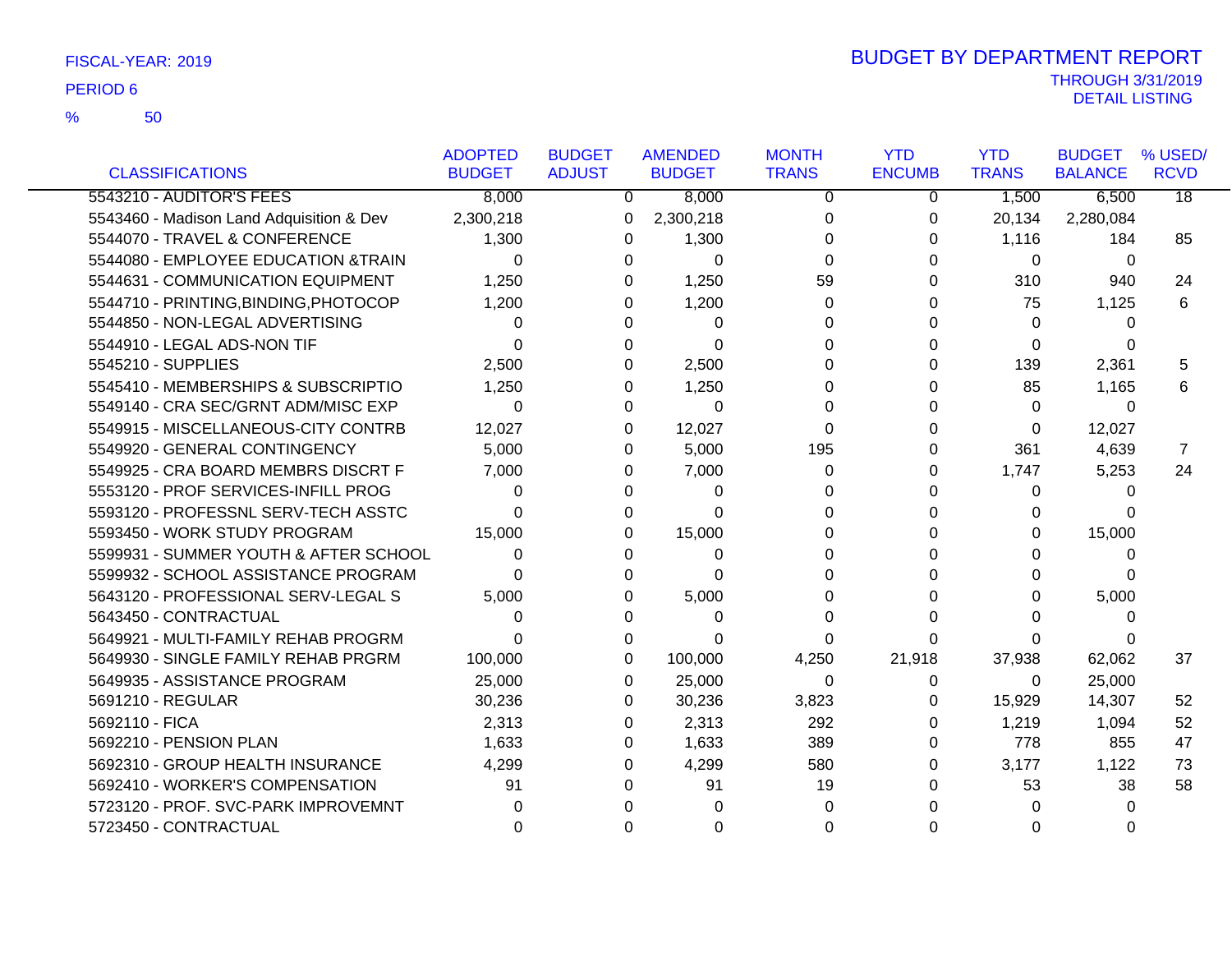FISCAL-YEAR: 2019

PERIOD 6

% 50

# BUDGET BY DEPARTMENT REPORT

THROUGH 3/31/2019

DETAIL LISTING

| CLASSIFICATIONS | ADOPTED BUDGET | BUDGET ADJUST | AMENDED BUDGET | MONTH TRANS | YTD ENCUMB | YTD TRANS | BUDGET BALANCE | % USED/ RCVD |
|---|---|---|---|---|---|---|---|---|
| 5543210 - AUDITOR'S FEES | 8,000 | 0 | 8,000 | 0 | 0 | 1,500 | 6,500 | 18 |
| 5543460 - Madison Land Adquisition & Dev | 2,300,218 | 0 | 2,300,218 | 0 | 0 | 20,134 | 2,280,084 | |
| 5544070 - TRAVEL & CONFERENCE | 1,300 | 0 | 1,300 | 0 | 0 | 1,116 | 184 | 85 |
| 5544080 - EMPLOYEE EDUCATION &TRAIN | 0 | 0 | 0 | 0 | 0 | 0 | 0 | |
| 5544631 - COMMUNICATION EQUIPMENT | 1,250 | 0 | 1,250 | 59 | 0 | 310 | 940 | 24 |
| 5544710 - PRINTING,BINDING,PHOTOCOP | 1,200 | 0 | 1,200 | 0 | 0 | 75 | 1,125 | 6 |
| 5544850 - NON-LEGAL ADVERTISING | 0 | 0 | 0 | 0 | 0 | 0 | 0 | |
| 5544910 - LEGAL ADS-NON TIF | 0 | 0 | 0 | 0 | 0 | 0 | 0 | |
| 5545210 - SUPPLIES | 2,500 | 0 | 2,500 | 0 | 0 | 139 | 2,361 | 5 |
| 5545410 - MEMBERSHIPS & SUBSCRIPTIO | 1,250 | 0 | 1,250 | 0 | 0 | 85 | 1,165 | 6 |
| 5549140 - CRA SEC/GRNT ADM/MISC EXP | 0 | 0 | 0 | 0 | 0 | 0 | 0 | |
| 5549915 - MISCELLANEOUS-CITY CONTRB | 12,027 | 0 | 12,027 | 0 | 0 | 0 | 12,027 | |
| 5549920 - GENERAL CONTINGENCY | 5,000 | 0 | 5,000 | 195 | 0 | 361 | 4,639 | 7 |
| 5549925 - CRA BOARD MEMBRS DISCRT F | 7,000 | 0 | 7,000 | 0 | 0 | 1,747 | 5,253 | 24 |
| 5553120 - PROF SERVICES-INFILL PROG | 0 | 0 | 0 | 0 | 0 | 0 | 0 | |
| 5593120 - PROFESSNL SERV-TECH ASSTC | 0 | 0 | 0 | 0 | 0 | 0 | 0 | |
| 5593450 - WORK STUDY PROGRAM | 15,000 | 0 | 15,000 | 0 | 0 | 0 | 15,000 | |
| 5599931 - SUMMER YOUTH & AFTER SCHOOL | 0 | 0 | 0 | 0 | 0 | 0 | 0 | |
| 5599932 - SCHOOL ASSISTANCE PROGRAM | 0 | 0 | 0 | 0 | 0 | 0 | 0 | |
| 5643120 - PROFESSIONAL SERV-LEGAL S | 5,000 | 0 | 5,000 | 0 | 0 | 0 | 5,000 | |
| 5643450 - CONTRACTUAL | 0 | 0 | 0 | 0 | 0 | 0 | 0 | |
| 5649921 - MULTI-FAMILY REHAB PROGRM | 0 | 0 | 0 | 0 | 0 | 0 | 0 | |
| 5649930 - SINGLE FAMILY REHAB PRGRM | 100,000 | 0 | 100,000 | 4,250 | 21,918 | 37,938 | 62,062 | 37 |
| 5649935 - ASSISTANCE PROGRAM | 25,000 | 0 | 25,000 | 0 | 0 | 0 | 25,000 | |
| 5691210 - REGULAR | 30,236 | 0 | 30,236 | 3,823 | 0 | 15,929 | 14,307 | 52 |
| 5692110 - FICA | 2,313 | 0 | 2,313 | 292 | 0 | 1,219 | 1,094 | 52 |
| 5692210 - PENSION PLAN | 1,633 | 0 | 1,633 | 389 | 0 | 778 | 855 | 47 |
| 5692310 - GROUP HEALTH INSURANCE | 4,299 | 0 | 4,299 | 580 | 0 | 3,177 | 1,122 | 73 |
| 5692410 - WORKER'S COMPENSATION | 91 | 0 | 91 | 19 | 0 | 53 | 38 | 58 |
| 5723120 - PROF. SVC-PARK IMPROVEMNT | 0 | 0 | 0 | 0 | 0 | 0 | 0 | |
| 5723450 - CONTRACTUAL | 0 | 0 | 0 | 0 | 0 | 0 | 0 | |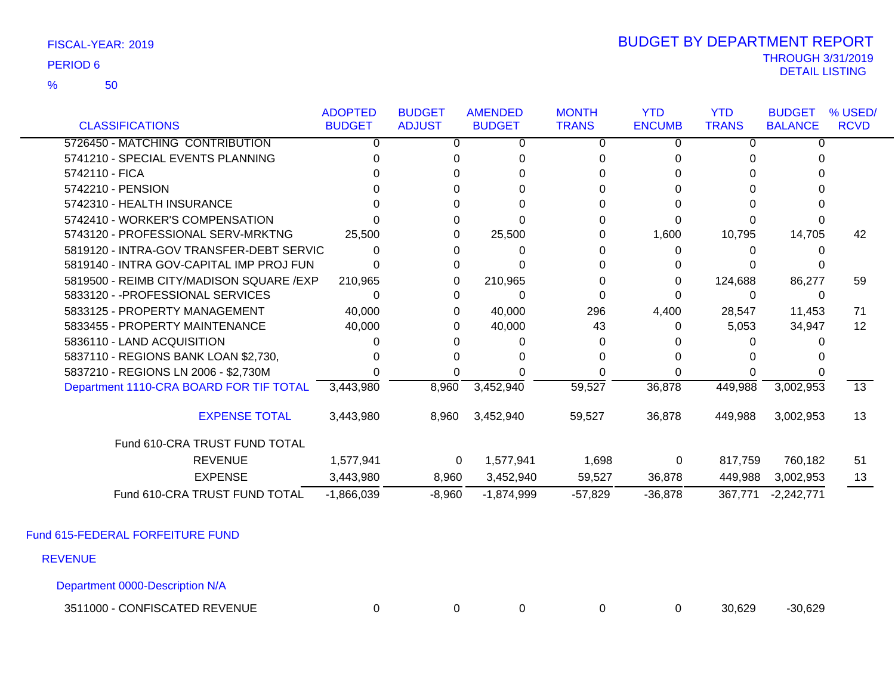FISCAL-YEAR: 2019

PERIOD 6

% 50

# BUDGET BY DEPARTMENT REPORT

THROUGH 3/31/2019
DETAIL LISTING

| CLASSIFICATIONS | ADOPTED BUDGET | BUDGET ADJUST | AMENDED BUDGET | MONTH TRANS | YTD ENCUMB | YTD TRANS | BUDGET BALANCE | % USED/ RCVD |
|---|---|---|---|---|---|---|---|---|
| 5726450 - MATCHING CONTRIBUTION | 0 | 0 | 0 | 0 | 0 | 0 | 0 | |
| 5741210 - SPECIAL EVENTS PLANNING | 0 | 0 | 0 | 0 | 0 | 0 | 0 | |
| 5742110 - FICA | 0 | 0 | 0 | 0 | 0 | 0 | 0 | |
| 5742210 - PENSION | 0 | 0 | 0 | 0 | 0 | 0 | 0 | |
| 5742310 - HEALTH INSURANCE | 0 | 0 | 0 | 0 | 0 | 0 | 0 | |
| 5742410 - WORKER'S COMPENSATION | 0 | 0 | 0 | 0 | 0 | 0 | 0 | |
| 5743120 - PROFESSIONAL SERV-MRKTNG | 25,500 | 0 | 25,500 | 0 | 1,600 | 10,795 | 14,705 | 42 |
| 5819120 - INTRA-GOV TRANSFER-DEBT SERVIC | 0 | 0 | 0 | 0 | 0 | 0 | 0 | |
| 5819140 - INTRA GOV-CAPITAL IMP PROJ FUN | 0 | 0 | 0 | 0 | 0 | 0 | 0 | |
| 5819500 - REIMB CITY/MADISON SQUARE /EXP | 210,965 | 0 | 210,965 | 0 | 0 | 124,688 | 86,277 | 59 |
| 5833120 - -PROFESSIONAL SERVICES | 0 | 0 | 0 | 0 | 0 | 0 | 0 | |
| 5833125 - PROPERTY MANAGEMENT | 40,000 | 0 | 40,000 | 296 | 4,400 | 28,547 | 11,453 | 71 |
| 5833455 - PROPERTY MAINTENANCE | 40,000 | 0 | 40,000 | 43 | 0 | 5,053 | 34,947 | 12 |
| 5836110 - LAND ACQUISITION | 0 | 0 | 0 | 0 | 0 | 0 | 0 | |
| 5837110 - REGIONS BANK LOAN $2,730, | 0 | 0 | 0 | 0 | 0 | 0 | 0 | |
| 5837210 - REGIONS LN 2006 - $2,730M | 0 | 0 | 0 | 0 | 0 | 0 | 0 | |
| Department 1110-CRA BOARD FOR TIF TOTAL | 3,443,980 | 8,960 | 3,452,940 | 59,527 | 36,878 | 449,988 | 3,002,953 | 13 |
| EXPENSE TOTAL | 3,443,980 | 8,960 | 3,452,940 | 59,527 | 36,878 | 449,988 | 3,002,953 | 13 |
| Fund 610-CRA TRUST FUND TOTAL | | | | | | | | |
| REVENUE | 1,577,941 | 0 | 1,577,941 | 1,698 | 0 | 817,759 | 760,182 | 51 |
| EXPENSE | 3,443,980 | 8,960 | 3,452,940 | 59,527 | 36,878 | 449,988 | 3,002,953 | 13 |
| Fund 610-CRA TRUST FUND TOTAL | -1,866,039 | -8,960 | -1,874,999 | -57,829 | -36,878 | 367,771 | -2,242,771 | |

## Fund 615-FEDERAL FORFEITURE FUND

### REVENUE

#### Department 0000-Description N/A

| CLASSIFICATIONS | ADOPTED BUDGET | BUDGET ADJUST | AMENDED BUDGET | MONTH TRANS | YTD ENCUMB | YTD TRANS | BUDGET BALANCE | % USED/ RCVD |
|---|---|---|---|---|---|---|---|---|
| 3511000 - CONFISCATED REVENUE | 0 | 0 | 0 | 0 | 0 | 30,629 | -30,629 | |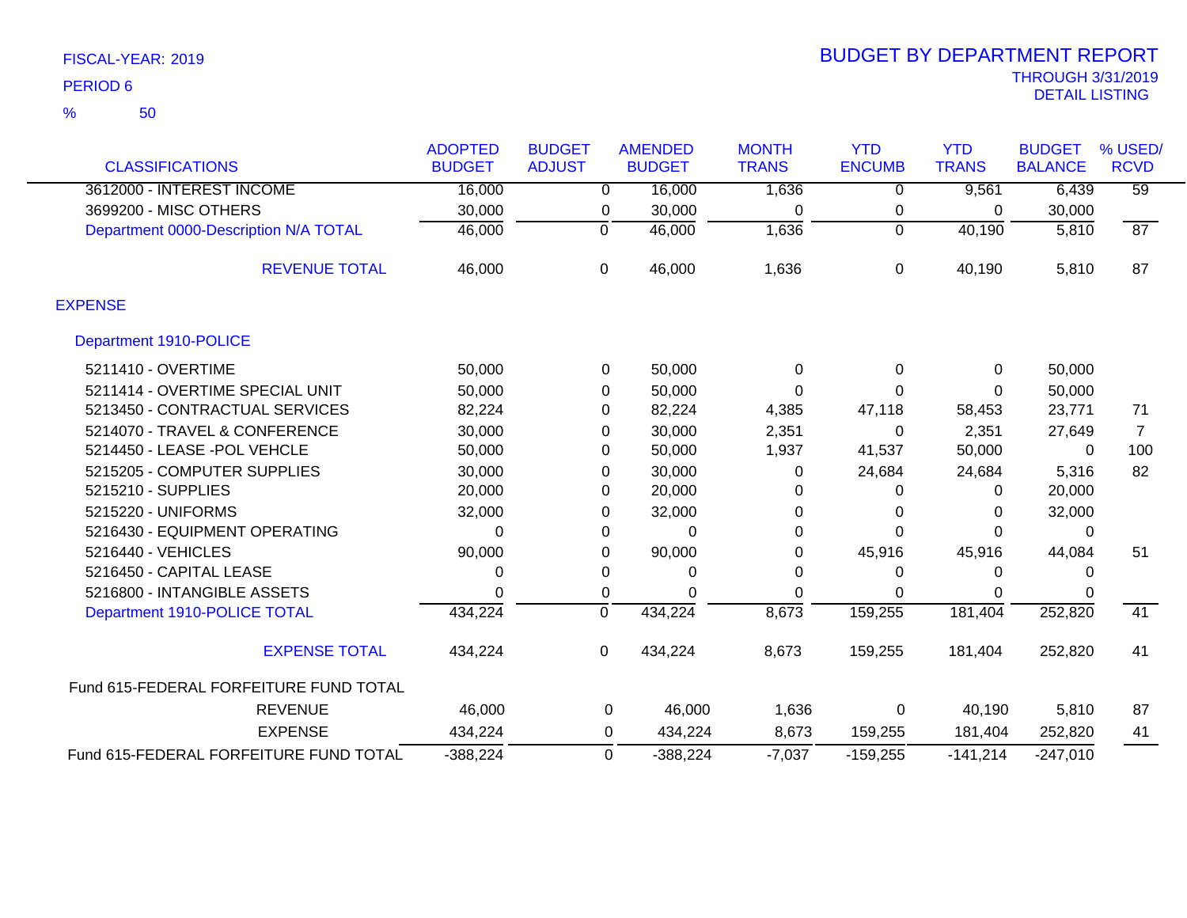FISCAL-YEAR: 2019

PERIOD 6

% 50

# BUDGET BY DEPARTMENT REPORT

THROUGH 3/31/2019

DETAIL LISTING

| CLASSIFICATIONS | ADOPTED BUDGET | BUDGET ADJUST | AMENDED BUDGET | MONTH TRANS | YTD ENCUMB | YTD TRANS | BUDGET BALANCE | % USED/ RCVD |
|---|---|---|---|---|---|---|---|---|
| 3612000 - INTEREST INCOME | 16,000 | 0 | 16,000 | 1,636 | 0 | 9,561 | 6,439 | 59 |
| 3699200 - MISC OTHERS | 30,000 | 0 | 30,000 | 0 | 0 | 0 | 30,000 | |
| Department 0000-Description N/A TOTAL | 46,000 | 0 | 46,000 | 1,636 | 0 | 40,190 | 5,810 | 87 |
| REVENUE TOTAL | 46,000 | 0 | 46,000 | 1,636 | 0 | 40,190 | 5,810 | 87 |
| EXPENSE | | | | | | | | |
| Department 1910-POLICE | | | | | | | | |
| 5211410 - OVERTIME | 50,000 | 0 | 50,000 | 0 | 0 | 0 | 50,000 | |
| 5211414 - OVERTIME SPECIAL UNIT | 50,000 | 0 | 50,000 | 0 | 0 | 0 | 50,000 | |
| 5213450 - CONTRACTUAL SERVICES | 82,224 | 0 | 82,224 | 4,385 | 47,118 | 58,453 | 23,771 | 71 |
| 5214070 - TRAVEL & CONFERENCE | 30,000 | 0 | 30,000 | 2,351 | 0 | 2,351 | 27,649 | 7 |
| 5214450 - LEASE -POL VEHCLE | 50,000 | 0 | 50,000 | 1,937 | 41,537 | 50,000 | 0 | 100 |
| 5215205 - COMPUTER SUPPLIES | 30,000 | 0 | 30,000 | 0 | 24,684 | 24,684 | 5,316 | 82 |
| 5215210 - SUPPLIES | 20,000 | 0 | 20,000 | 0 | 0 | 0 | 20,000 | |
| 5215220 - UNIFORMS | 32,000 | 0 | 32,000 | 0 | 0 | 0 | 32,000 | |
| 5216430 - EQUIPMENT OPERATING | 0 | 0 | 0 | 0 | 0 | 0 | 0 | |
| 5216440 - VEHICLES | 90,000 | 0 | 90,000 | 0 | 45,916 | 45,916 | 44,084 | 51 |
| 5216450 - CAPITAL LEASE | 0 | 0 | 0 | 0 | 0 | 0 | 0 | |
| 5216800 - INTANGIBLE ASSETS | 0 | 0 | 0 | 0 | 0 | 0 | 0 | |
| Department 1910-POLICE TOTAL | 434,224 | 0 | 434,224 | 8,673 | 159,255 | 181,404 | 252,820 | 41 |
| EXPENSE TOTAL | 434,224 | 0 | 434,224 | 8,673 | 159,255 | 181,404 | 252,820 | 41 |
| Fund 615-FEDERAL FORFEITURE FUND TOTAL | | | | | | | | |
| REVENUE | 46,000 | 0 | 46,000 | 1,636 | 0 | 40,190 | 5,810 | 87 |
| EXPENSE | 434,224 | 0 | 434,224 | 8,673 | 159,255 | 181,404 | 252,820 | 41 |
| Fund 615-FEDERAL FORFEITURE FUND TOTAL | -388,224 | 0 | -388,224 | -7,037 | -159,255 | -141,214 | -247,010 | |